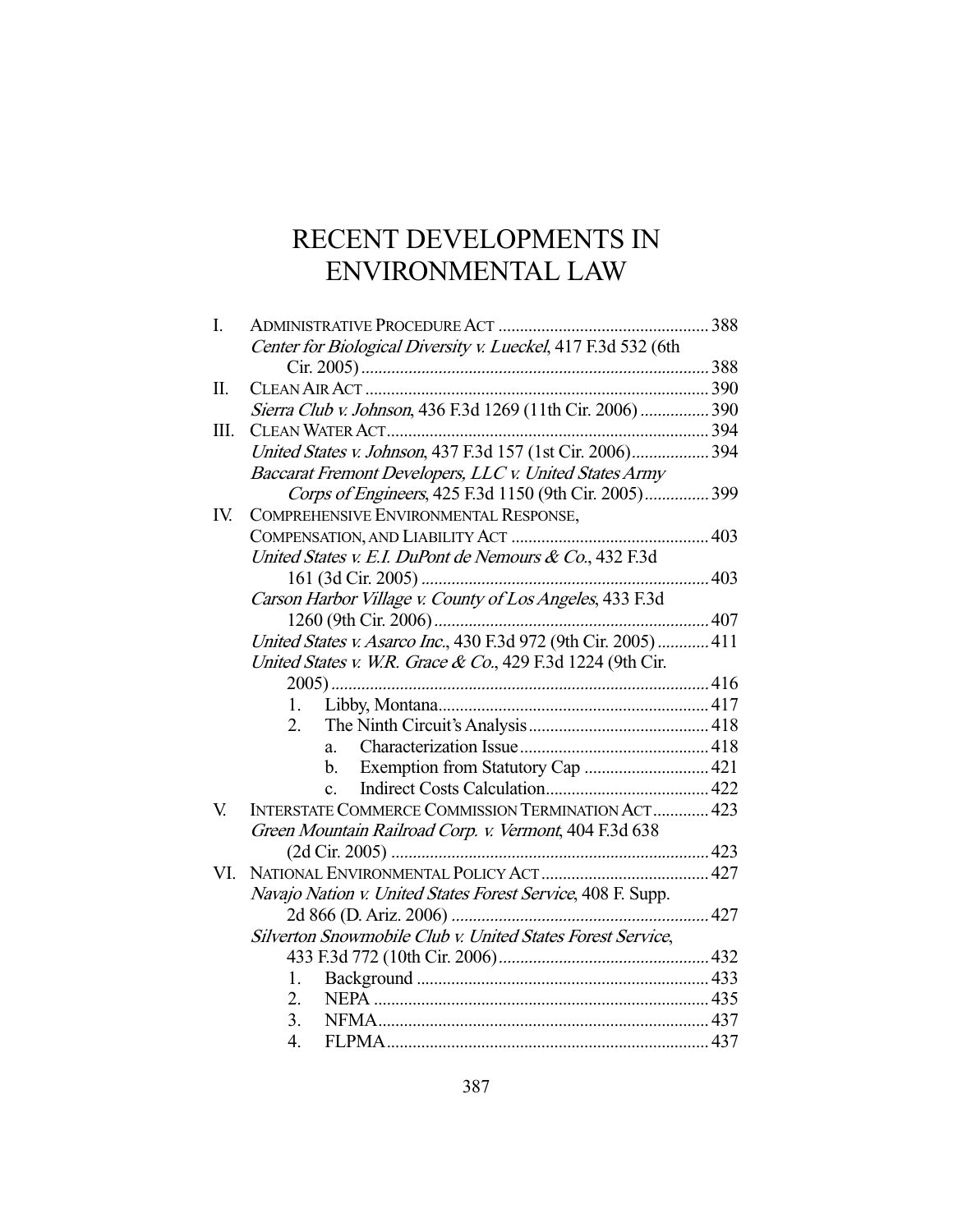# RECENT DEVELOPMENTS IN ENVIRONMENTAL LAW

I. ADMINISTRATIVE PROCEDURE ACT ............................................... 388
   *Center for Biological Diversity v. Lueckel*, 417 F.3d 532 (6th Cir. 2005) ............................................... 388
II. CLEAN AIR ACT ............................................... 390
   *Sierra Club v. Johnson*, 436 F.3d 1269 (11th Cir. 2006) ............... 390
III. CLEAN WATER ACT ............................................... 394
   *United States v. Johnson*, 437 F.3d 157 (1st Cir. 2006) ............... 394
   *Baccarat Fremont Developers, LLC v. United States Army Corps of Engineers*, 425 F.3d 1150 (9th Cir. 2005) ............... 399
IV. COMPREHENSIVE ENVIRONMENTAL RESPONSE, COMPENSATION, AND LIABILITY ACT ............................................... 403
   *United States v. E.I. DuPont de Nemours & Co.*, 432 F.3d 161 (3d Cir. 2005) ............................................... 403
   *Carson Harbor Village v. County of Los Angeles*, 433 F.3d 1260 (9th Cir. 2006) ............................................... 407
   *United States v. Asarco Inc.*, 430 F.3d 972 (9th Cir. 2005) ............ 411
   *United States v. W.R. Grace & Co.*, 429 F.3d 1224 (9th Cir. 2005) ............................................... 416
      1. Libby, Montana ............................................... 417
      2. The Ninth Circuit's Analysis ............................................... 418
         a. Characterization Issue ............................................... 418
         b. Exemption from Statutory Cap ............................................... 421
         c. Indirect Costs Calculation ............................................... 422
V. INTERSTATE COMMERCE COMMISSION TERMINATION ACT ............ 423
   *Green Mountain Railroad Corp. v. Vermont*, 404 F.3d 638 (2d Cir. 2005) ............................................... 423
VI. NATIONAL ENVIRONMENTAL POLICY ACT ............................................... 427
   *Navajo Nation v. United States Forest Service*, 408 F. Supp. 2d 866 (D. Ariz. 2006) ............................................... 427
   *Silverton Snowmobile Club v. United States Forest Service*, 433 F.3d 772 (10th Cir. 2006) ............................................... 432
      1. Background ............................................... 433
      2. NEPA ............................................... 435
      3. NFMA ............................................... 437
      4. FLPMA ............................................... 437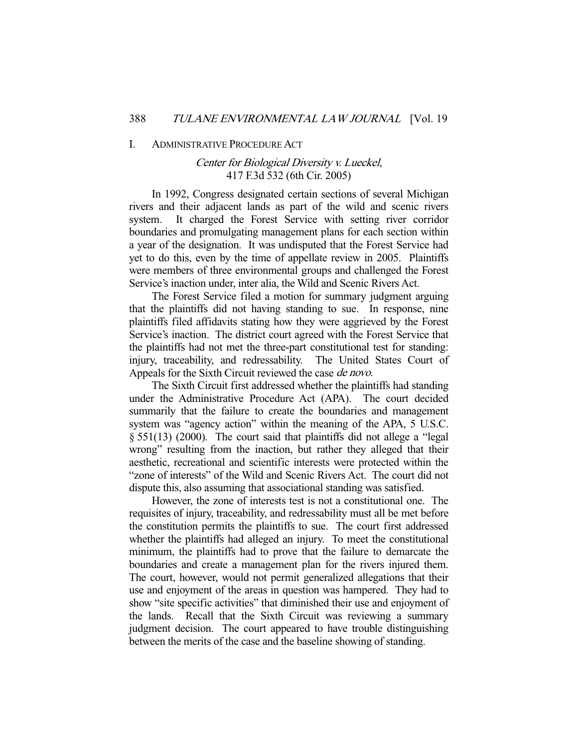## I. ADMINISTRATIVE PROCEDURE ACT

### *Center for Biological Diversity v. Lueckel*, 417 F.3d 532 (6th Cir. 2005)

In 1992, Congress designated certain sections of several Michigan rivers and their adjacent lands as part of the wild and scenic rivers system. It charged the Forest Service with setting river corridor boundaries and promulgating management plans for each section within a year of the designation. It was undisputed that the Forest Service had yet to do this, even by the time of appellate review in 2005. Plaintiffs were members of three environmental groups and challenged the Forest Service's inaction under, inter alia, the Wild and Scenic Rivers Act.

The Forest Service filed a motion for summary judgment arguing that the plaintiffs did not having standing to sue. In response, nine plaintiffs filed affidavits stating how they were aggrieved by the Forest Service's inaction. The district court agreed with the Forest Service that the plaintiffs had not met the three-part constitutional test for standing: injury, traceability, and redressability. The United States Court of Appeals for the Sixth Circuit reviewed the case *de novo*.

The Sixth Circuit first addressed whether the plaintiffs had standing under the Administrative Procedure Act (APA). The court decided summarily that the failure to create the boundaries and management system was "agency action" within the meaning of the APA, 5 U.S.C. § 551(13) (2000). The court said that plaintiffs did not allege a "legal wrong" resulting from the inaction, but rather they alleged that their aesthetic, recreational and scientific interests were protected within the "zone of interests" of the Wild and Scenic Rivers Act. The court did not dispute this, also assuming that associational standing was satisfied.

However, the zone of interests test is not a constitutional one. The requisites of injury, traceability, and redressability must all be met before the constitution permits the plaintiffs to sue. The court first addressed whether the plaintiffs had alleged an injury. To meet the constitutional minimum, the plaintiffs had to prove that the failure to demarcate the boundaries and create a management plan for the rivers injured them. The court, however, would not permit generalized allegations that their use and enjoyment of the areas in question was hampered. They had to show "site specific activities" that diminished their use and enjoyment of the lands. Recall that the Sixth Circuit was reviewing a summary judgment decision. The court appeared to have trouble distinguishing between the merits of the case and the baseline showing of standing.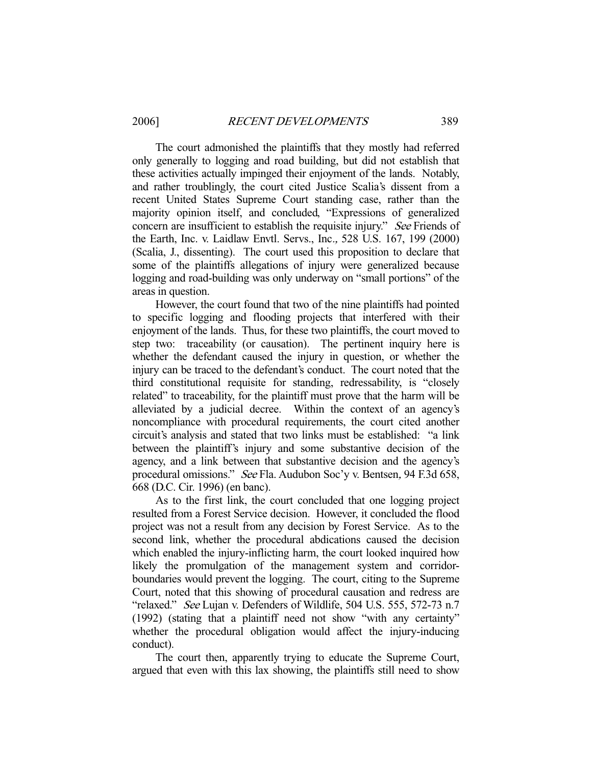The court admonished the plaintiffs that they mostly had referred only generally to logging and road building, but did not establish that these activities actually impinged their enjoyment of the lands. Notably, and rather troublingly, the court cited Justice Scalia's dissent from a recent United States Supreme Court standing case, rather than the majority opinion itself, and concluded, "Expressions of generalized concern are insufficient to establish the requisite injury." *See* Friends of the Earth, Inc. v. Laidlaw Envtl. Servs., Inc., 528 U.S. 167, 199 (2000) (Scalia, J., dissenting). The court used this proposition to declare that some of the plaintiffs allegations of injury were generalized because logging and road-building was only underway on "small portions" of the areas in question.

However, the court found that two of the nine plaintiffs had pointed to specific logging and flooding projects that interfered with their enjoyment of the lands. Thus, for these two plaintiffs, the court moved to step two: traceability (or causation). The pertinent inquiry here is whether the defendant caused the injury in question, or whether the injury can be traced to the defendant's conduct. The court noted that the third constitutional requisite for standing, redressability, is "closely related" to traceability, for the plaintiff must prove that the harm will be alleviated by a judicial decree. Within the context of an agency's noncompliance with procedural requirements, the court cited another circuit's analysis and stated that two links must be established: "a link between the plaintiff's injury and some substantive decision of the agency, and a link between that substantive decision and the agency's procedural omissions." *See* Fla. Audubon Soc'y v. Bentsen, 94 F.3d 658, 668 (D.C. Cir. 1996) (en banc).

As to the first link, the court concluded that one logging project resulted from a Forest Service decision. However, it concluded the flood project was not a result from any decision by Forest Service. As to the second link, whether the procedural abdications caused the decision which enabled the injury-inflicting harm, the court looked inquired how likely the promulgation of the management system and corridor-boundaries would prevent the logging. The court, citing to the Supreme Court, noted that this showing of procedural causation and redress are "relaxed." *See* Lujan v. Defenders of Wildlife, 504 U.S. 555, 572-73 n.7 (1992) (stating that a plaintiff need not show "with any certainty" whether the procedural obligation would affect the injury-inducing conduct).

The court then, apparently trying to educate the Supreme Court, argued that even with this lax showing, the plaintiffs still need to show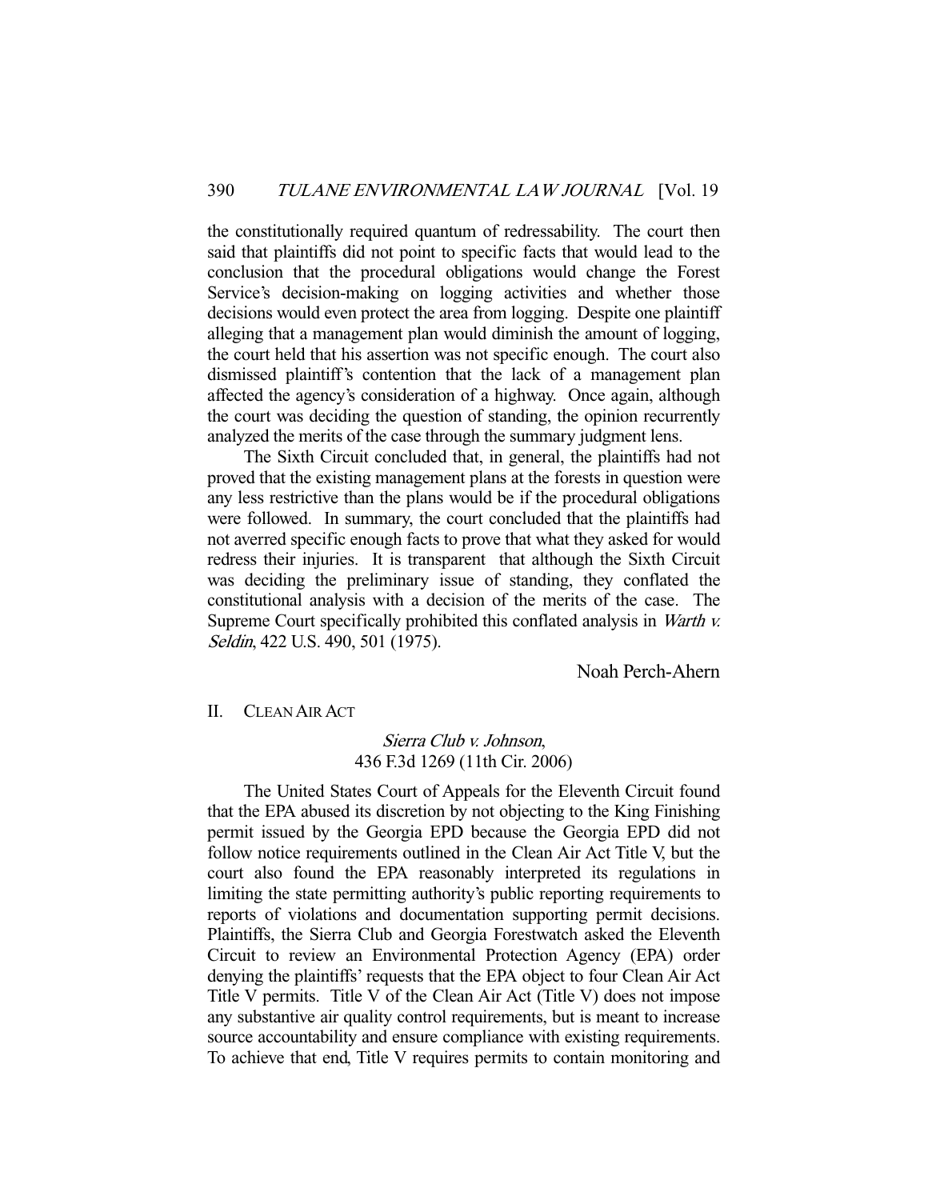the constitutionally required quantum of redressability. The court then said that plaintiffs did not point to specific facts that would lead to the conclusion that the procedural obligations would change the Forest Service's decision-making on logging activities and whether those decisions would even protect the area from logging. Despite one plaintiff alleging that a management plan would diminish the amount of logging, the court held that his assertion was not specific enough. The court also dismissed plaintiff's contention that the lack of a management plan affected the agency's consideration of a highway. Once again, although the court was deciding the question of standing, the opinion recurrently analyzed the merits of the case through the summary judgment lens.

The Sixth Circuit concluded that, in general, the plaintiffs had not proved that the existing management plans at the forests in question were any less restrictive than the plans would be if the procedural obligations were followed. In summary, the court concluded that the plaintiffs had not averred specific enough facts to prove that what they asked for would redress their injuries. It is transparent that although the Sixth Circuit was deciding the preliminary issue of standing, they conflated the constitutional analysis with a decision of the merits of the case. The Supreme Court specifically prohibited this conflated analysis in *Warth v. Seldin*, 422 U.S. 490, 501 (1975).

Noah Perch-Ahern

## II. CLEAN AIR ACT

### *Sierra Club v. Johnson*, 436 F.3d 1269 (11th Cir. 2006)

The United States Court of Appeals for the Eleventh Circuit found that the EPA abused its discretion by not objecting to the King Finishing permit issued by the Georgia EPD because the Georgia EPD did not follow notice requirements outlined in the Clean Air Act Title V, but the court also found the EPA reasonably interpreted its regulations in limiting the state permitting authority's public reporting requirements to reports of violations and documentation supporting permit decisions. Plaintiffs, the Sierra Club and Georgia Forestwatch asked the Eleventh Circuit to review an Environmental Protection Agency (EPA) order denying the plaintiffs' requests that the EPA object to four Clean Air Act Title V permits. Title V of the Clean Air Act (Title V) does not impose any substantive air quality control requirements, but is meant to increase source accountability and ensure compliance with existing requirements. To achieve that end, Title V requires permits to contain monitoring and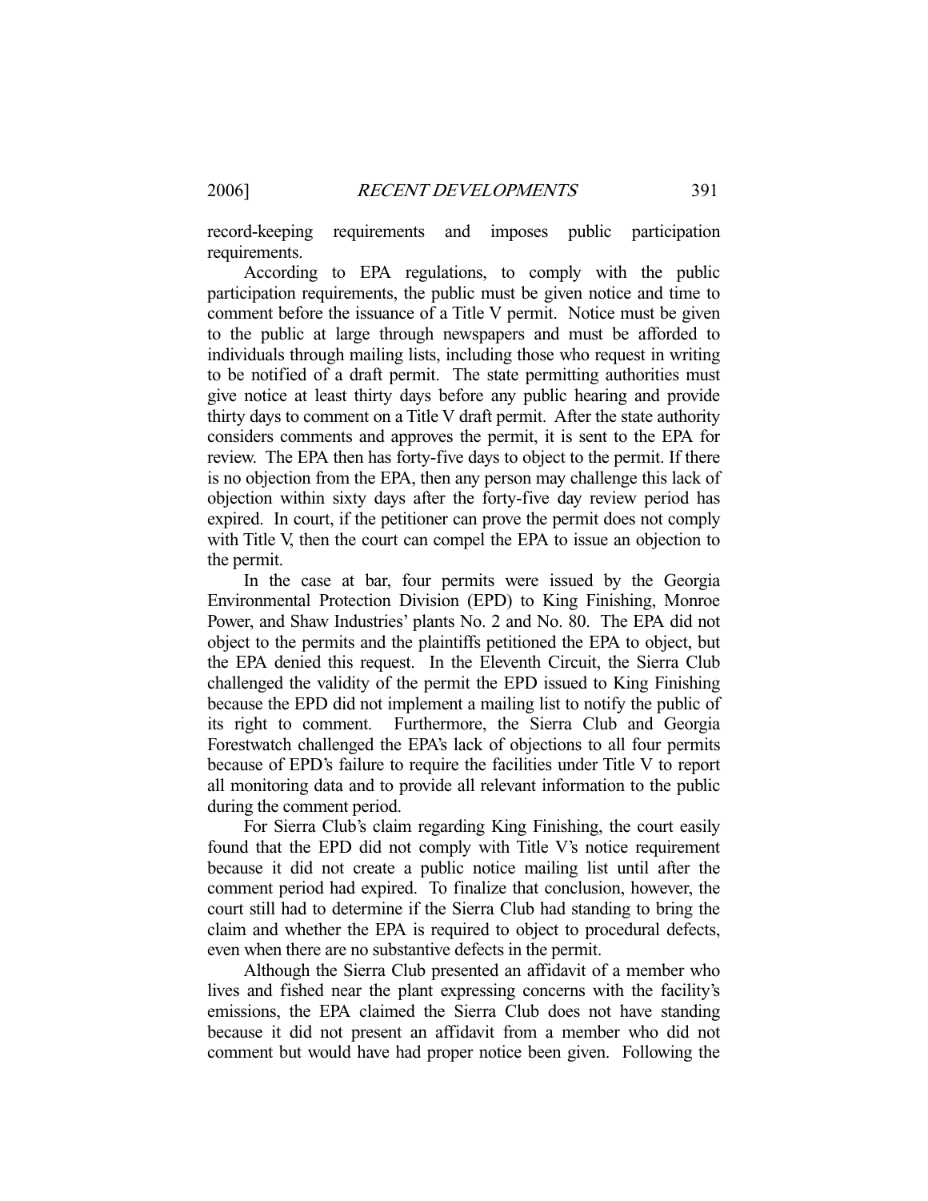record-keeping requirements and imposes public participation requirements.

According to EPA regulations, to comply with the public participation requirements, the public must be given notice and time to comment before the issuance of a Title V permit. Notice must be given to the public at large through newspapers and must be afforded to individuals through mailing lists, including those who request in writing to be notified of a draft permit. The state permitting authorities must give notice at least thirty days before any public hearing and provide thirty days to comment on a Title V draft permit. After the state authority considers comments and approves the permit, it is sent to the EPA for review. The EPA then has forty-five days to object to the permit. If there is no objection from the EPA, then any person may challenge this lack of objection within sixty days after the forty-five day review period has expired. In court, if the petitioner can prove the permit does not comply with Title V, then the court can compel the EPA to issue an objection to the permit.

In the case at bar, four permits were issued by the Georgia Environmental Protection Division (EPD) to King Finishing, Monroe Power, and Shaw Industries' plants No. 2 and No. 80. The EPA did not object to the permits and the plaintiffs petitioned the EPA to object, but the EPA denied this request. In the Eleventh Circuit, the Sierra Club challenged the validity of the permit the EPD issued to King Finishing because the EPD did not implement a mailing list to notify the public of its right to comment. Furthermore, the Sierra Club and Georgia Forestwatch challenged the EPA's lack of objections to all four permits because of EPD's failure to require the facilities under Title V to report all monitoring data and to provide all relevant information to the public during the comment period.

For Sierra Club's claim regarding King Finishing, the court easily found that the EPD did not comply with Title V's notice requirement because it did not create a public notice mailing list until after the comment period had expired. To finalize that conclusion, however, the court still had to determine if the Sierra Club had standing to bring the claim and whether the EPA is required to object to procedural defects, even when there are no substantive defects in the permit.

Although the Sierra Club presented an affidavit of a member who lives and fished near the plant expressing concerns with the facility's emissions, the EPA claimed the Sierra Club does not have standing because it did not present an affidavit from a member who did not comment but would have had proper notice been given. Following the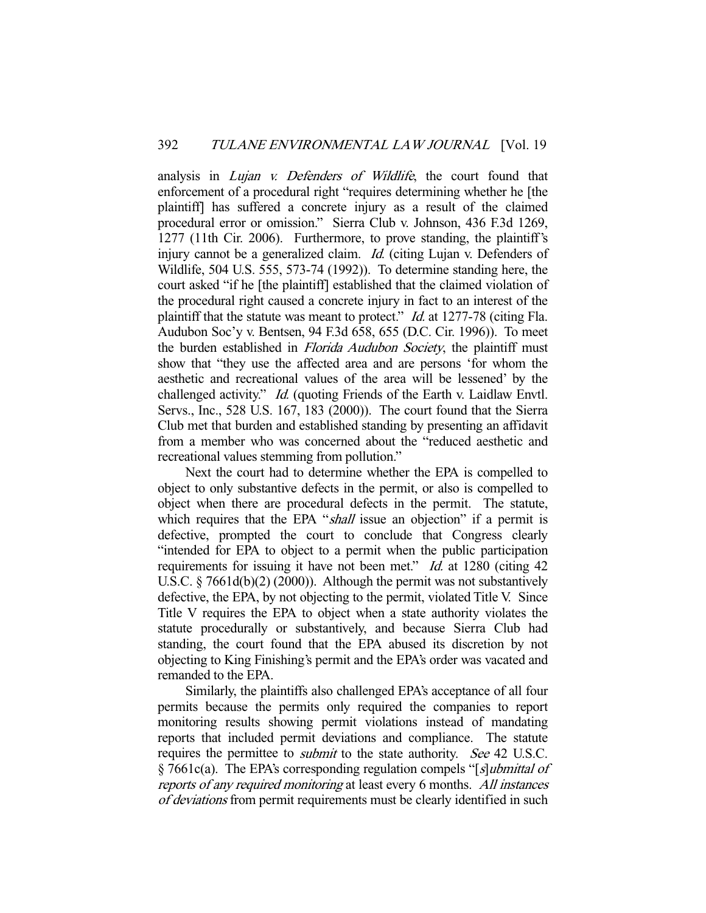analysis in *Lujan v. Defenders of Wildlife*, the court found that enforcement of a procedural right "requires determining whether he [the plaintiff] has suffered a concrete injury as a result of the claimed procedural error or omission." Sierra Club v. Johnson, 436 F.3d 1269, 1277 (11th Cir. 2006). Furthermore, to prove standing, the plaintiff's injury cannot be a generalized claim. *Id.* (citing Lujan v. Defenders of Wildlife, 504 U.S. 555, 573-74 (1992)). To determine standing here, the court asked "if he [the plaintiff] established that the claimed violation of the procedural right caused a concrete injury in fact to an interest of the plaintiff that the statute was meant to protect." *Id.* at 1277-78 (citing Fla. Audubon Soc'y v. Bentsen, 94 F.3d 658, 655 (D.C. Cir. 1996)). To meet the burden established in *Florida Audubon Society*, the plaintiff must show that "they use the affected area and are persons 'for whom the aesthetic and recreational values of the area will be lessened' by the challenged activity." *Id.* (quoting Friends of the Earth v. Laidlaw Envtl. Servs., Inc., 528 U.S. 167, 183 (2000)). The court found that the Sierra Club met that burden and established standing by presenting an affidavit from a member who was concerned about the "reduced aesthetic and recreational values stemming from pollution."

Next the court had to determine whether the EPA is compelled to object to only substantive defects in the permit, or also is compelled to object when there are procedural defects in the permit. The statute, which requires that the EPA "*shall* issue an objection" if a permit is defective, prompted the court to conclude that Congress clearly "intended for EPA to object to a permit when the public participation requirements for issuing it have not been met." *Id.* at 1280 (citing 42 U.S.C. § 7661d(b)(2) (2000)). Although the permit was not substantively defective, the EPA, by not objecting to the permit, violated Title V. Since Title V requires the EPA to object when a state authority violates the statute procedurally or substantively, and because Sierra Club had standing, the court found that the EPA abused its discretion by not objecting to King Finishing's permit and the EPA's order was vacated and remanded to the EPA.

Similarly, the plaintiffs also challenged EPA's acceptance of all four permits because the permits only required the companies to report monitoring results showing permit violations instead of mandating reports that included permit deviations and compliance. The statute requires the permittee to *submit* to the state authority. *See* 42 U.S.C. § 7661c(a). The EPA's corresponding regulation compels "[*s*]*ubmittal of reports of any required monitoring* at least every 6 months. *All instances of deviations* from permit requirements must be clearly identified in such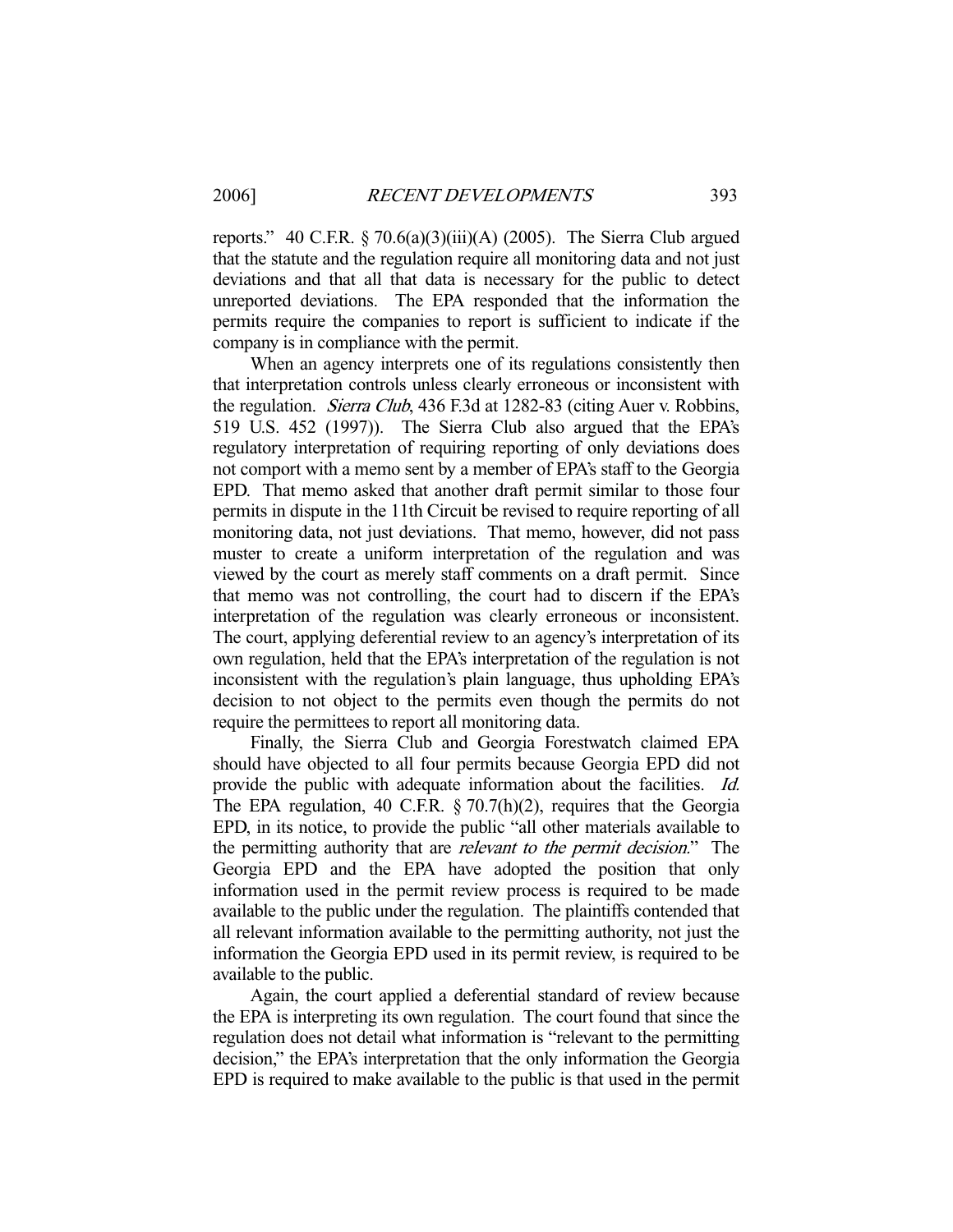reports." 40 C.F.R. § 70.6(a)(3)(iii)(A) (2005). The Sierra Club argued that the statute and the regulation require all monitoring data and not just deviations and that all that data is necessary for the public to detect unreported deviations. The EPA responded that the information the permits require the companies to report is sufficient to indicate if the company is in compliance with the permit.

When an agency interprets one of its regulations consistently then that interpretation controls unless clearly erroneous or inconsistent with the regulation. *Sierra Club*, 436 F.3d at 1282-83 (citing Auer v. Robbins, 519 U.S. 452 (1997)). The Sierra Club also argued that the EPA's regulatory interpretation of requiring reporting of only deviations does not comport with a memo sent by a member of EPA's staff to the Georgia EPD. That memo asked that another draft permit similar to those four permits in dispute in the 11th Circuit be revised to require reporting of all monitoring data, not just deviations. That memo, however, did not pass muster to create a uniform interpretation of the regulation and was viewed by the court as merely staff comments on a draft permit. Since that memo was not controlling, the court had to discern if the EPA's interpretation of the regulation was clearly erroneous or inconsistent. The court, applying deferential review to an agency's interpretation of its own regulation, held that the EPA's interpretation of the regulation is not inconsistent with the regulation's plain language, thus upholding EPA's decision to not object to the permits even though the permits do not require the permittees to report all monitoring data.

Finally, the Sierra Club and Georgia Forestwatch claimed EPA should have objected to all four permits because Georgia EPD did not provide the public with adequate information about the facilities. *Id.* The EPA regulation, 40 C.F.R. § 70.7(h)(2), requires that the Georgia EPD, in its notice, to provide the public "all other materials available to the permitting authority that are *relevant to the permit decision*." The Georgia EPD and the EPA have adopted the position that only information used in the permit review process is required to be made available to the public under the regulation. The plaintiffs contended that all relevant information available to the permitting authority, not just the information the Georgia EPD used in its permit review, is required to be available to the public.

Again, the court applied a deferential standard of review because the EPA is interpreting its own regulation. The court found that since the regulation does not detail what information is "relevant to the permitting decision," the EPA's interpretation that the only information the Georgia EPD is required to make available to the public is that used in the permit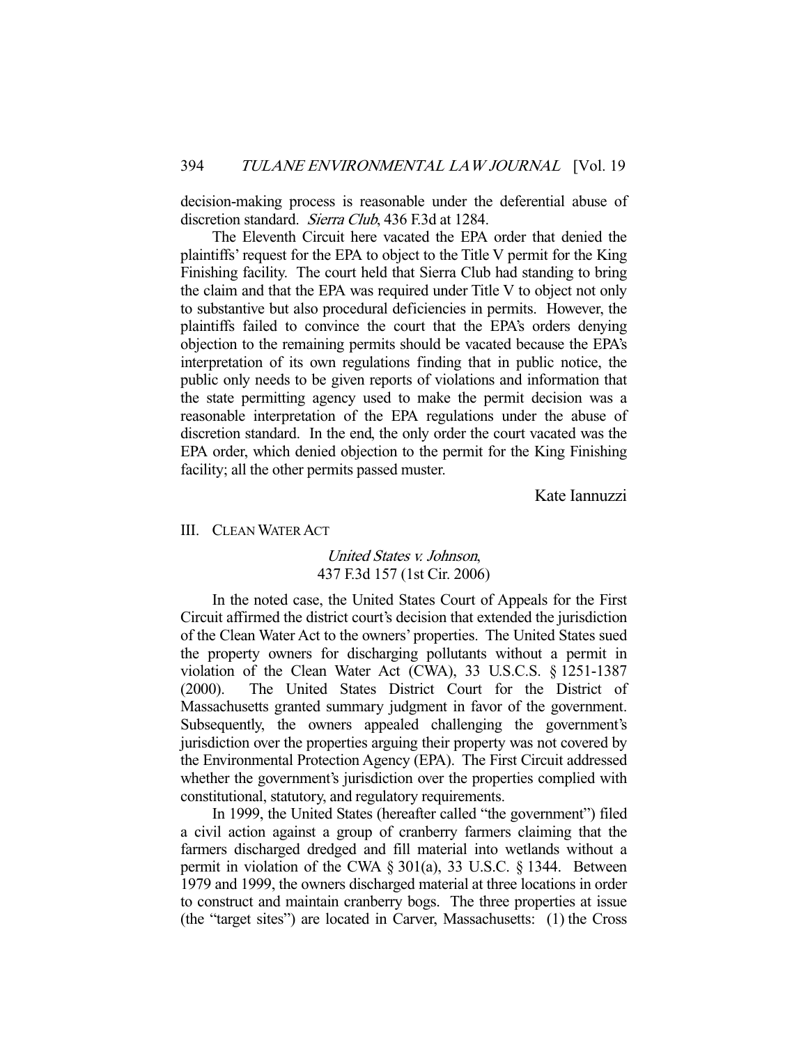decision-making process is reasonable under the deferential abuse of discretion standard. *Sierra Club*, 436 F.3d at 1284.

The Eleventh Circuit here vacated the EPA order that denied the plaintiffs' request for the EPA to object to the Title V permit for the King Finishing facility. The court held that Sierra Club had standing to bring the claim and that the EPA was required under Title V to object not only to substantive but also procedural deficiencies in permits. However, the plaintiffs failed to convince the court that the EPA's orders denying objection to the remaining permits should be vacated because the EPA's interpretation of its own regulations finding that in public notice, the public only needs to be given reports of violations and information that the state permitting agency used to make the permit decision was a reasonable interpretation of the EPA regulations under the abuse of discretion standard. In the end, the only order the court vacated was the EPA order, which denied objection to the permit for the King Finishing facility; all the other permits passed muster.

Kate Iannuzzi

## III. CLEAN WATER ACT

### *United States v. Johnson*, 437 F.3d 157 (1st Cir. 2006)

In the noted case, the United States Court of Appeals for the First Circuit affirmed the district court's decision that extended the jurisdiction of the Clean Water Act to the owners' properties. The United States sued the property owners for discharging pollutants without a permit in violation of the Clean Water Act (CWA), 33 U.S.C.S. § 1251-1387 (2000). The United States District Court for the District of Massachusetts granted summary judgment in favor of the government. Subsequently, the owners appealed challenging the government's jurisdiction over the properties arguing their property was not covered by the Environmental Protection Agency (EPA). The First Circuit addressed whether the government's jurisdiction over the properties complied with constitutional, statutory, and regulatory requirements.

In 1999, the United States (hereafter called "the government") filed a civil action against a group of cranberry farmers claiming that the farmers discharged dredged and fill material into wetlands without a permit in violation of the CWA § 301(a), 33 U.S.C. § 1344. Between 1979 and 1999, the owners discharged material at three locations in order to construct and maintain cranberry bogs. The three properties at issue (the "target sites") are located in Carver, Massachusetts: (1) the Cross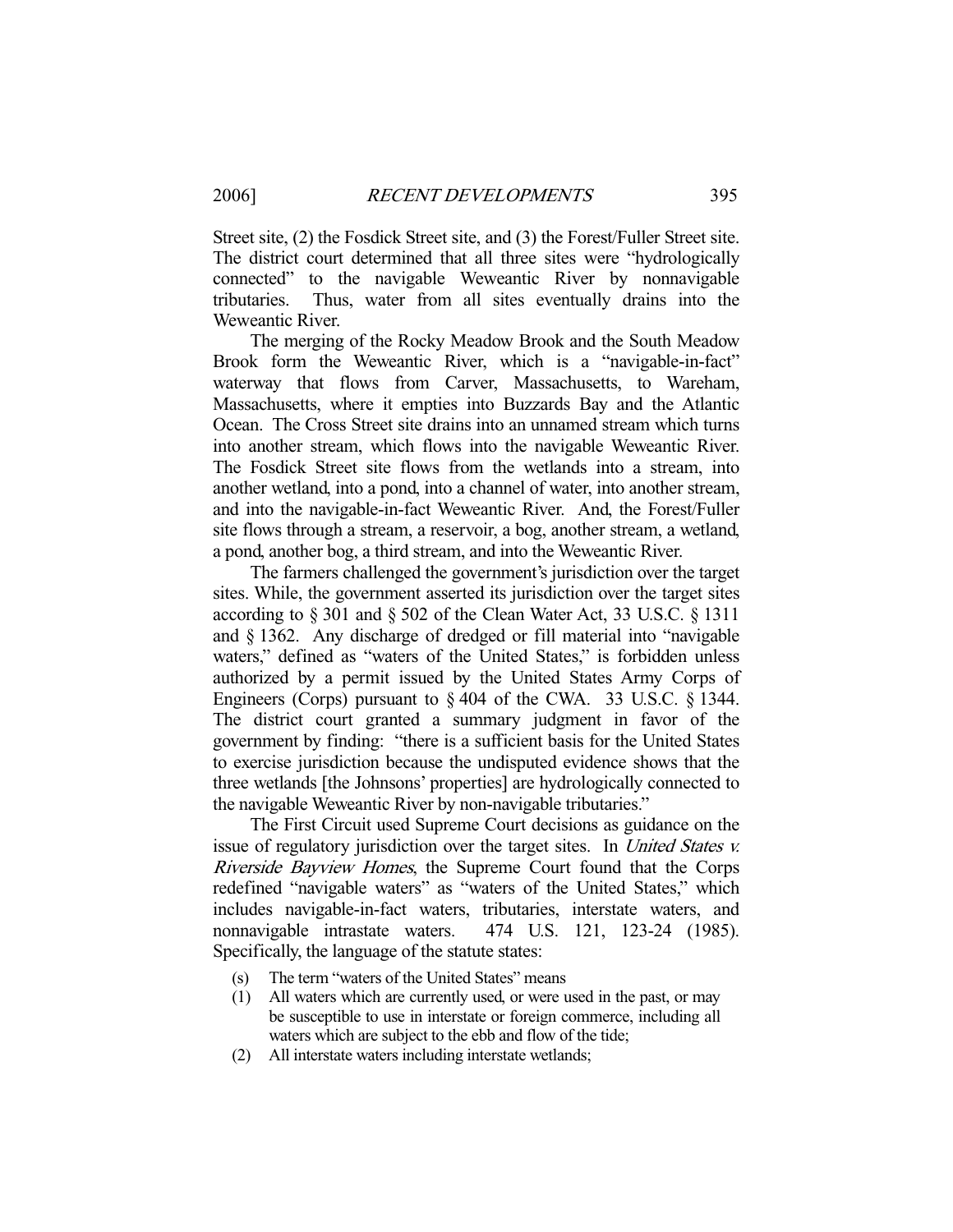Street site, (2) the Fosdick Street site, and (3) the Forest/Fuller Street site. The district court determined that all three sites were "hydrologically connected" to the navigable Weweantic River by nonnavigable tributaries. Thus, water from all sites eventually drains into the Weweantic River.

The merging of the Rocky Meadow Brook and the South Meadow Brook form the Weweantic River, which is a "navigable-in-fact" waterway that flows from Carver, Massachusetts, to Wareham, Massachusetts, where it empties into Buzzards Bay and the Atlantic Ocean. The Cross Street site drains into an unnamed stream which turns into another stream, which flows into the navigable Weweantic River. The Fosdick Street site flows from the wetlands into a stream, into another wetland, into a pond, into a channel of water, into another stream, and into the navigable-in-fact Weweantic River. And, the Forest/Fuller site flows through a stream, a reservoir, a bog, another stream, a wetland, a pond, another bog, a third stream, and into the Weweantic River.

The farmers challenged the government's jurisdiction over the target sites. While, the government asserted its jurisdiction over the target sites according to § 301 and § 502 of the Clean Water Act, 33 U.S.C. § 1311 and § 1362. Any discharge of dredged or fill material into "navigable waters," defined as "waters of the United States," is forbidden unless authorized by a permit issued by the United States Army Corps of Engineers (Corps) pursuant to § 404 of the CWA. 33 U.S.C. § 1344. The district court granted a summary judgment in favor of the government by finding: "there is a sufficient basis for the United States to exercise jurisdiction because the undisputed evidence shows that the three wetlands [the Johnsons' properties] are hydrologically connected to the navigable Weweantic River by non-navigable tributaries."

The First Circuit used Supreme Court decisions as guidance on the issue of regulatory jurisdiction over the target sites. In *United States v. Riverside Bayview Homes*, the Supreme Court found that the Corps redefined "navigable waters" as "waters of the United States," which includes navigable-in-fact waters, tributaries, interstate waters, and nonnavigable intrastate waters. 474 U.S. 121, 123-24 (1985). Specifically, the language of the statute states:

(s) The term "waters of the United States" means

(1) All waters which are currently used, or were used in the past, or may be susceptible to use in interstate or foreign commerce, including all waters which are subject to the ebb and flow of the tide;

(2) All interstate waters including interstate wetlands;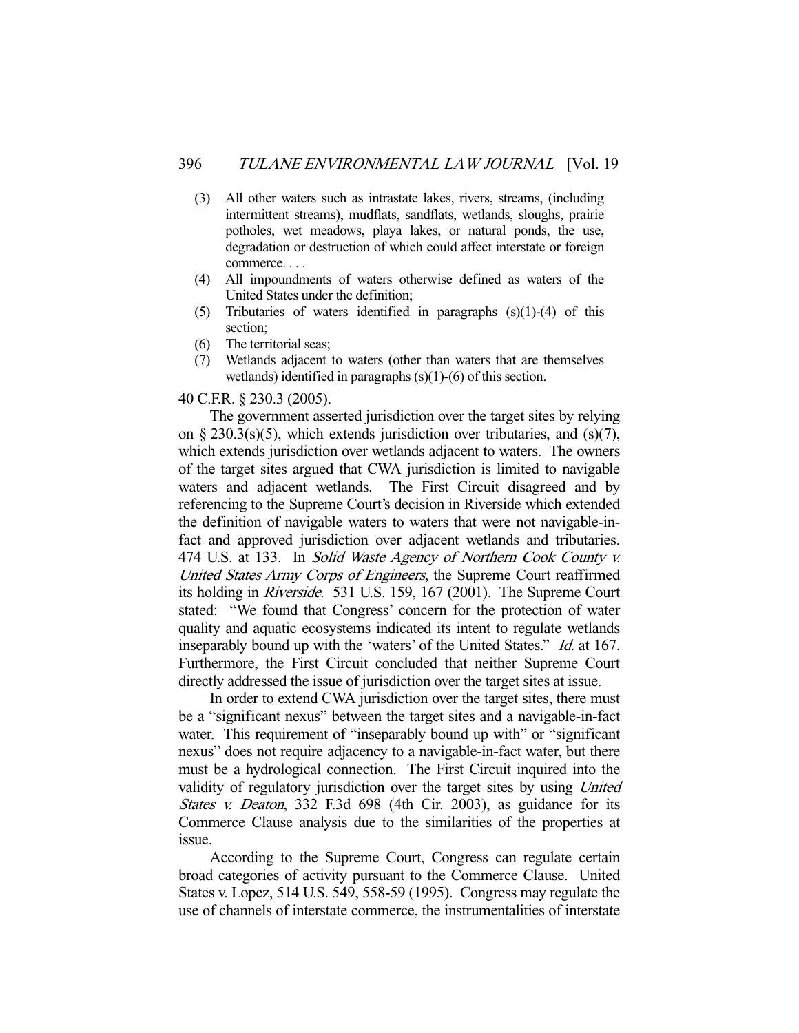(3) All other waters such as intrastate lakes, rivers, streams, (including intermittent streams), mudflats, sandflats, wetlands, sloughs, prairie potholes, wet meadows, playa lakes, or natural ponds, the use, degradation or destruction of which could affect interstate or foreign commerce. . . .
(4) All impoundments of waters otherwise defined as waters of the United States under the definition;
(5) Tributaries of waters identified in paragraphs (s)(1)-(4) of this section;
(6) The territorial seas;
(7) Wetlands adjacent to waters (other than waters that are themselves wetlands) identified in paragraphs (s)(1)-(6) of this section.

40 C.F.R. § 230.3 (2005).

The government asserted jurisdiction over the target sites by relying on § 230.3(s)(5), which extends jurisdiction over tributaries, and (s)(7), which extends jurisdiction over wetlands adjacent to waters. The owners of the target sites argued that CWA jurisdiction is limited to navigable waters and adjacent wetlands. The First Circuit disagreed and by referencing to the Supreme Court's decision in Riverside which extended the definition of navigable waters to waters that were not navigable-in-fact and approved jurisdiction over adjacent wetlands and tributaries. 474 U.S. at 133. In *Solid Waste Agency of Northern Cook County v. United States Army Corps of Engineers*, the Supreme Court reaffirmed its holding in *Riverside*. 531 U.S. 159, 167 (2001). The Supreme Court stated: "We found that Congress' concern for the protection of water quality and aquatic ecosystems indicated its intent to regulate wetlands inseparably bound up with the 'waters' of the United States." *Id.* at 167. Furthermore, the First Circuit concluded that neither Supreme Court directly addressed the issue of jurisdiction over the target sites at issue.

In order to extend CWA jurisdiction over the target sites, there must be a "significant nexus" between the target sites and a navigable-in-fact water. This requirement of "inseparably bound up with" or "significant nexus" does not require adjacency to a navigable-in-fact water, but there must be a hydrological connection. The First Circuit inquired into the validity of regulatory jurisdiction over the target sites by using *United States v. Deaton*, 332 F.3d 698 (4th Cir. 2003), as guidance for its Commerce Clause analysis due to the similarities of the properties at issue.

According to the Supreme Court, Congress can regulate certain broad categories of activity pursuant to the Commerce Clause. United States v. Lopez, 514 U.S. 549, 558-59 (1995). Congress may regulate the use of channels of interstate commerce, the instrumentalities of interstate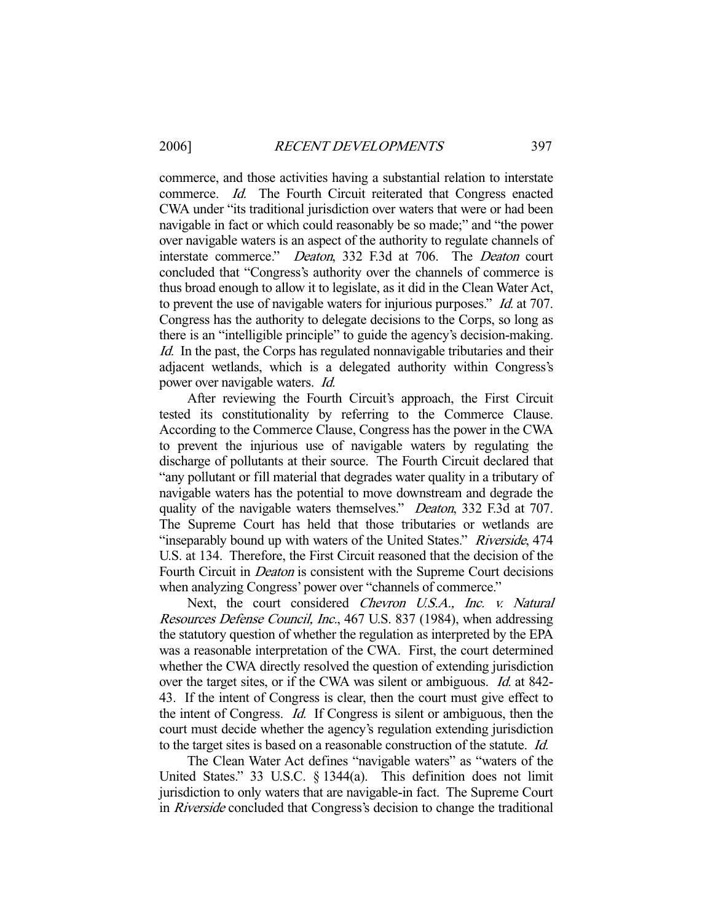commerce, and those activities having a substantial relation to interstate commerce. *Id.* The Fourth Circuit reiterated that Congress enacted CWA under "its traditional jurisdiction over waters that were or had been navigable in fact or which could reasonably be so made;" and "the power over navigable waters is an aspect of the authority to regulate channels of interstate commerce." *Deaton*, 332 F.3d at 706. The *Deaton* court concluded that "Congress's authority over the channels of commerce is thus broad enough to allow it to legislate, as it did in the Clean Water Act, to prevent the use of navigable waters for injurious purposes." *Id.* at 707. Congress has the authority to delegate decisions to the Corps, so long as there is an "intelligible principle" to guide the agency's decision-making. *Id.* In the past, the Corps has regulated nonnavigable tributaries and their adjacent wetlands, which is a delegated authority within Congress's power over navigable waters. *Id.*

After reviewing the Fourth Circuit's approach, the First Circuit tested its constitutionality by referring to the Commerce Clause. According to the Commerce Clause, Congress has the power in the CWA to prevent the injurious use of navigable waters by regulating the discharge of pollutants at their source. The Fourth Circuit declared that "any pollutant or fill material that degrades water quality in a tributary of navigable waters has the potential to move downstream and degrade the quality of the navigable waters themselves." *Deaton*, 332 F.3d at 707. The Supreme Court has held that those tributaries or wetlands are "inseparably bound up with waters of the United States." *Riverside*, 474 U.S. at 134. Therefore, the First Circuit reasoned that the decision of the Fourth Circuit in *Deaton* is consistent with the Supreme Court decisions when analyzing Congress' power over "channels of commerce."

Next, the court considered *Chevron U.S.A., Inc. v. Natural Resources Defense Council, Inc.*, 467 U.S. 837 (1984), when addressing the statutory question of whether the regulation as interpreted by the EPA was a reasonable interpretation of the CWA. First, the court determined whether the CWA directly resolved the question of extending jurisdiction over the target sites, or if the CWA was silent or ambiguous. *Id.* at 842-43. If the intent of Congress is clear, then the court must give effect to the intent of Congress. *Id.* If Congress is silent or ambiguous, then the court must decide whether the agency's regulation extending jurisdiction to the target sites is based on a reasonable construction of the statute. *Id.*

The Clean Water Act defines "navigable waters" as "waters of the United States." 33 U.S.C. § 1344(a). This definition does not limit jurisdiction to only waters that are navigable-in fact. The Supreme Court in *Riverside* concluded that Congress's decision to change the traditional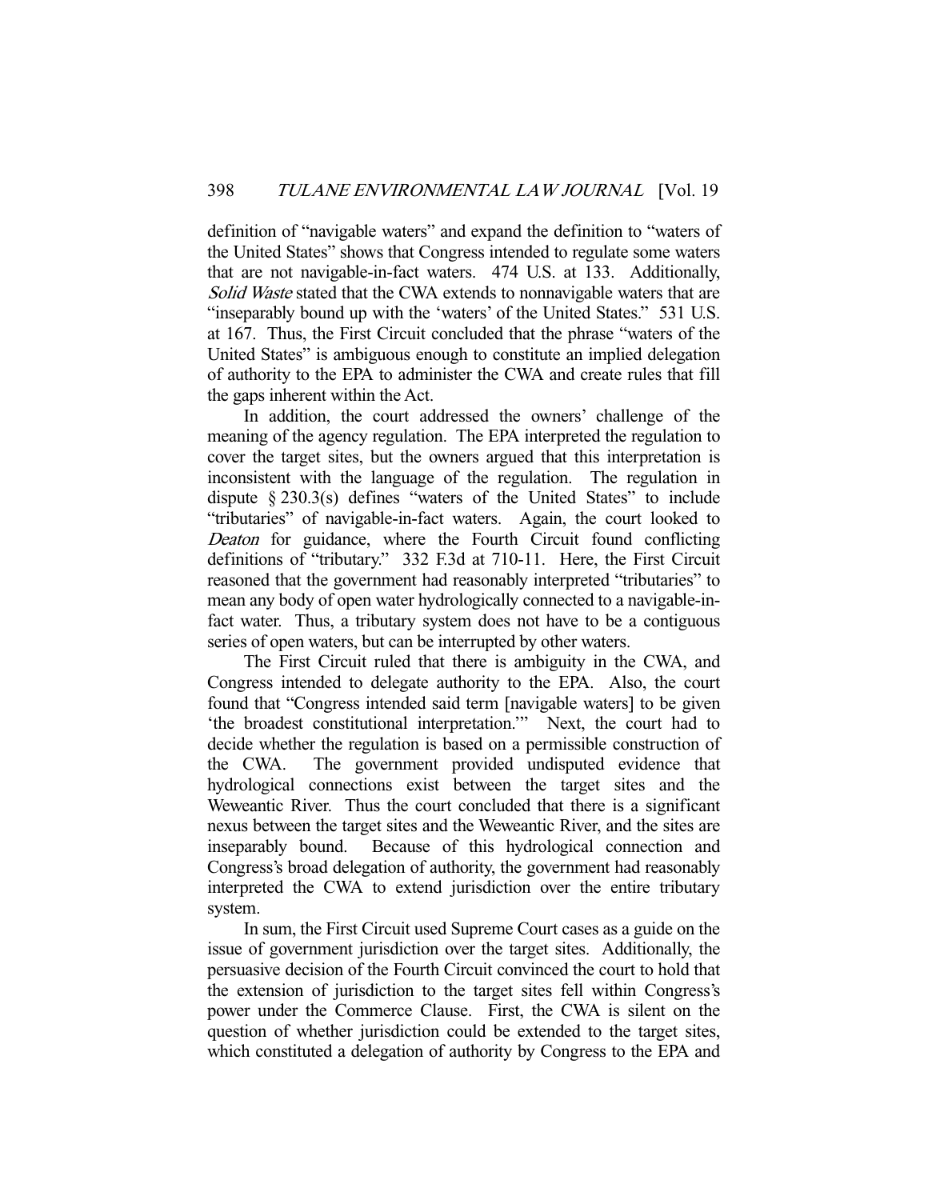definition of "navigable waters" and expand the definition to "waters of the United States" shows that Congress intended to regulate some waters that are not navigable-in-fact waters. 474 U.S. at 133. Additionally, *Solid Waste* stated that the CWA extends to nonnavigable waters that are "inseparably bound up with the 'waters' of the United States." 531 U.S. at 167. Thus, the First Circuit concluded that the phrase "waters of the United States" is ambiguous enough to constitute an implied delegation of authority to the EPA to administer the CWA and create rules that fill the gaps inherent within the Act.

In addition, the court addressed the owners' challenge of the meaning of the agency regulation. The EPA interpreted the regulation to cover the target sites, but the owners argued that this interpretation is inconsistent with the language of the regulation. The regulation in dispute § 230.3(s) defines "waters of the United States" to include "tributaries" of navigable-in-fact waters. Again, the court looked to *Deaton* for guidance, where the Fourth Circuit found conflicting definitions of "tributary." 332 F.3d at 710-11. Here, the First Circuit reasoned that the government had reasonably interpreted "tributaries" to mean any body of open water hydrologically connected to a navigable-in-fact water. Thus, a tributary system does not have to be a contiguous series of open waters, but can be interrupted by other waters.

The First Circuit ruled that there is ambiguity in the CWA, and Congress intended to delegate authority to the EPA. Also, the court found that "Congress intended said term [navigable waters] to be given 'the broadest constitutional interpretation.'" Next, the court had to decide whether the regulation is based on a permissible construction of the CWA. The government provided undisputed evidence that hydrological connections exist between the target sites and the Weweantic River. Thus the court concluded that there is a significant nexus between the target sites and the Weweantic River, and the sites are inseparably bound. Because of this hydrological connection and Congress's broad delegation of authority, the government had reasonably interpreted the CWA to extend jurisdiction over the entire tributary system.

In sum, the First Circuit used Supreme Court cases as a guide on the issue of government jurisdiction over the target sites. Additionally, the persuasive decision of the Fourth Circuit convinced the court to hold that the extension of jurisdiction to the target sites fell within Congress's power under the Commerce Clause. First, the CWA is silent on the question of whether jurisdiction could be extended to the target sites, which constituted a delegation of authority by Congress to the EPA and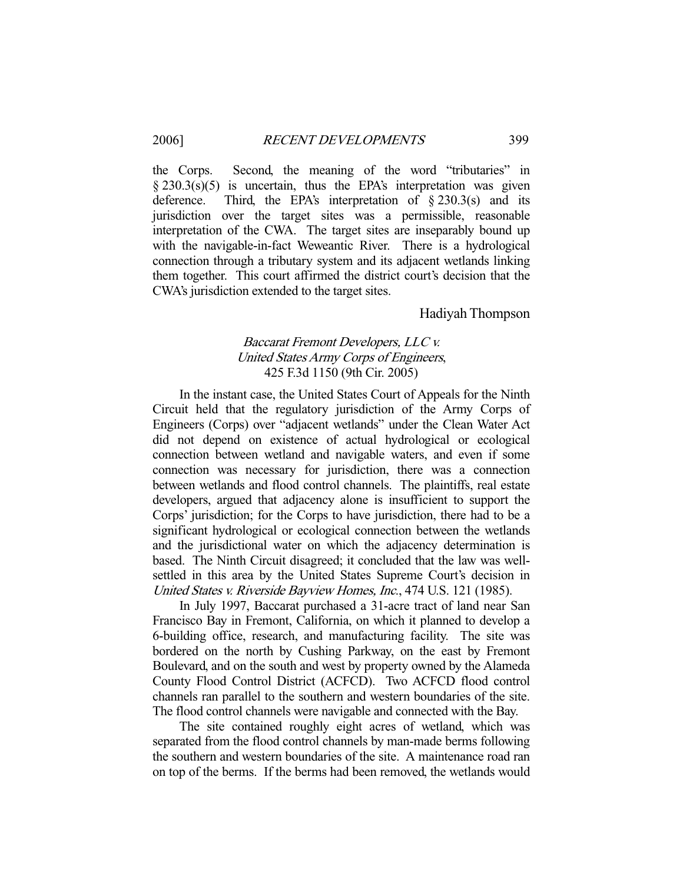the Corps. Second, the meaning of the word "tributaries" in § 230.3(s)(5) is uncertain, thus the EPA's interpretation was given deference. Third, the EPA's interpretation of § 230.3(s) and its jurisdiction over the target sites was a permissible, reasonable interpretation of the CWA. The target sites are inseparably bound up with the navigable-in-fact Weweantic River. There is a hydrological connection through a tributary system and its adjacent wetlands linking them together. This court affirmed the district court's decision that the CWA's jurisdiction extended to the target sites.

Hadiyah Thompson

### *Baccarat Fremont Developers, LLC v. United States Army Corps of Engineers*, 425 F.3d 1150 (9th Cir. 2005)

In the instant case, the United States Court of Appeals for the Ninth Circuit held that the regulatory jurisdiction of the Army Corps of Engineers (Corps) over "adjacent wetlands" under the Clean Water Act did not depend on existence of actual hydrological or ecological connection between wetland and navigable waters, and even if some connection was necessary for jurisdiction, there was a connection between wetlands and flood control channels. The plaintiffs, real estate developers, argued that adjacency alone is insufficient to support the Corps' jurisdiction; for the Corps to have jurisdiction, there had to be a significant hydrological or ecological connection between the wetlands and the jurisdictional water on which the adjacency determination is based. The Ninth Circuit disagreed; it concluded that the law was well-settled in this area by the United States Supreme Court's decision in *United States v. Riverside Bayview Homes, Inc.*, 474 U.S. 121 (1985).

In July 1997, Baccarat purchased a 31-acre tract of land near San Francisco Bay in Fremont, California, on which it planned to develop a 6-building office, research, and manufacturing facility. The site was bordered on the north by Cushing Parkway, on the east by Fremont Boulevard, and on the south and west by property owned by the Alameda County Flood Control District (ACFCD). Two ACFCD flood control channels ran parallel to the southern and western boundaries of the site. The flood control channels were navigable and connected with the Bay.

The site contained roughly eight acres of wetland, which was separated from the flood control channels by man-made berms following the southern and western boundaries of the site. A maintenance road ran on top of the berms. If the berms had been removed, the wetlands would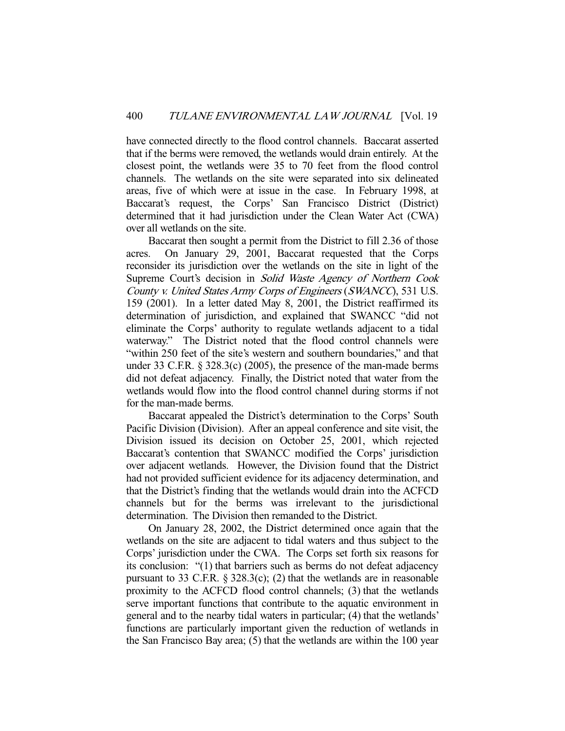have connected directly to the flood control channels. Baccarat asserted that if the berms were removed, the wetlands would drain entirely. At the closest point, the wetlands were 35 to 70 feet from the flood control channels. The wetlands on the site were separated into six delineated areas, five of which were at issue in the case. In February 1998, at Baccarat's request, the Corps' San Francisco District (District) determined that it had jurisdiction under the Clean Water Act (CWA) over all wetlands on the site.

Baccarat then sought a permit from the District to fill 2.36 of those acres. On January 29, 2001, Baccarat requested that the Corps reconsider its jurisdiction over the wetlands on the site in light of the Supreme Court's decision in *Solid Waste Agency of Northern Cook County v. United States Army Corps of Engineers* (*SWANCC*), 531 U.S. 159 (2001). In a letter dated May 8, 2001, the District reaffirmed its determination of jurisdiction, and explained that SWANCC "did not eliminate the Corps' authority to regulate wetlands adjacent to a tidal waterway." The District noted that the flood control channels were "within 250 feet of the site's western and southern boundaries," and that under 33 C.F.R. § 328.3(c) (2005), the presence of the man-made berms did not defeat adjacency. Finally, the District noted that water from the wetlands would flow into the flood control channel during storms if not for the man-made berms.

Baccarat appealed the District's determination to the Corps' South Pacific Division (Division). After an appeal conference and site visit, the Division issued its decision on October 25, 2001, which rejected Baccarat's contention that SWANCC modified the Corps' jurisdiction over adjacent wetlands. However, the Division found that the District had not provided sufficient evidence for its adjacency determination, and that the District's finding that the wetlands would drain into the ACFCD channels but for the berms was irrelevant to the jurisdictional determination. The Division then remanded to the District.

On January 28, 2002, the District determined once again that the wetlands on the site are adjacent to tidal waters and thus subject to the Corps' jurisdiction under the CWA. The Corps set forth six reasons for its conclusion: "(1) that barriers such as berms do not defeat adjacency pursuant to 33 C.F.R. § 328.3(c); (2) that the wetlands are in reasonable proximity to the ACFCD flood control channels; (3) that the wetlands serve important functions that contribute to the aquatic environment in general and to the nearby tidal waters in particular; (4) that the wetlands' functions are particularly important given the reduction of wetlands in the San Francisco Bay area; (5) that the wetlands are within the 100 year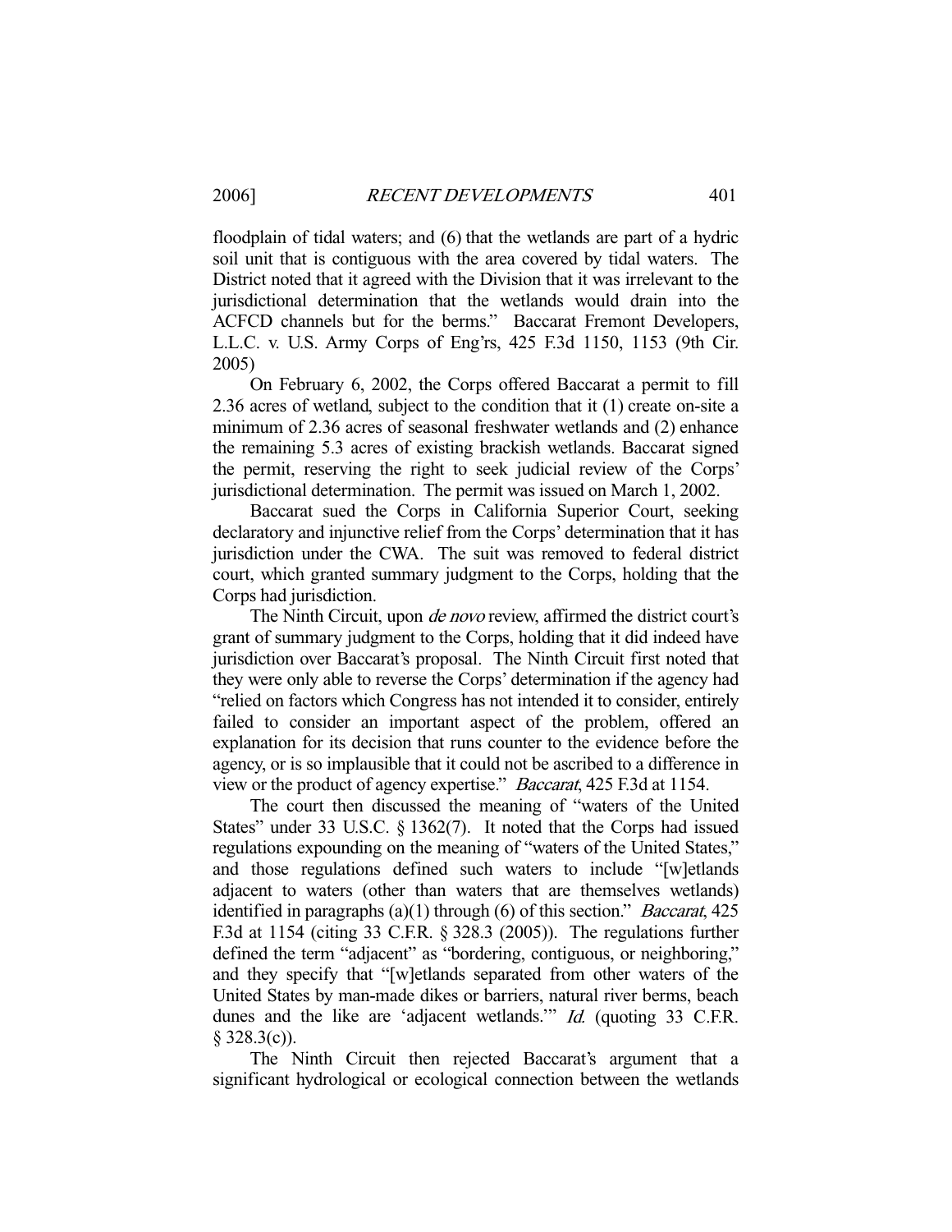floodplain of tidal waters; and (6) that the wetlands are part of a hydric soil unit that is contiguous with the area covered by tidal waters. The District noted that it agreed with the Division that it was irrelevant to the jurisdictional determination that the wetlands would drain into the ACFCD channels but for the berms." Baccarat Fremont Developers, L.L.C. v. U.S. Army Corps of Eng'rs, 425 F.3d 1150, 1153 (9th Cir. 2005)

On February 6, 2002, the Corps offered Baccarat a permit to fill 2.36 acres of wetland, subject to the condition that it (1) create on-site a minimum of 2.36 acres of seasonal freshwater wetlands and (2) enhance the remaining 5.3 acres of existing brackish wetlands. Baccarat signed the permit, reserving the right to seek judicial review of the Corps' jurisdictional determination. The permit was issued on March 1, 2002.

Baccarat sued the Corps in California Superior Court, seeking declaratory and injunctive relief from the Corps' determination that it has jurisdiction under the CWA. The suit was removed to federal district court, which granted summary judgment to the Corps, holding that the Corps had jurisdiction.

The Ninth Circuit, upon *de novo* review, affirmed the district court's grant of summary judgment to the Corps, holding that it did indeed have jurisdiction over Baccarat's proposal. The Ninth Circuit first noted that they were only able to reverse the Corps' determination if the agency had "relied on factors which Congress has not intended it to consider, entirely failed to consider an important aspect of the problem, offered an explanation for its decision that runs counter to the evidence before the agency, or is so implausible that it could not be ascribed to a difference in view or the product of agency expertise." *Baccarat*, 425 F.3d at 1154.

The court then discussed the meaning of "waters of the United States" under 33 U.S.C. § 1362(7). It noted that the Corps had issued regulations expounding on the meaning of "waters of the United States," and those regulations defined such waters to include "[w]etlands adjacent to waters (other than waters that are themselves wetlands) identified in paragraphs (a)(1) through (6) of this section." *Baccarat*, 425 F.3d at 1154 (citing 33 C.F.R. § 328.3 (2005)). The regulations further defined the term "adjacent" as "bordering, contiguous, or neighboring," and they specify that "[w]etlands separated from other waters of the United States by man-made dikes or barriers, natural river berms, beach dunes and the like are 'adjacent wetlands.'" *Id.* (quoting 33 C.F.R. § 328.3(c)).

The Ninth Circuit then rejected Baccarat's argument that a significant hydrological or ecological connection between the wetlands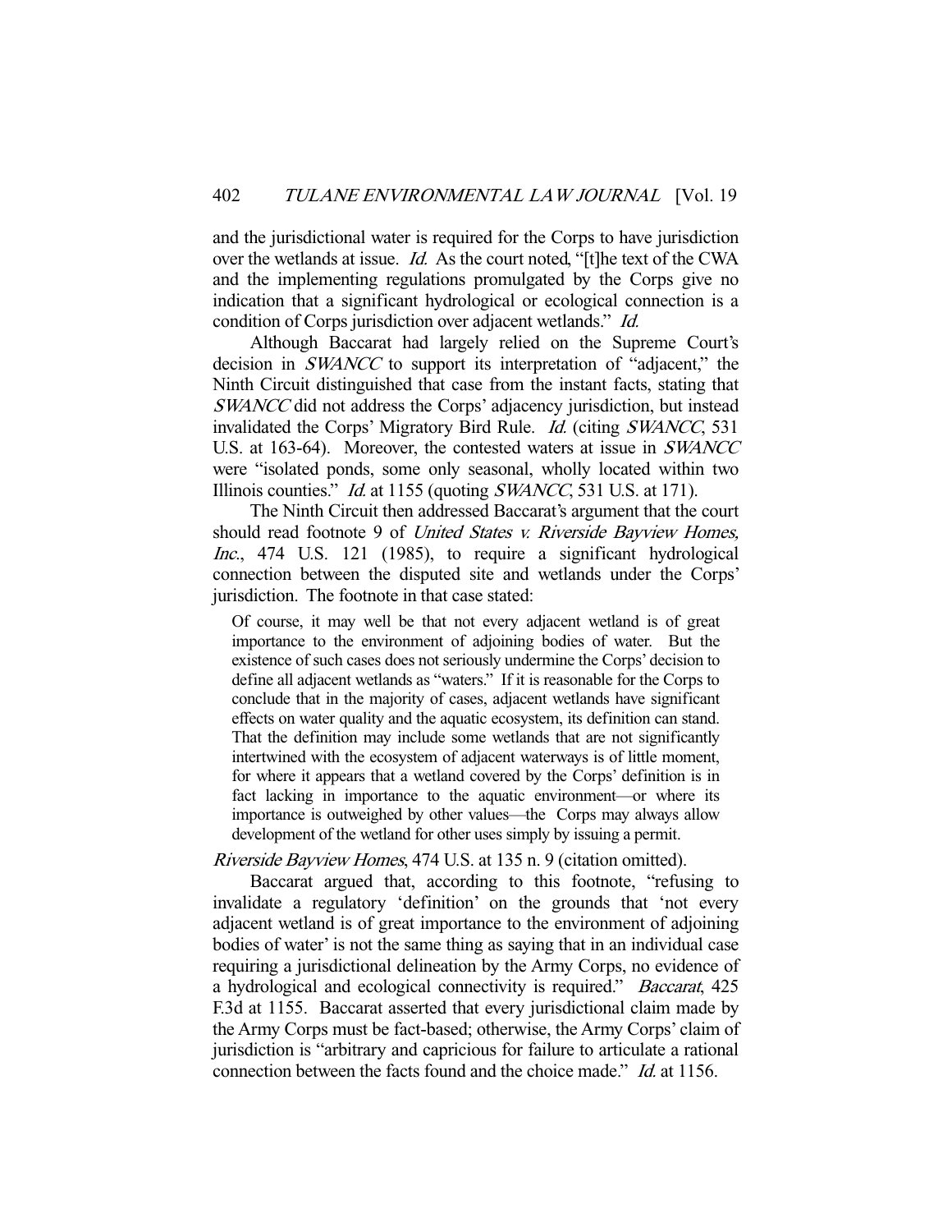and the jurisdictional water is required for the Corps to have jurisdiction over the wetlands at issue. *Id.* As the court noted, "[t]he text of the CWA and the implementing regulations promulgated by the Corps give no indication that a significant hydrological or ecological connection is a condition of Corps jurisdiction over adjacent wetlands." *Id.*

Although Baccarat had largely relied on the Supreme Court's decision in *SWANCC* to support its interpretation of "adjacent," the Ninth Circuit distinguished that case from the instant facts, stating that *SWANCC* did not address the Corps' adjacency jurisdiction, but instead invalidated the Corps' Migratory Bird Rule. *Id.* (citing *SWANCC*, 531 U.S. at 163-64). Moreover, the contested waters at issue in *SWANCC* were "isolated ponds, some only seasonal, wholly located within two Illinois counties." *Id.* at 1155 (quoting *SWANCC*, 531 U.S. at 171).

The Ninth Circuit then addressed Baccarat's argument that the court should read footnote 9 of *United States v. Riverside Bayview Homes, Inc.*, 474 U.S. 121 (1985), to require a significant hydrological connection between the disputed site and wetlands under the Corps' jurisdiction. The footnote in that case stated:

> Of course, it may well be that not every adjacent wetland is of great importance to the environment of adjoining bodies of water. But the existence of such cases does not seriously undermine the Corps' decision to define all adjacent wetlands as "waters." If it is reasonable for the Corps to conclude that in the majority of cases, adjacent wetlands have significant effects on water quality and the aquatic ecosystem, its definition can stand. That the definition may include some wetlands that are not significantly intertwined with the ecosystem of adjacent waterways is of little moment, for where it appears that a wetland covered by the Corps' definition is in fact lacking in importance to the aquatic environment—or where its importance is outweighed by other values—the Corps may always allow development of the wetland for other uses simply by issuing a permit.

*Riverside Bayview Homes*, 474 U.S. at 135 n. 9 (citation omitted).

Baccarat argued that, according to this footnote, "refusing to invalidate a regulatory 'definition' on the grounds that 'not every adjacent wetland is of great importance to the environment of adjoining bodies of water' is not the same thing as saying that in an individual case requiring a jurisdictional delineation by the Army Corps, no evidence of a hydrological and ecological connectivity is required." *Baccarat*, 425 F.3d at 1155. Baccarat asserted that every jurisdictional claim made by the Army Corps must be fact-based; otherwise, the Army Corps' claim of jurisdiction is "arbitrary and capricious for failure to articulate a rational connection between the facts found and the choice made." *Id.* at 1156.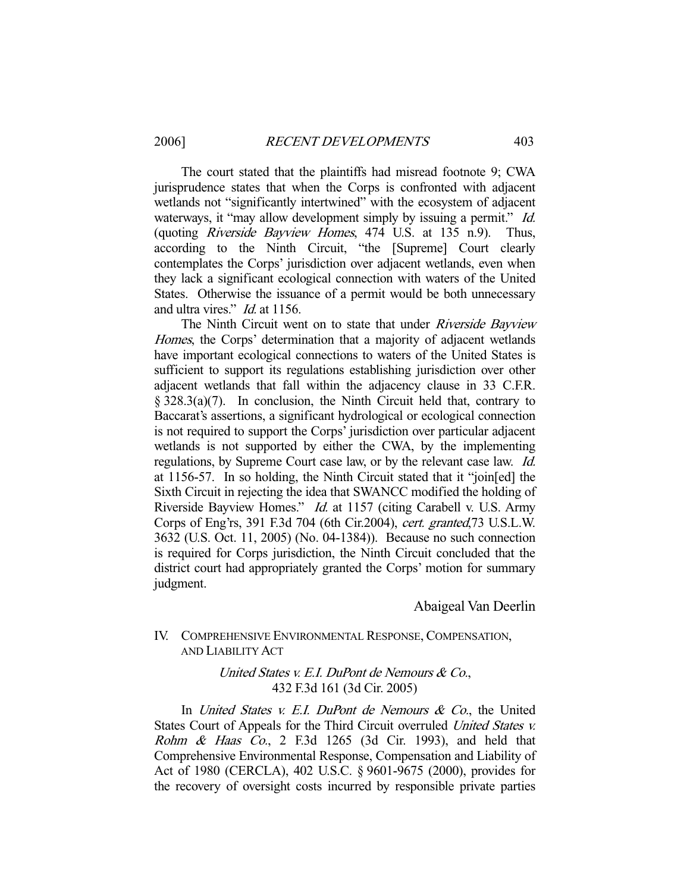The court stated that the plaintiffs had misread footnote 9; CWA jurisprudence states that when the Corps is confronted with adjacent wetlands not "significantly intertwined" with the ecosystem of adjacent waterways, it "may allow development simply by issuing a permit." *Id.* (quoting *Riverside Bayview Homes*, 474 U.S. at 135 n.9). Thus, according to the Ninth Circuit, "the [Supreme] Court clearly contemplates the Corps' jurisdiction over adjacent wetlands, even when they lack a significant ecological connection with waters of the United States. Otherwise the issuance of a permit would be both unnecessary and ultra vires." *Id.* at 1156.

The Ninth Circuit went on to state that under *Riverside Bayview Homes*, the Corps' determination that a majority of adjacent wetlands have important ecological connections to waters of the United States is sufficient to support its regulations establishing jurisdiction over other adjacent wetlands that fall within the adjacency clause in 33 C.F.R. § 328.3(a)(7). In conclusion, the Ninth Circuit held that, contrary to Baccarat's assertions, a significant hydrological or ecological connection is not required to support the Corps' jurisdiction over particular adjacent wetlands is not supported by either the CWA, by the implementing regulations, by Supreme Court case law, or by the relevant case law. *Id.* at 1156-57. In so holding, the Ninth Circuit stated that it "join[ed] the Sixth Circuit in rejecting the idea that SWANCC modified the holding of Riverside Bayview Homes." *Id.* at 1157 (citing Carabell v. U.S. Army Corps of Eng'rs, 391 F.3d 704 (6th Cir.2004), *cert. granted*,73 U.S.L.W. 3632 (U.S. Oct. 11, 2005) (No. 04-1384)). Because no such connection is required for Corps jurisdiction, the Ninth Circuit concluded that the district court had appropriately granted the Corps' motion for summary judgment.

Abaigeal Van Deerlin

## IV. COMPREHENSIVE ENVIRONMENTAL RESPONSE, COMPENSATION, AND LIABILITY ACT

### *United States v. E.I. DuPont de Nemours & Co.*, 432 F.3d 161 (3d Cir. 2005)

In *United States v. E.I. DuPont de Nemours & Co.*, the United States Court of Appeals for the Third Circuit overruled *United States v. Rohm & Haas Co.*, 2 F.3d 1265 (3d Cir. 1993), and held that Comprehensive Environmental Response, Compensation and Liability of Act of 1980 (CERCLA), 402 U.S.C. § 9601-9675 (2000), provides for the recovery of oversight costs incurred by responsible private parties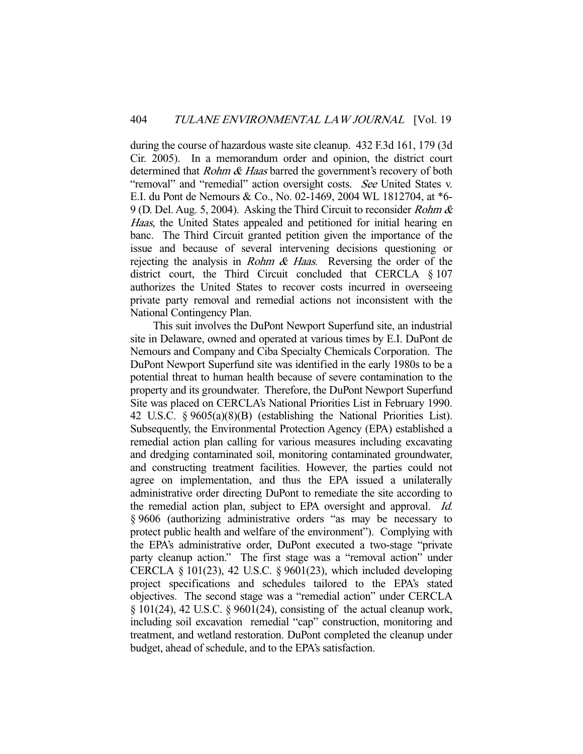during the course of hazardous waste site cleanup. 432 F.3d 161, 179 (3d Cir. 2005). In a memorandum order and opinion, the district court determined that *Rohm & Haas* barred the government's recovery of both "removal" and "remedial" action oversight costs. *See* United States v. E.I. du Pont de Nemours & Co., No. 02-1469, 2004 WL 1812704, at *6-9 (D. Del. Aug. 5, 2004). Asking the Third Circuit to reconsider *Rohm & Haas*, the United States appealed and petitioned for initial hearing en banc. The Third Circuit granted petition given the importance of the issue and because of several intervening decisions questioning or rejecting the analysis in *Rohm & Haas*. Reversing the order of the district court, the Third Circuit concluded that CERCLA § 107 authorizes the United States to recover costs incurred in overseeing private party removal and remedial actions not inconsistent with the National Contingency Plan.

This suit involves the DuPont Newport Superfund site, an industrial site in Delaware, owned and operated at various times by E.I. DuPont de Nemours and Company and Ciba Specialty Chemicals Corporation. The DuPont Newport Superfund site was identified in the early 1980s to be a potential threat to human health because of severe contamination to the property and its groundwater. Therefore, the DuPont Newport Superfund Site was placed on CERCLA's National Priorities List in February 1990. 42 U.S.C. § 9605(a)(8)(B) (establishing the National Priorities List). Subsequently, the Environmental Protection Agency (EPA) established a remedial action plan calling for various measures including excavating and dredging contaminated soil, monitoring contaminated groundwater, and constructing treatment facilities. However, the parties could not agree on implementation, and thus the EPA issued a unilaterally administrative order directing DuPont to remediate the site according to the remedial action plan, subject to EPA oversight and approval. *Id.* § 9606 (authorizing administrative orders "as may be necessary to protect public health and welfare of the environment"). Complying with the EPA's administrative order, DuPont executed a two-stage "private party cleanup action." The first stage was a "removal action" under CERCLA § 101(23), 42 U.S.C. § 9601(23), which included developing project specifications and schedules tailored to the EPA's stated objectives. The second stage was a "remedial action" under CERCLA § 101(24), 42 U.S.C. § 9601(24), consisting of the actual cleanup work, including soil excavation remedial "cap" construction, monitoring and treatment, and wetland restoration. DuPont completed the cleanup under budget, ahead of schedule, and to the EPA's satisfaction.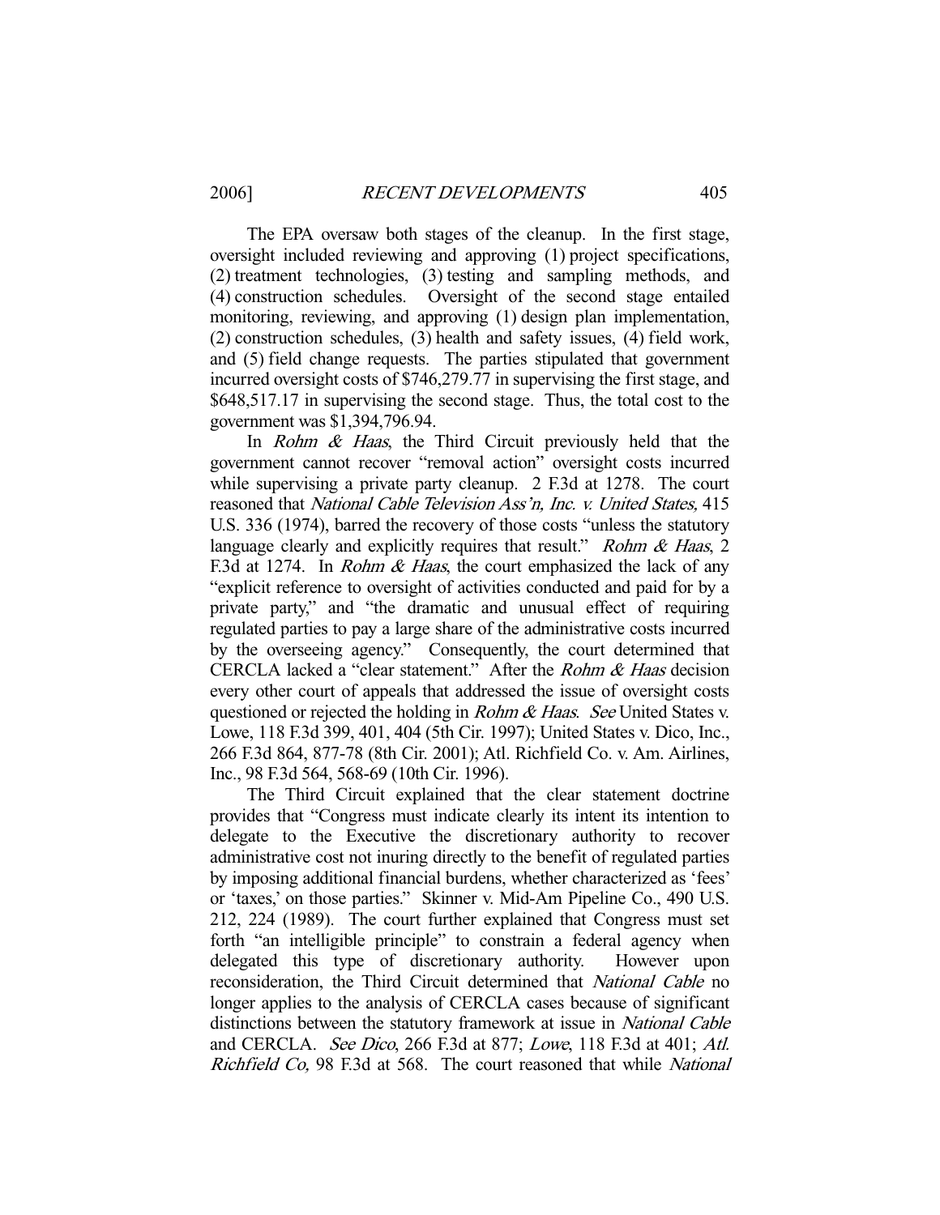The EPA oversaw both stages of the cleanup. In the first stage, oversight included reviewing and approving (1) project specifications, (2) treatment technologies, (3) testing and sampling methods, and (4) construction schedules. Oversight of the second stage entailed monitoring, reviewing, and approving (1) design plan implementation, (2) construction schedules, (3) health and safety issues, (4) field work, and (5) field change requests. The parties stipulated that government incurred oversight costs of $746,279.77 in supervising the first stage, and $648,517.17 in supervising the second stage. Thus, the total cost to the government was $1,394,796.94.

In *Rohm & Haas*, the Third Circuit previously held that the government cannot recover "removal action" oversight costs incurred while supervising a private party cleanup. 2 F.3d at 1278. The court reasoned that *National Cable Television Ass'n, Inc. v. United States,* 415 U.S. 336 (1974), barred the recovery of those costs "unless the statutory language clearly and explicitly requires that result." *Rohm & Haas*, 2 F.3d at 1274. In *Rohm & Haas*, the court emphasized the lack of any "explicit reference to oversight of activities conducted and paid for by a private party," and "the dramatic and unusual effect of requiring regulated parties to pay a large share of the administrative costs incurred by the overseeing agency." Consequently, the court determined that CERCLA lacked a "clear statement." After the *Rohm & Haas* decision every other court of appeals that addressed the issue of oversight costs questioned or rejected the holding in *Rohm & Haas*. *See* United States v. Lowe, 118 F.3d 399, 401, 404 (5th Cir. 1997); United States v. Dico, Inc., 266 F.3d 864, 877-78 (8th Cir. 2001); Atl. Richfield Co. v. Am. Airlines, Inc., 98 F.3d 564, 568-69 (10th Cir. 1996).

The Third Circuit explained that the clear statement doctrine provides that "Congress must indicate clearly its intent its intention to delegate to the Executive the discretionary authority to recover administrative cost not inuring directly to the benefit of regulated parties by imposing additional financial burdens, whether characterized as 'fees' or 'taxes,' on those parties." Skinner v. Mid-Am Pipeline Co., 490 U.S. 212, 224 (1989). The court further explained that Congress must set forth "an intelligible principle" to constrain a federal agency when delegated this type of discretionary authority. However upon reconsideration, the Third Circuit determined that *National Cable* no longer applies to the analysis of CERCLA cases because of significant distinctions between the statutory framework at issue in *National Cable* and CERCLA. *See Dico*, 266 F.3d at 877; *Lowe*, 118 F.3d at 401; *Atl. Richfield Co,* 98 F.3d at 568. The court reasoned that while *National*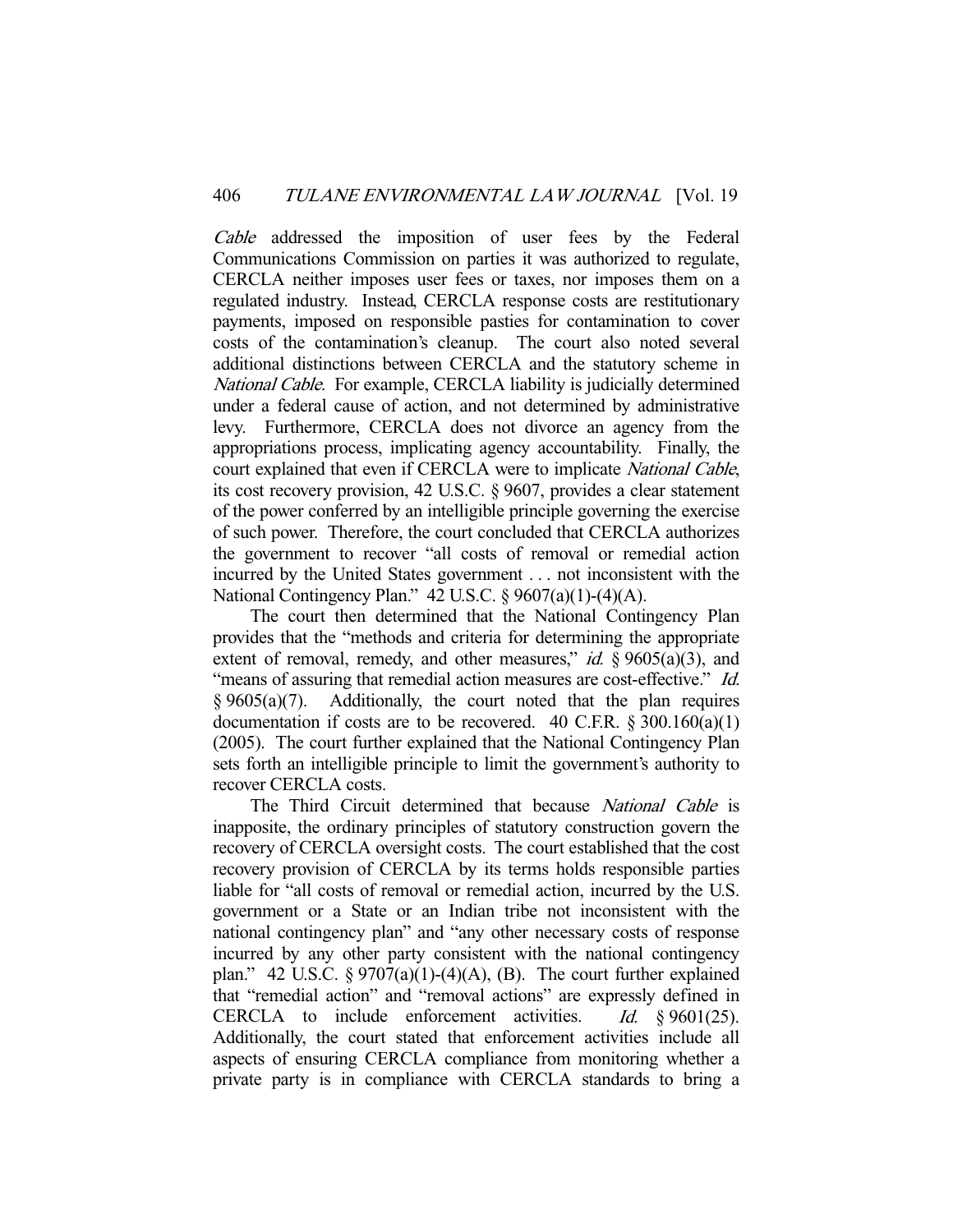*Cable* addressed the imposition of user fees by the Federal Communications Commission on parties it was authorized to regulate, CERCLA neither imposes user fees or taxes, nor imposes them on a regulated industry. Instead, CERCLA response costs are restitutionary payments, imposed on responsible pasties for contamination to cover costs of the contamination's cleanup. The court also noted several additional distinctions between CERCLA and the statutory scheme in *National Cable*. For example, CERCLA liability is judicially determined under a federal cause of action, and not determined by administrative levy. Furthermore, CERCLA does not divorce an agency from the appropriations process, implicating agency accountability. Finally, the court explained that even if CERCLA were to implicate *National Cable*, its cost recovery provision, 42 U.S.C. § 9607, provides a clear statement of the power conferred by an intelligible principle governing the exercise of such power. Therefore, the court concluded that CERCLA authorizes the government to recover "all costs of removal or remedial action incurred by the United States government . . . not inconsistent with the National Contingency Plan." 42 U.S.C. § 9607(a)(1)-(4)(A).

The court then determined that the National Contingency Plan provides that the "methods and criteria for determining the appropriate extent of removal, remedy, and other measures," *id.* § 9605(a)(3), and "means of assuring that remedial action measures are cost-effective." *Id.* § 9605(a)(7). Additionally, the court noted that the plan requires documentation if costs are to be recovered. 40 C.F.R. § 300.160(a)(1) (2005). The court further explained that the National Contingency Plan sets forth an intelligible principle to limit the government's authority to recover CERCLA costs.

The Third Circuit determined that because *National Cable* is inapposite, the ordinary principles of statutory construction govern the recovery of CERCLA oversight costs. The court established that the cost recovery provision of CERCLA by its terms holds responsible parties liable for "all costs of removal or remedial action, incurred by the U.S. government or a State or an Indian tribe not inconsistent with the national contingency plan" and "any other necessary costs of response incurred by any other party consistent with the national contingency plan." 42 U.S.C. § 9707(a)(1)-(4)(A), (B). The court further explained that "remedial action" and "removal actions" are expressly defined in CERCLA to include enforcement activities. *Id.* § 9601(25). Additionally, the court stated that enforcement activities include all aspects of ensuring CERCLA compliance from monitoring whether a private party is in compliance with CERCLA standards to bring a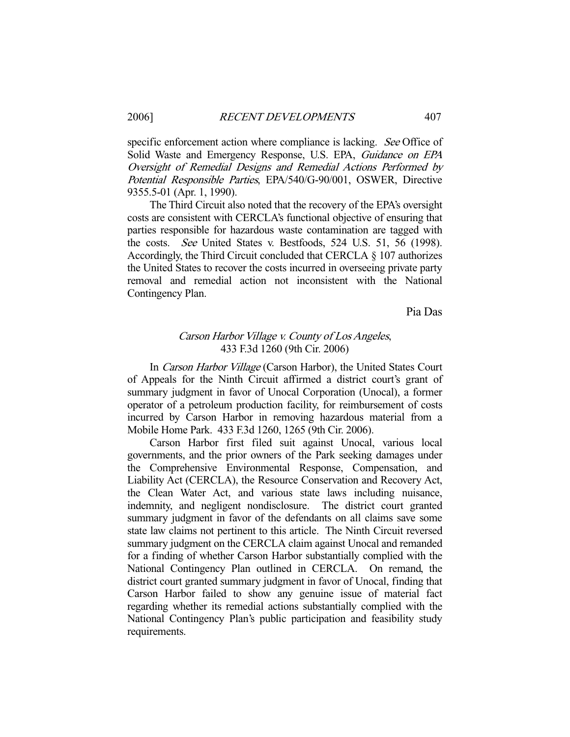specific enforcement action where compliance is lacking. *See* Office of Solid Waste and Emergency Response, U.S. EPA, *Guidance on EPA Oversight of Remedial Designs and Remedial Actions Performed by Potential Responsible Parties*, EPA/540/G-90/001, OSWER, Directive 9355.5-01 (Apr. 1, 1990).

The Third Circuit also noted that the recovery of the EPA's oversight costs are consistent with CERCLA's functional objective of ensuring that parties responsible for hazardous waste contamination are tagged with the costs. *See* United States v. Bestfoods, 524 U.S. 51, 56 (1998). Accordingly, the Third Circuit concluded that CERCLA § 107 authorizes the United States to recover the costs incurred in overseeing private party removal and remedial action not inconsistent with the National Contingency Plan.

Pia Das

### *Carson Harbor Village v. County of Los Angeles*, 433 F.3d 1260 (9th Cir. 2006)

In *Carson Harbor Village* (Carson Harbor), the United States Court of Appeals for the Ninth Circuit affirmed a district court's grant of summary judgment in favor of Unocal Corporation (Unocal), a former operator of a petroleum production facility, for reimbursement of costs incurred by Carson Harbor in removing hazardous material from a Mobile Home Park. 433 F.3d 1260, 1265 (9th Cir. 2006).

Carson Harbor first filed suit against Unocal, various local governments, and the prior owners of the Park seeking damages under the Comprehensive Environmental Response, Compensation, and Liability Act (CERCLA), the Resource Conservation and Recovery Act, the Clean Water Act, and various state laws including nuisance, indemnity, and negligent nondisclosure. The district court granted summary judgment in favor of the defendants on all claims save some state law claims not pertinent to this article. The Ninth Circuit reversed summary judgment on the CERCLA claim against Unocal and remanded for a finding of whether Carson Harbor substantially complied with the National Contingency Plan outlined in CERCLA. On remand, the district court granted summary judgment in favor of Unocal, finding that Carson Harbor failed to show any genuine issue of material fact regarding whether its remedial actions substantially complied with the National Contingency Plan's public participation and feasibility study requirements.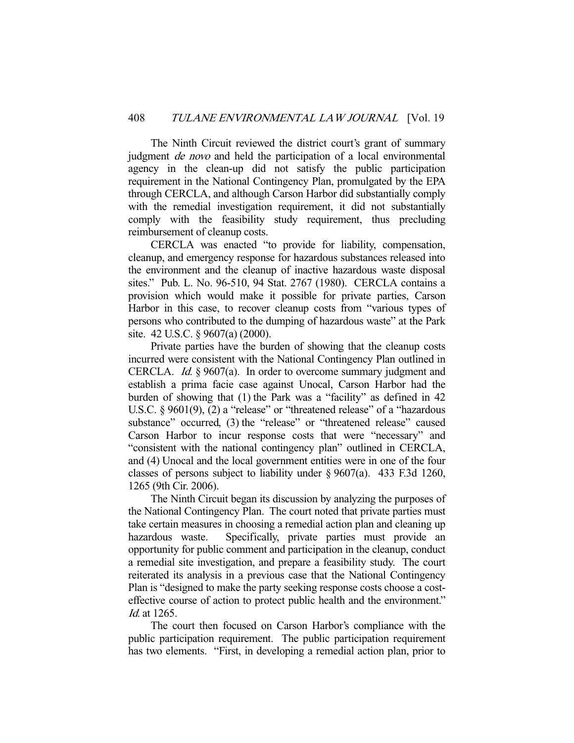The Ninth Circuit reviewed the district court's grant of summary judgment *de novo* and held the participation of a local environmental agency in the clean-up did not satisfy the public participation requirement in the National Contingency Plan, promulgated by the EPA through CERCLA, and although Carson Harbor did substantially comply with the remedial investigation requirement, it did not substantially comply with the feasibility study requirement, thus precluding reimbursement of cleanup costs.

CERCLA was enacted "to provide for liability, compensation, cleanup, and emergency response for hazardous substances released into the environment and the cleanup of inactive hazardous waste disposal sites." Pub. L. No. 96-510, 94 Stat. 2767 (1980). CERCLA contains a provision which would make it possible for private parties, Carson Harbor in this case, to recover cleanup costs from "various types of persons who contributed to the dumping of hazardous waste" at the Park site. 42 U.S.C. § 9607(a) (2000).

Private parties have the burden of showing that the cleanup costs incurred were consistent with the National Contingency Plan outlined in CERCLA. *Id.* § 9607(a). In order to overcome summary judgment and establish a prima facie case against Unocal, Carson Harbor had the burden of showing that (1) the Park was a "facility" as defined in 42 U.S.C. § 9601(9), (2) a "release" or "threatened release" of a "hazardous substance" occurred, (3) the "release" or "threatened release" caused Carson Harbor to incur response costs that were "necessary" and "consistent with the national contingency plan" outlined in CERCLA, and (4) Unocal and the local government entities were in one of the four classes of persons subject to liability under § 9607(a). 433 F.3d 1260, 1265 (9th Cir. 2006).

The Ninth Circuit began its discussion by analyzing the purposes of the National Contingency Plan. The court noted that private parties must take certain measures in choosing a remedial action plan and cleaning up hazardous waste. Specifically, private parties must provide an opportunity for public comment and participation in the cleanup, conduct a remedial site investigation, and prepare a feasibility study. The court reiterated its analysis in a previous case that the National Contingency Plan is "designed to make the party seeking response costs choose a cost-effective course of action to protect public health and the environment." *Id.* at 1265.

The court then focused on Carson Harbor's compliance with the public participation requirement. The public participation requirement has two elements. "First, in developing a remedial action plan, prior to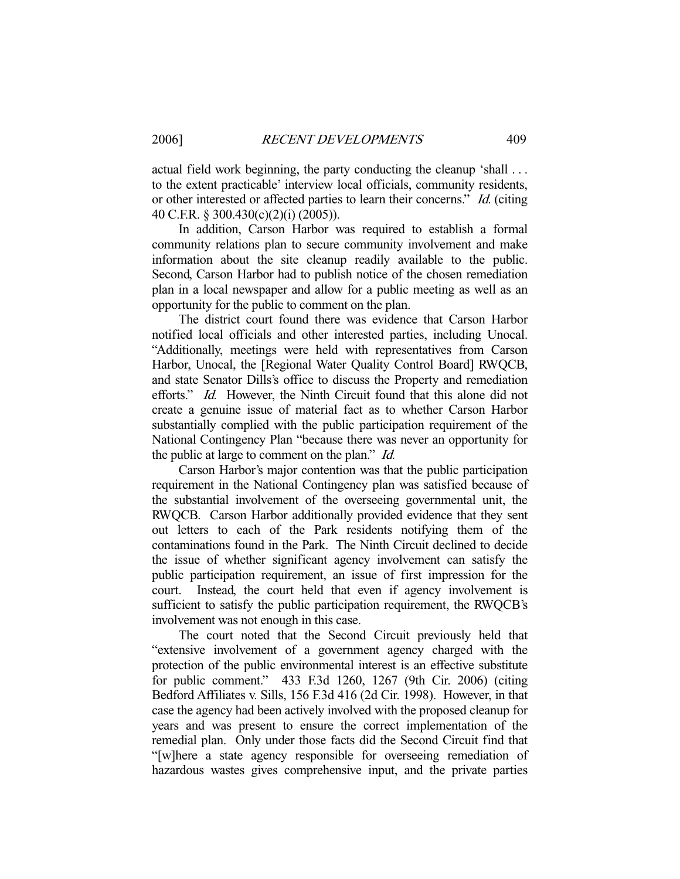actual field work beginning, the party conducting the cleanup 'shall . . . to the extent practicable' interview local officials, community residents, or other interested or affected parties to learn their concerns." *Id.* (citing 40 C.F.R. § 300.430(c)(2)(i) (2005)).

In addition, Carson Harbor was required to establish a formal community relations plan to secure community involvement and make information about the site cleanup readily available to the public. Second, Carson Harbor had to publish notice of the chosen remediation plan in a local newspaper and allow for a public meeting as well as an opportunity for the public to comment on the plan.

The district court found there was evidence that Carson Harbor notified local officials and other interested parties, including Unocal. "Additionally, meetings were held with representatives from Carson Harbor, Unocal, the [Regional Water Quality Control Board] RWQCB, and state Senator Dills's office to discuss the Property and remediation efforts." *Id.* However, the Ninth Circuit found that this alone did not create a genuine issue of material fact as to whether Carson Harbor substantially complied with the public participation requirement of the National Contingency Plan "because there was never an opportunity for the public at large to comment on the plan." *Id.*

Carson Harbor's major contention was that the public participation requirement in the National Contingency plan was satisfied because of the substantial involvement of the overseeing governmental unit, the RWQCB. Carson Harbor additionally provided evidence that they sent out letters to each of the Park residents notifying them of the contaminations found in the Park. The Ninth Circuit declined to decide the issue of whether significant agency involvement can satisfy the public participation requirement, an issue of first impression for the court. Instead, the court held that even if agency involvement is sufficient to satisfy the public participation requirement, the RWQCB's involvement was not enough in this case.

The court noted that the Second Circuit previously held that "extensive involvement of a government agency charged with the protection of the public environmental interest is an effective substitute for public comment." 433 F.3d 1260, 1267 (9th Cir. 2006) (citing Bedford Affiliates v. Sills, 156 F.3d 416 (2d Cir. 1998). However, in that case the agency had been actively involved with the proposed cleanup for years and was present to ensure the correct implementation of the remedial plan. Only under those facts did the Second Circuit find that "[w]here a state agency responsible for overseeing remediation of hazardous wastes gives comprehensive input, and the private parties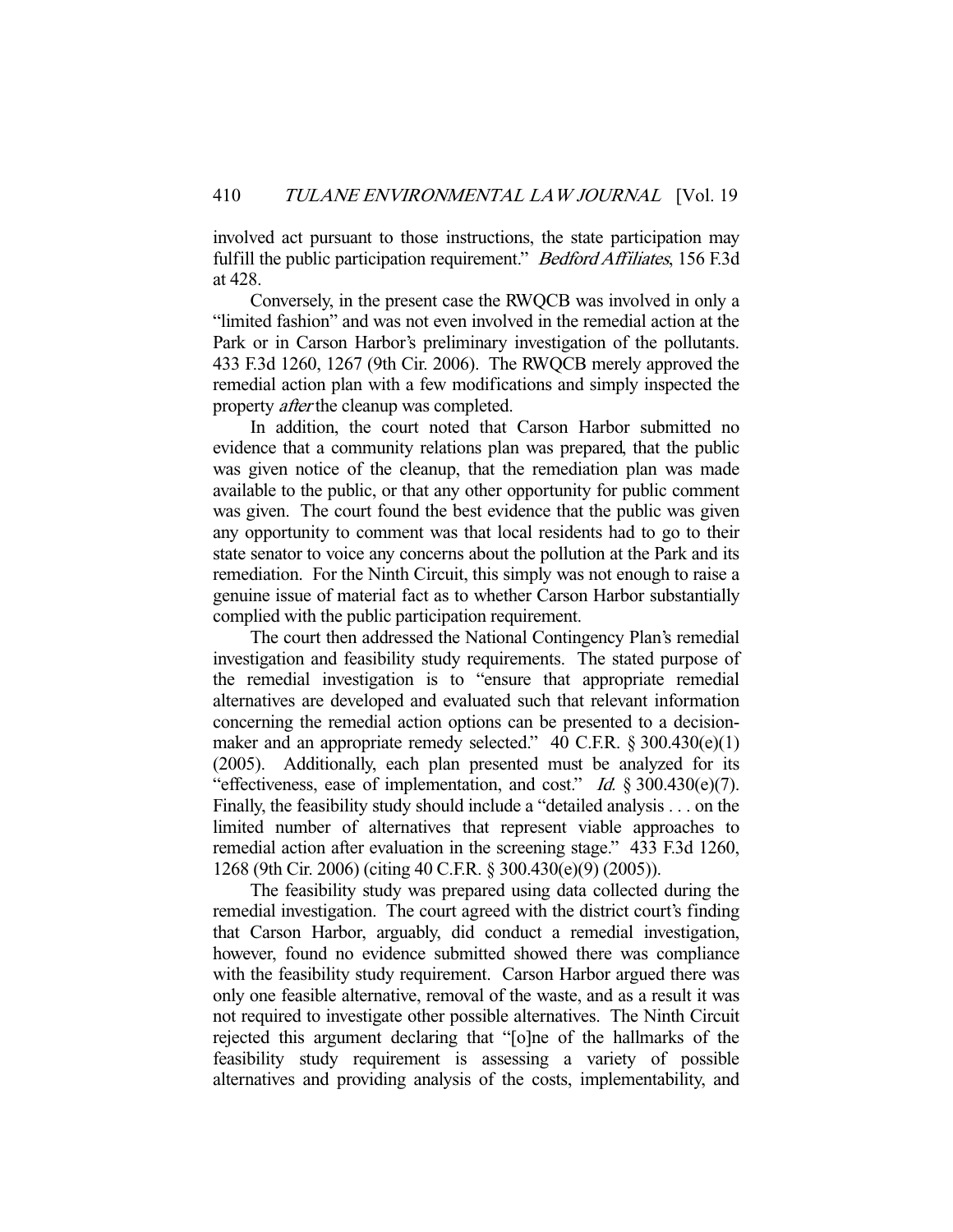involved act pursuant to those instructions, the state participation may fulfill the public participation requirement." *Bedford Affiliates*, 156 F.3d at 428.

Conversely, in the present case the RWQCB was involved in only a "limited fashion" and was not even involved in the remedial action at the Park or in Carson Harbor's preliminary investigation of the pollutants. 433 F.3d 1260, 1267 (9th Cir. 2006). The RWQCB merely approved the remedial action plan with a few modifications and simply inspected the property *after* the cleanup was completed.

In addition, the court noted that Carson Harbor submitted no evidence that a community relations plan was prepared, that the public was given notice of the cleanup, that the remediation plan was made available to the public, or that any other opportunity for public comment was given. The court found the best evidence that the public was given any opportunity to comment was that local residents had to go to their state senator to voice any concerns about the pollution at the Park and its remediation. For the Ninth Circuit, this simply was not enough to raise a genuine issue of material fact as to whether Carson Harbor substantially complied with the public participation requirement.

The court then addressed the National Contingency Plan's remedial investigation and feasibility study requirements. The stated purpose of the remedial investigation is to "ensure that appropriate remedial alternatives are developed and evaluated such that relevant information concerning the remedial action options can be presented to a decision-maker and an appropriate remedy selected." 40 C.F.R. § 300.430(e)(1) (2005). Additionally, each plan presented must be analyzed for its "effectiveness, ease of implementation, and cost." *Id.* § 300.430(e)(7). Finally, the feasibility study should include a "detailed analysis . . . on the limited number of alternatives that represent viable approaches to remedial action after evaluation in the screening stage." 433 F.3d 1260, 1268 (9th Cir. 2006) (citing 40 C.F.R. § 300.430(e)(9) (2005)).

The feasibility study was prepared using data collected during the remedial investigation. The court agreed with the district court's finding that Carson Harbor, arguably, did conduct a remedial investigation, however, found no evidence submitted showed there was compliance with the feasibility study requirement. Carson Harbor argued there was only one feasible alternative, removal of the waste, and as a result it was not required to investigate other possible alternatives. The Ninth Circuit rejected this argument declaring that "[o]ne of the hallmarks of the feasibility study requirement is assessing a variety of possible alternatives and providing analysis of the costs, implementability, and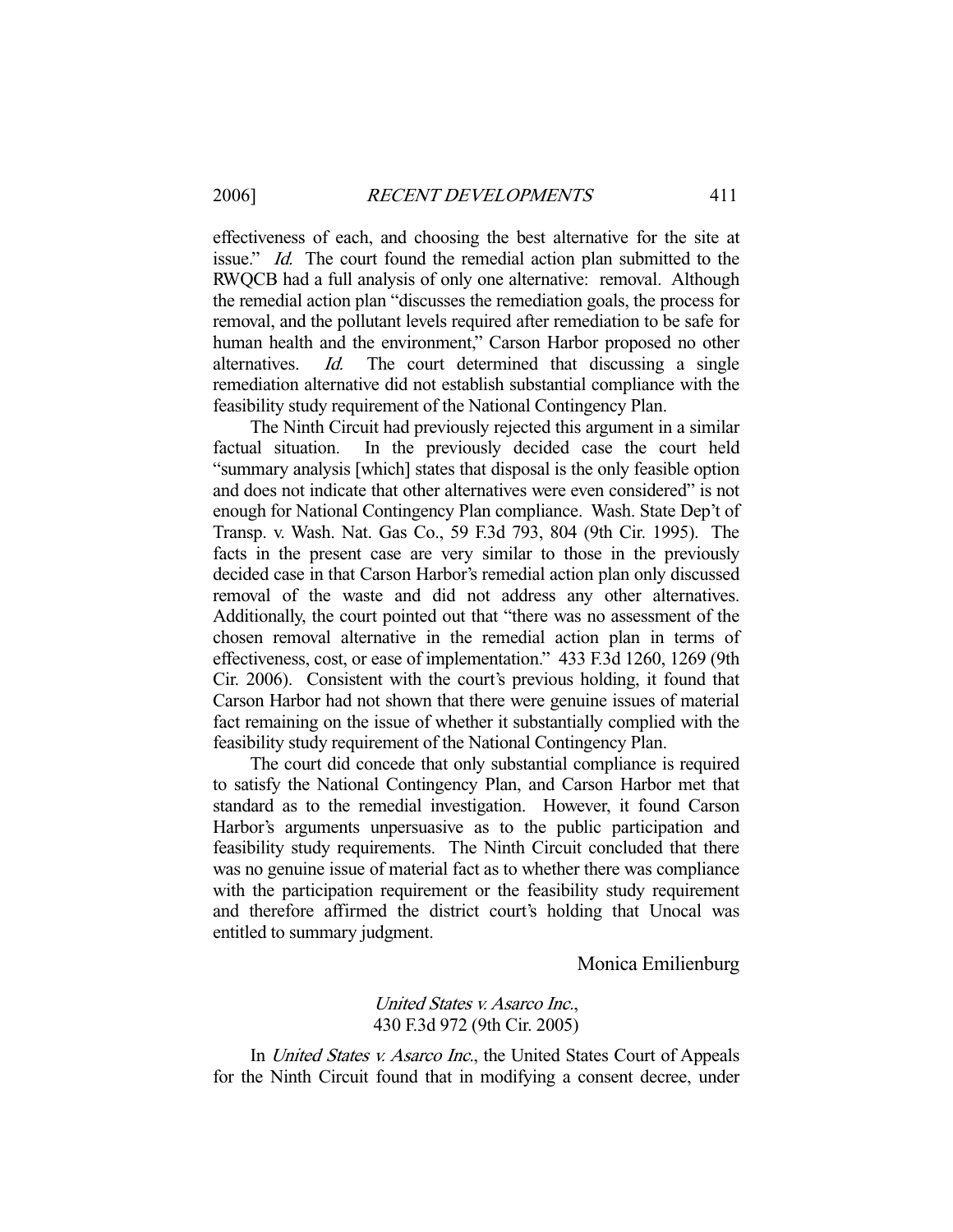effectiveness of each, and choosing the best alternative for the site at issue." *Id.* The court found the remedial action plan submitted to the RWQCB had a full analysis of only one alternative: removal. Although the remedial action plan "discusses the remediation goals, the process for removal, and the pollutant levels required after remediation to be safe for human health and the environment," Carson Harbor proposed no other alternatives. *Id.* The court determined that discussing a single remediation alternative did not establish substantial compliance with the feasibility study requirement of the National Contingency Plan.

The Ninth Circuit had previously rejected this argument in a similar factual situation. In the previously decided case the court held "summary analysis [which] states that disposal is the only feasible option and does not indicate that other alternatives were even considered" is not enough for National Contingency Plan compliance. Wash. State Dep't of Transp. v. Wash. Nat. Gas Co., 59 F.3d 793, 804 (9th Cir. 1995). The facts in the present case are very similar to those in the previously decided case in that Carson Harbor's remedial action plan only discussed removal of the waste and did not address any other alternatives. Additionally, the court pointed out that "there was no assessment of the chosen removal alternative in the remedial action plan in terms of effectiveness, cost, or ease of implementation." 433 F.3d 1260, 1269 (9th Cir. 2006). Consistent with the court's previous holding, it found that Carson Harbor had not shown that there were genuine issues of material fact remaining on the issue of whether it substantially complied with the feasibility study requirement of the National Contingency Plan.

The court did concede that only substantial compliance is required to satisfy the National Contingency Plan, and Carson Harbor met that standard as to the remedial investigation. However, it found Carson Harbor's arguments unpersuasive as to the public participation and feasibility study requirements. The Ninth Circuit concluded that there was no genuine issue of material fact as to whether there was compliance with the participation requirement or the feasibility study requirement and therefore affirmed the district court's holding that Unocal was entitled to summary judgment.

Monica Emilienburg

*United States v. Asarco Inc.*,
430 F.3d 972 (9th Cir. 2005)

In *United States v. Asarco Inc.*, the United States Court of Appeals for the Ninth Circuit found that in modifying a consent decree, under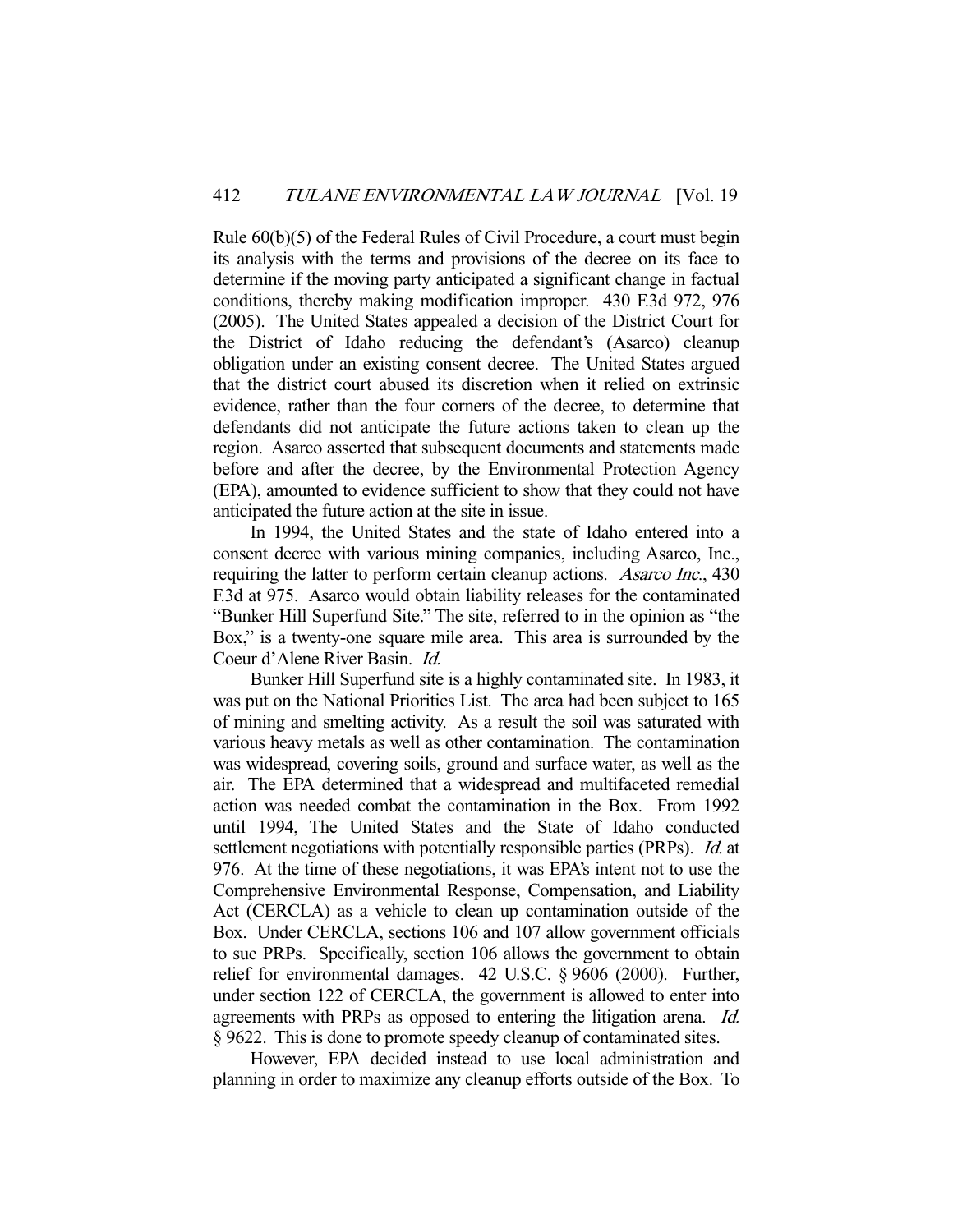Rule 60(b)(5) of the Federal Rules of Civil Procedure, a court must begin its analysis with the terms and provisions of the decree on its face to determine if the moving party anticipated a significant change in factual conditions, thereby making modification improper. 430 F.3d 972, 976 (2005). The United States appealed a decision of the District Court for the District of Idaho reducing the defendant's (Asarco) cleanup obligation under an existing consent decree. The United States argued that the district court abused its discretion when it relied on extrinsic evidence, rather than the four corners of the decree, to determine that defendants did not anticipate the future actions taken to clean up the region. Asarco asserted that subsequent documents and statements made before and after the decree, by the Environmental Protection Agency (EPA), amounted to evidence sufficient to show that they could not have anticipated the future action at the site in issue.

In 1994, the United States and the state of Idaho entered into a consent decree with various mining companies, including Asarco, Inc., requiring the latter to perform certain cleanup actions. *Asarco Inc.*, 430 F.3d at 975. Asarco would obtain liability releases for the contaminated "Bunker Hill Superfund Site." The site, referred to in the opinion as "the Box," is a twenty-one square mile area. This area is surrounded by the Coeur d'Alene River Basin. *Id.*

Bunker Hill Superfund site is a highly contaminated site. In 1983, it was put on the National Priorities List. The area had been subject to 165 of mining and smelting activity. As a result the soil was saturated with various heavy metals as well as other contamination. The contamination was widespread, covering soils, ground and surface water, as well as the air. The EPA determined that a widespread and multifaceted remedial action was needed combat the contamination in the Box. From 1992 until 1994, The United States and the State of Idaho conducted settlement negotiations with potentially responsible parties (PRPs). *Id.* at 976. At the time of these negotiations, it was EPA's intent not to use the Comprehensive Environmental Response, Compensation, and Liability Act (CERCLA) as a vehicle to clean up contamination outside of the Box. Under CERCLA, sections 106 and 107 allow government officials to sue PRPs. Specifically, section 106 allows the government to obtain relief for environmental damages. 42 U.S.C. § 9606 (2000). Further, under section 122 of CERCLA, the government is allowed to enter into agreements with PRPs as opposed to entering the litigation arena. *Id.* § 9622. This is done to promote speedy cleanup of contaminated sites.

However, EPA decided instead to use local administration and planning in order to maximize any cleanup efforts outside of the Box. To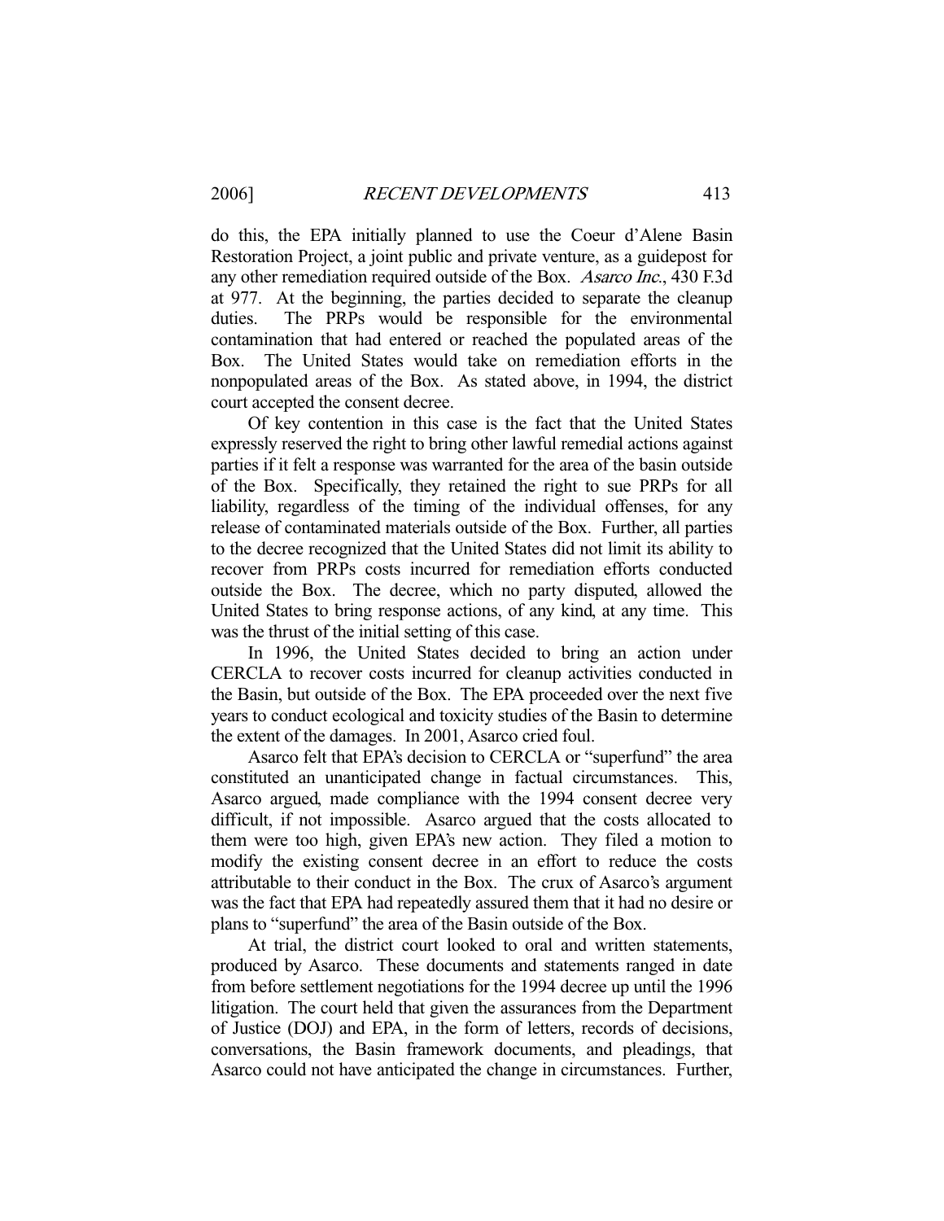do this, the EPA initially planned to use the Coeur d'Alene Basin Restoration Project, a joint public and private venture, as a guidepost for any other remediation required outside of the Box. *Asarco Inc*., 430 F.3d at 977. At the beginning, the parties decided to separate the cleanup duties. The PRPs would be responsible for the environmental contamination that had entered or reached the populated areas of the Box. The United States would take on remediation efforts in the nonpopulated areas of the Box. As stated above, in 1994, the district court accepted the consent decree.

Of key contention in this case is the fact that the United States expressly reserved the right to bring other lawful remedial actions against parties if it felt a response was warranted for the area of the basin outside of the Box. Specifically, they retained the right to sue PRPs for all liability, regardless of the timing of the individual offenses, for any release of contaminated materials outside of the Box. Further, all parties to the decree recognized that the United States did not limit its ability to recover from PRPs costs incurred for remediation efforts conducted outside the Box. The decree, which no party disputed, allowed the United States to bring response actions, of any kind, at any time. This was the thrust of the initial setting of this case.

In 1996, the United States decided to bring an action under CERCLA to recover costs incurred for cleanup activities conducted in the Basin, but outside of the Box. The EPA proceeded over the next five years to conduct ecological and toxicity studies of the Basin to determine the extent of the damages. In 2001, Asarco cried foul.

Asarco felt that EPA's decision to CERCLA or "superfund" the area constituted an unanticipated change in factual circumstances. This, Asarco argued, made compliance with the 1994 consent decree very difficult, if not impossible. Asarco argued that the costs allocated to them were too high, given EPA's new action. They filed a motion to modify the existing consent decree in an effort to reduce the costs attributable to their conduct in the Box. The crux of Asarco's argument was the fact that EPA had repeatedly assured them that it had no desire or plans to "superfund" the area of the Basin outside of the Box.

At trial, the district court looked to oral and written statements, produced by Asarco. These documents and statements ranged in date from before settlement negotiations for the 1994 decree up until the 1996 litigation. The court held that given the assurances from the Department of Justice (DOJ) and EPA, in the form of letters, records of decisions, conversations, the Basin framework documents, and pleadings, that Asarco could not have anticipated the change in circumstances. Further,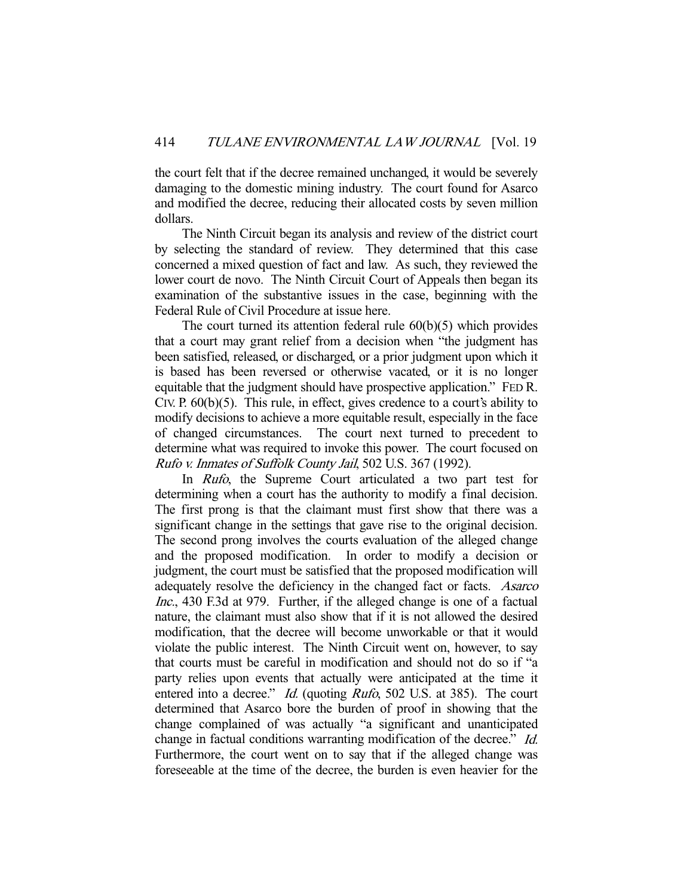the court felt that if the decree remained unchanged, it would be severely damaging to the domestic mining industry. The court found for Asarco and modified the decree, reducing their allocated costs by seven million dollars.

The Ninth Circuit began its analysis and review of the district court by selecting the standard of review. They determined that this case concerned a mixed question of fact and law. As such, they reviewed the lower court de novo. The Ninth Circuit Court of Appeals then began its examination of the substantive issues in the case, beginning with the Federal Rule of Civil Procedure at issue here.

The court turned its attention federal rule 60(b)(5) which provides that a court may grant relief from a decision when "the judgment has been satisfied, released, or discharged, or a prior judgment upon which it is based has been reversed or otherwise vacated, or it is no longer equitable that the judgment should have prospective application." FED R. CIV. P. 60(b)(5). This rule, in effect, gives credence to a court's ability to modify decisions to achieve a more equitable result, especially in the face of changed circumstances. The court next turned to precedent to determine what was required to invoke this power. The court focused on *Rufo v. Inmates of Suffolk County Jail*, 502 U.S. 367 (1992).

In *Rufo*, the Supreme Court articulated a two part test for determining when a court has the authority to modify a final decision. The first prong is that the claimant must first show that there was a significant change in the settings that gave rise to the original decision. The second prong involves the courts evaluation of the alleged change and the proposed modification. In order to modify a decision or judgment, the court must be satisfied that the proposed modification will adequately resolve the deficiency in the changed fact or facts. *Asarco Inc.*, 430 F.3d at 979. Further, if the alleged change is one of a factual nature, the claimant must also show that if it is not allowed the desired modification, that the decree will become unworkable or that it would violate the public interest. The Ninth Circuit went on, however, to say that courts must be careful in modification and should not do so if "a party relies upon events that actually were anticipated at the time it entered into a decree." *Id.* (quoting *Rufo*, 502 U.S. at 385). The court determined that Asarco bore the burden of proof in showing that the change complained of was actually "a significant and unanticipated change in factual conditions warranting modification of the decree." *Id.* Furthermore, the court went on to say that if the alleged change was foreseeable at the time of the decree, the burden is even heavier for the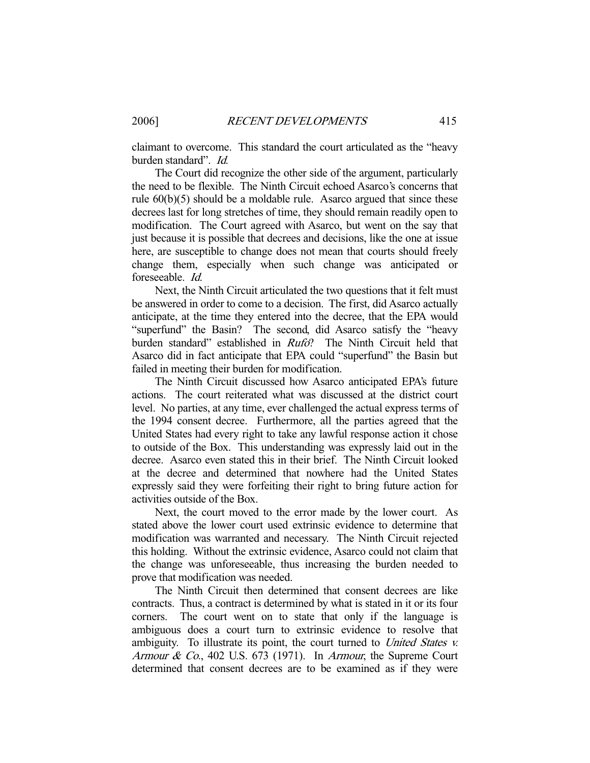claimant to overcome. This standard the court articulated as the "heavy burden standard". *Id.*

The Court did recognize the other side of the argument, particularly the need to be flexible. The Ninth Circuit echoed Asarco's concerns that rule 60(b)(5) should be a moldable rule. Asarco argued that since these decrees last for long stretches of time, they should remain readily open to modification. The Court agreed with Asarco, but went on the say that just because it is possible that decrees and decisions, like the one at issue here, are susceptible to change does not mean that courts should freely change them, especially when such change was anticipated or foreseeable. *Id.*

Next, the Ninth Circuit articulated the two questions that it felt must be answered in order to come to a decision. The first, did Asarco actually anticipate, at the time they entered into the decree, that the EPA would "superfund" the Basin? The second, did Asarco satisfy the "heavy burden standard" established in *Rufo*? The Ninth Circuit held that Asarco did in fact anticipate that EPA could "superfund" the Basin but failed in meeting their burden for modification.

The Ninth Circuit discussed how Asarco anticipated EPA's future actions. The court reiterated what was discussed at the district court level. No parties, at any time, ever challenged the actual express terms of the 1994 consent decree. Furthermore, all the parties agreed that the United States had every right to take any lawful response action it chose to outside of the Box. This understanding was expressly laid out in the decree. Asarco even stated this in their brief. The Ninth Circuit looked at the decree and determined that nowhere had the United States expressly said they were forfeiting their right to bring future action for activities outside of the Box.

Next, the court moved to the error made by the lower court. As stated above the lower court used extrinsic evidence to determine that modification was warranted and necessary. The Ninth Circuit rejected this holding. Without the extrinsic evidence, Asarco could not claim that the change was unforeseeable, thus increasing the burden needed to prove that modification was needed.

The Ninth Circuit then determined that consent decrees are like contracts. Thus, a contract is determined by what is stated in it or its four corners. The court went on to state that only if the language is ambiguous does a court turn to extrinsic evidence to resolve that ambiguity. To illustrate its point, the court turned to *United States v. Armour & Co.*, 402 U.S. 673 (1971). In *Armour*, the Supreme Court determined that consent decrees are to be examined as if they were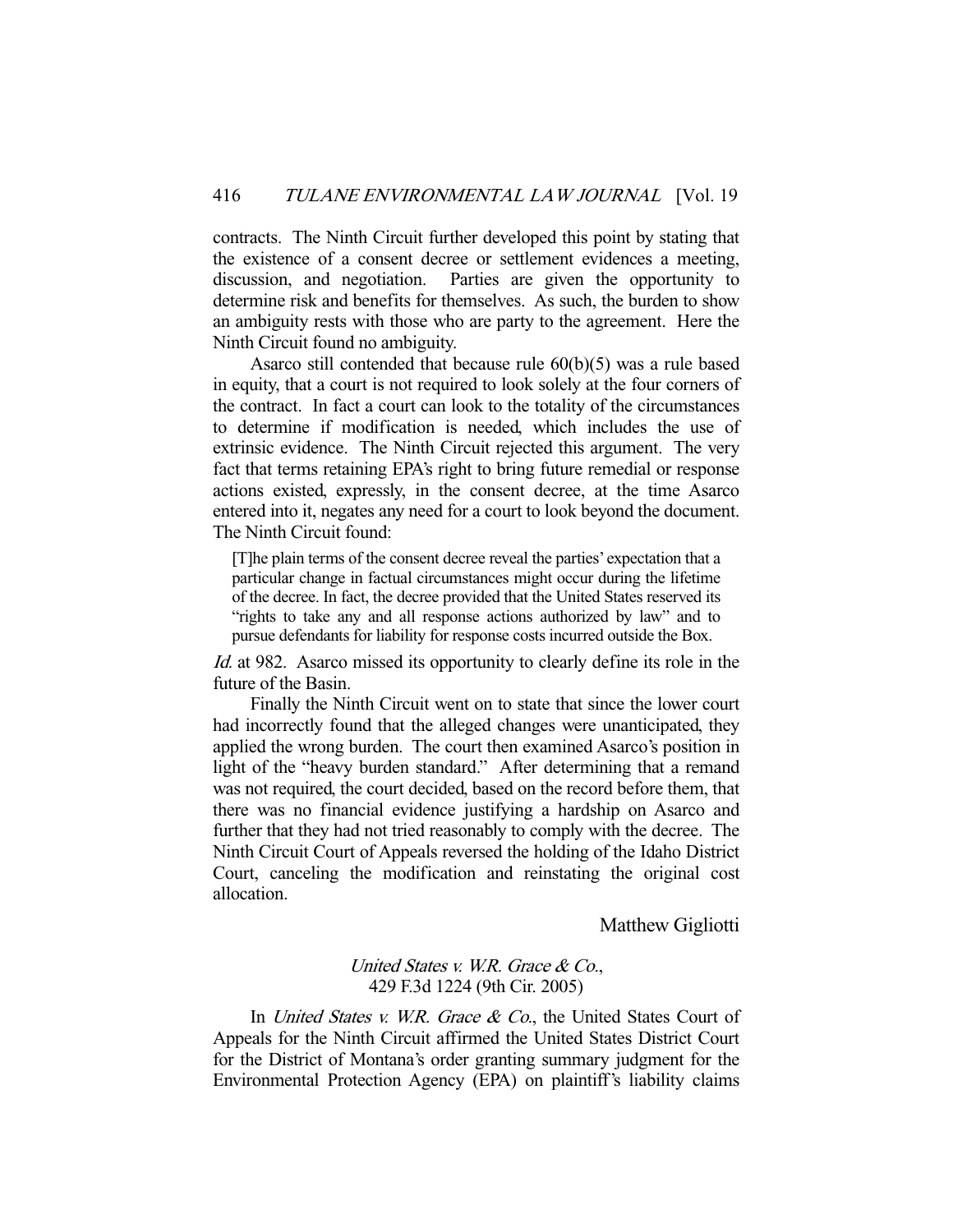contracts. The Ninth Circuit further developed this point by stating that the existence of a consent decree or settlement evidences a meeting, discussion, and negotiation. Parties are given the opportunity to determine risk and benefits for themselves. As such, the burden to show an ambiguity rests with those who are party to the agreement. Here the Ninth Circuit found no ambiguity.

Asarco still contended that because rule 60(b)(5) was a rule based in equity, that a court is not required to look solely at the four corners of the contract. In fact a court can look to the totality of the circumstances to determine if modification is needed, which includes the use of extrinsic evidence. The Ninth Circuit rejected this argument. The very fact that terms retaining EPA's right to bring future remedial or response actions existed, expressly, in the consent decree, at the time Asarco entered into it, negates any need for a court to look beyond the document. The Ninth Circuit found:

> [T]he plain terms of the consent decree reveal the parties' expectation that a particular change in factual circumstances might occur during the lifetime of the decree. In fact, the decree provided that the United States reserved its "rights to take any and all response actions authorized by law" and to pursue defendants for liability for response costs incurred outside the Box.

*Id.* at 982. Asarco missed its opportunity to clearly define its role in the future of the Basin.

Finally the Ninth Circuit went on to state that since the lower court had incorrectly found that the alleged changes were unanticipated, they applied the wrong burden. The court then examined Asarco's position in light of the "heavy burden standard." After determining that a remand was not required, the court decided, based on the record before them, that there was no financial evidence justifying a hardship on Asarco and further that they had not tried reasonably to comply with the decree. The Ninth Circuit Court of Appeals reversed the holding of the Idaho District Court, canceling the modification and reinstating the original cost allocation.

Matthew Gigliotti

### *United States v. W.R. Grace & Co.*, 429 F.3d 1224 (9th Cir. 2005)

In *United States v. W.R. Grace & Co.*, the United States Court of Appeals for the Ninth Circuit affirmed the United States District Court for the District of Montana's order granting summary judgment for the Environmental Protection Agency (EPA) on plaintiff's liability claims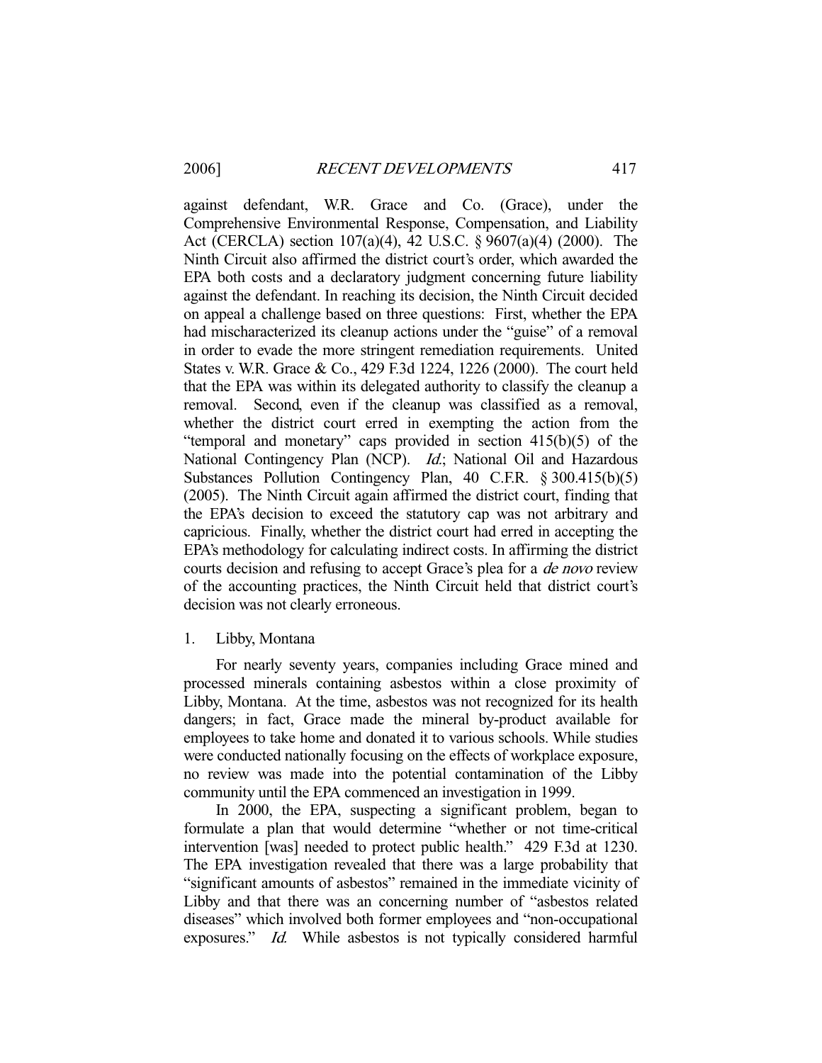against defendant, W.R. Grace and Co. (Grace), under the Comprehensive Environmental Response, Compensation, and Liability Act (CERCLA) section 107(a)(4), 42 U.S.C. § 9607(a)(4) (2000). The Ninth Circuit also affirmed the district court's order, which awarded the EPA both costs and a declaratory judgment concerning future liability against the defendant. In reaching its decision, the Ninth Circuit decided on appeal a challenge based on three questions: First, whether the EPA had mischaracterized its cleanup actions under the "guise" of a removal in order to evade the more stringent remediation requirements. United States v. W.R. Grace & Co., 429 F.3d 1224, 1226 (2000). The court held that the EPA was within its delegated authority to classify the cleanup a removal. Second, even if the cleanup was classified as a removal, whether the district court erred in exempting the action from the "temporal and monetary" caps provided in section 415(b)(5) of the National Contingency Plan (NCP). *Id.*; National Oil and Hazardous Substances Pollution Contingency Plan, 40 C.F.R. § 300.415(b)(5) (2005). The Ninth Circuit again affirmed the district court, finding that the EPA's decision to exceed the statutory cap was not arbitrary and capricious. Finally, whether the district court had erred in accepting the EPA's methodology for calculating indirect costs. In affirming the district courts decision and refusing to accept Grace's plea for a *de novo* review of the accounting practices, the Ninth Circuit held that district court's decision was not clearly erroneous.

1. Libby, Montana

For nearly seventy years, companies including Grace mined and processed minerals containing asbestos within a close proximity of Libby, Montana. At the time, asbestos was not recognized for its health dangers; in fact, Grace made the mineral by-product available for employees to take home and donated it to various schools. While studies were conducted nationally focusing on the effects of workplace exposure, no review was made into the potential contamination of the Libby community until the EPA commenced an investigation in 1999.

In 2000, the EPA, suspecting a significant problem, began to formulate a plan that would determine "whether or not time-critical intervention [was] needed to protect public health." 429 F.3d at 1230. The EPA investigation revealed that there was a large probability that "significant amounts of asbestos" remained in the immediate vicinity of Libby and that there was an concerning number of "asbestos related diseases" which involved both former employees and "non-occupational exposures." *Id.* While asbestos is not typically considered harmful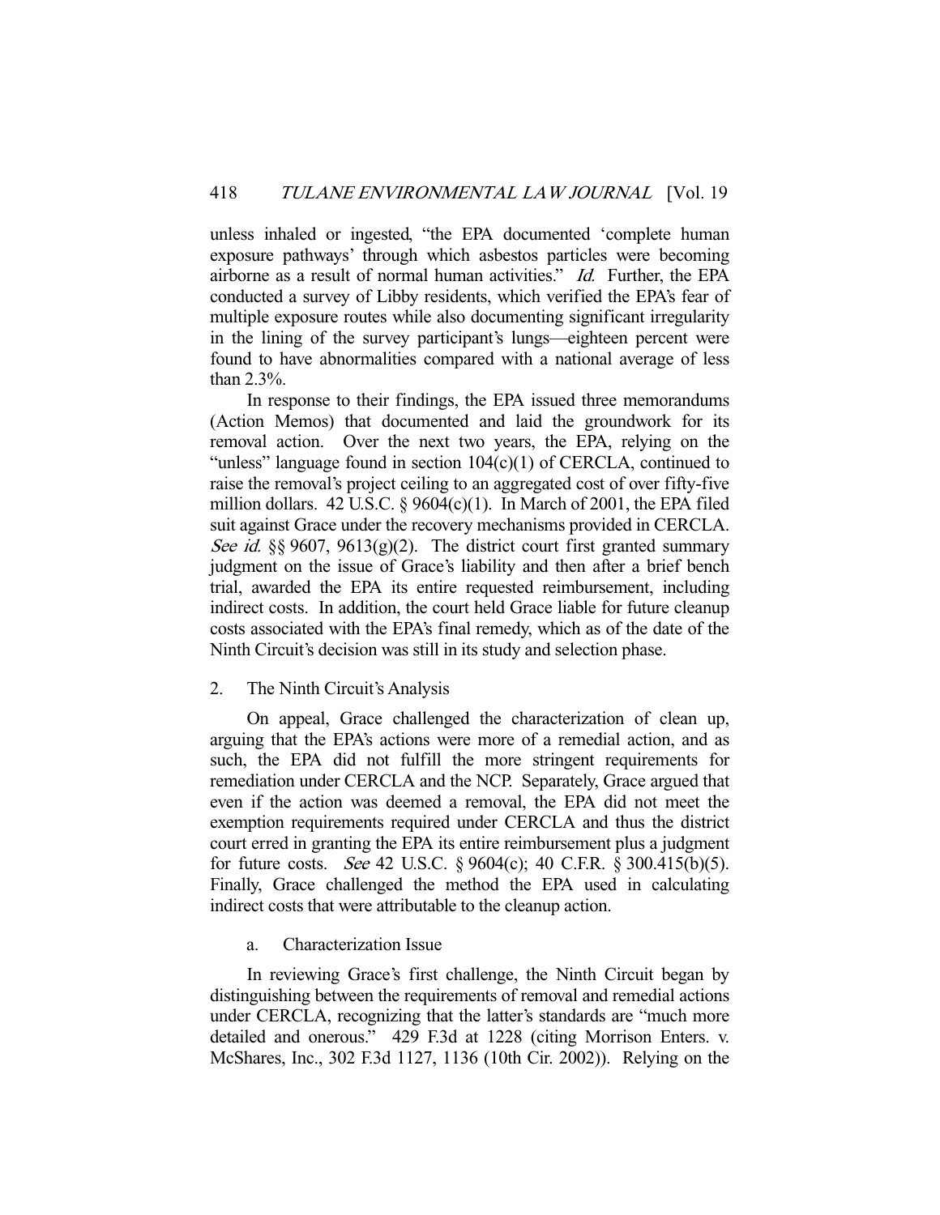unless inhaled or ingested, "the EPA documented 'complete human exposure pathways' through which asbestos particles were becoming airborne as a result of normal human activities." *Id.* Further, the EPA conducted a survey of Libby residents, which verified the EPA's fear of multiple exposure routes while also documenting significant irregularity in the lining of the survey participant's lungs—eighteen percent were found to have abnormalities compared with a national average of less than 2.3%.

In response to their findings, the EPA issued three memorandums (Action Memos) that documented and laid the groundwork for its removal action. Over the next two years, the EPA, relying on the "unless" language found in section 104(c)(1) of CERCLA, continued to raise the removal's project ceiling to an aggregated cost of over fifty-five million dollars. 42 U.S.C. § 9604(c)(1). In March of 2001, the EPA filed suit against Grace under the recovery mechanisms provided in CERCLA. *See id.* §§ 9607, 9613(g)(2). The district court first granted summary judgment on the issue of Grace's liability and then after a brief bench trial, awarded the EPA its entire requested reimbursement, including indirect costs. In addition, the court held Grace liable for future cleanup costs associated with the EPA's final remedy, which as of the date of the Ninth Circuit's decision was still in its study and selection phase.

### 2. The Ninth Circuit's Analysis

On appeal, Grace challenged the characterization of clean up, arguing that the EPA's actions were more of a remedial action, and as such, the EPA did not fulfill the more stringent requirements for remediation under CERCLA and the NCP. Separately, Grace argued that even if the action was deemed a removal, the EPA did not meet the exemption requirements required under CERCLA and thus the district court erred in granting the EPA its entire reimbursement plus a judgment for future costs. *See* 42 U.S.C. § 9604(c); 40 C.F.R. § 300.415(b)(5). Finally, Grace challenged the method the EPA used in calculating indirect costs that were attributable to the cleanup action.

#### a. Characterization Issue

In reviewing Grace's first challenge, the Ninth Circuit began by distinguishing between the requirements of removal and remedial actions under CERCLA, recognizing that the latter's standards are "much more detailed and onerous." 429 F.3d at 1228 (citing Morrison Enters. v. McShares, Inc., 302 F.3d 1127, 1136 (10th Cir. 2002)). Relying on the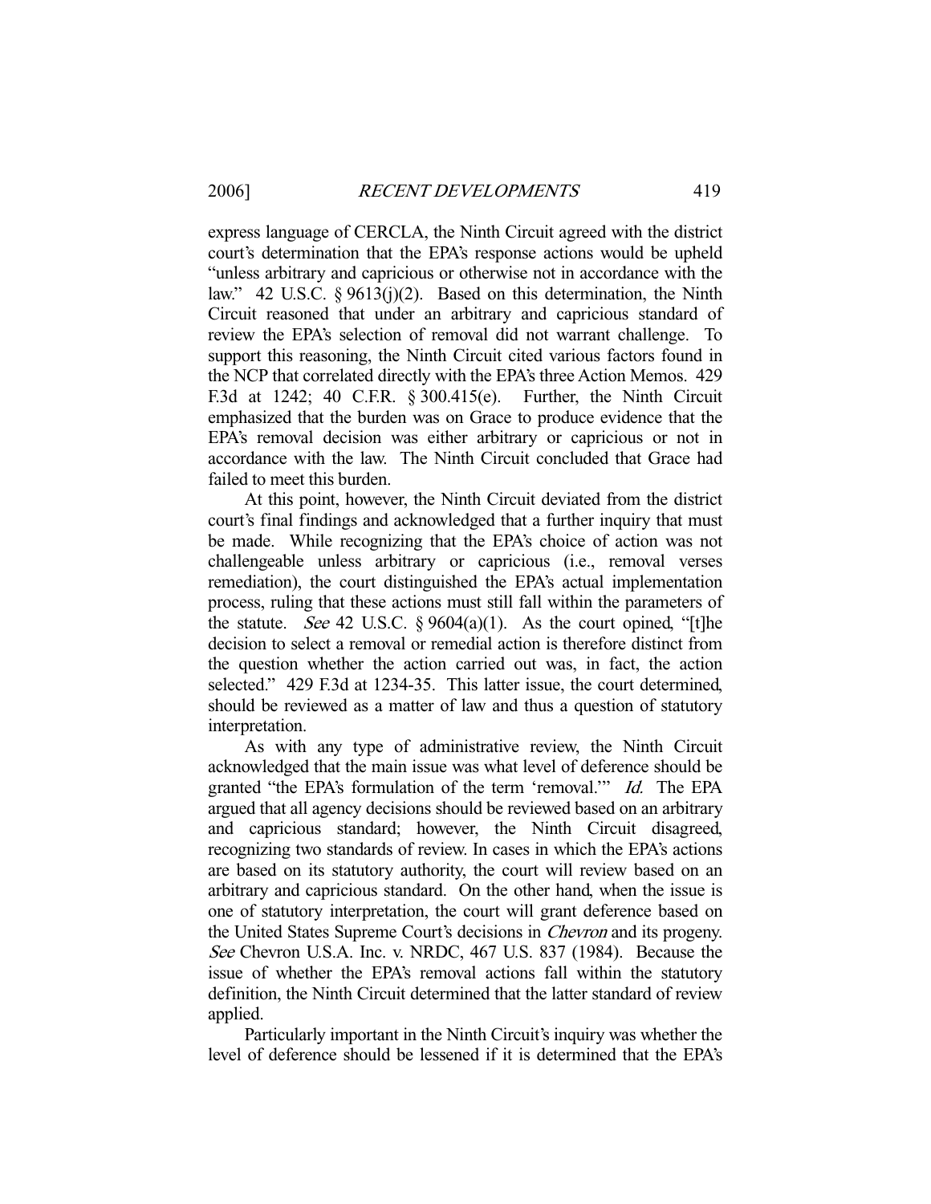express language of CERCLA, the Ninth Circuit agreed with the district court's determination that the EPA's response actions would be upheld "unless arbitrary and capricious or otherwise not in accordance with the law." 42 U.S.C. § 9613(j)(2). Based on this determination, the Ninth Circuit reasoned that under an arbitrary and capricious standard of review the EPA's selection of removal did not warrant challenge. To support this reasoning, the Ninth Circuit cited various factors found in the NCP that correlated directly with the EPA's three Action Memos. 429 F.3d at 1242; 40 C.F.R. § 300.415(e). Further, the Ninth Circuit emphasized that the burden was on Grace to produce evidence that the EPA's removal decision was either arbitrary or capricious or not in accordance with the law. The Ninth Circuit concluded that Grace had failed to meet this burden.

At this point, however, the Ninth Circuit deviated from the district court's final findings and acknowledged that a further inquiry that must be made. While recognizing that the EPA's choice of action was not challengeable unless arbitrary or capricious (i.e., removal verses remediation), the court distinguished the EPA's actual implementation process, ruling that these actions must still fall within the parameters of the statute. *See* 42 U.S.C. § 9604(a)(1). As the court opined, "[t]he decision to select a removal or remedial action is therefore distinct from the question whether the action carried out was, in fact, the action selected." 429 F.3d at 1234-35. This latter issue, the court determined, should be reviewed as a matter of law and thus a question of statutory interpretation.

As with any type of administrative review, the Ninth Circuit acknowledged that the main issue was what level of deference should be granted "the EPA's formulation of the term 'removal.'" *Id.* The EPA argued that all agency decisions should be reviewed based on an arbitrary and capricious standard; however, the Ninth Circuit disagreed, recognizing two standards of review. In cases in which the EPA's actions are based on its statutory authority, the court will review based on an arbitrary and capricious standard. On the other hand, when the issue is one of statutory interpretation, the court will grant deference based on the United States Supreme Court's decisions in *Chevron* and its progeny. *See* Chevron U.S.A. Inc. v. NRDC, 467 U.S. 837 (1984). Because the issue of whether the EPA's removal actions fall within the statutory definition, the Ninth Circuit determined that the latter standard of review applied.

Particularly important in the Ninth Circuit's inquiry was whether the level of deference should be lessened if it is determined that the EPA's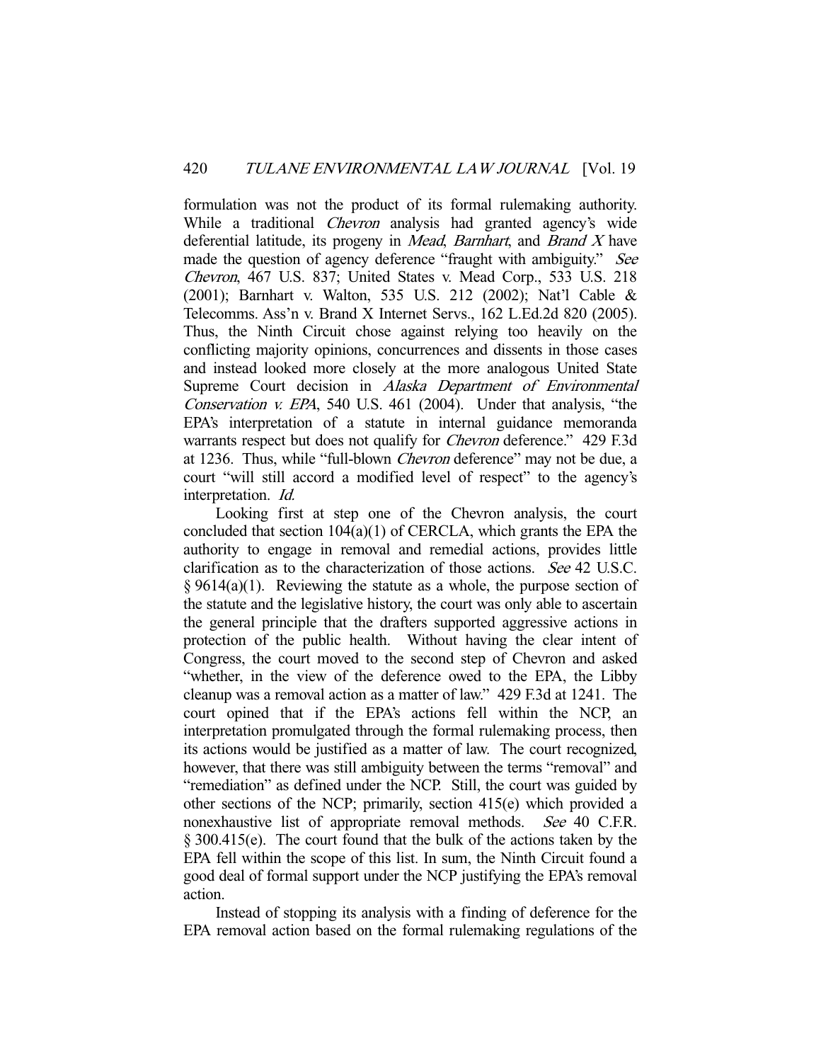formulation was not the product of its formal rulemaking authority. While a traditional *Chevron* analysis had granted agency's wide deferential latitude, its progeny in *Mead*, *Barnhart*, and *Brand X* have made the question of agency deference "fraught with ambiguity." *See Chevron*, 467 U.S. 837; United States v. Mead Corp., 533 U.S. 218 (2001); Barnhart v. Walton, 535 U.S. 212 (2002); Nat'l Cable & Telecomms. Ass'n v. Brand X Internet Servs., 162 L.Ed.2d 820 (2005). Thus, the Ninth Circuit chose against relying too heavily on the conflicting majority opinions, concurrences and dissents in those cases and instead looked more closely at the more analogous United State Supreme Court decision in *Alaska Department of Environmental Conservation v. EPA*, 540 U.S. 461 (2004). Under that analysis, "the EPA's interpretation of a statute in internal guidance memoranda warrants respect but does not qualify for *Chevron* deference." 429 F.3d at 1236. Thus, while "full-blown *Chevron* deference" may not be due, a court "will still accord a modified level of respect" to the agency's interpretation. *Id.*

Looking first at step one of the Chevron analysis, the court concluded that section 104(a)(1) of CERCLA, which grants the EPA the authority to engage in removal and remedial actions, provides little clarification as to the characterization of those actions. *See* 42 U.S.C. § 9614(a)(1). Reviewing the statute as a whole, the purpose section of the statute and the legislative history, the court was only able to ascertain the general principle that the drafters supported aggressive actions in protection of the public health. Without having the clear intent of Congress, the court moved to the second step of Chevron and asked "whether, in the view of the deference owed to the EPA, the Libby cleanup was a removal action as a matter of law." 429 F.3d at 1241. The court opined that if the EPA's actions fell within the NCP, an interpretation promulgated through the formal rulemaking process, then its actions would be justified as a matter of law. The court recognized, however, that there was still ambiguity between the terms "removal" and "remediation" as defined under the NCP. Still, the court was guided by other sections of the NCP; primarily, section 415(e) which provided a nonexhaustive list of appropriate removal methods. *See* 40 C.F.R. § 300.415(e). The court found that the bulk of the actions taken by the EPA fell within the scope of this list. In sum, the Ninth Circuit found a good deal of formal support under the NCP justifying the EPA's removal action.

Instead of stopping its analysis with a finding of deference for the EPA removal action based on the formal rulemaking regulations of the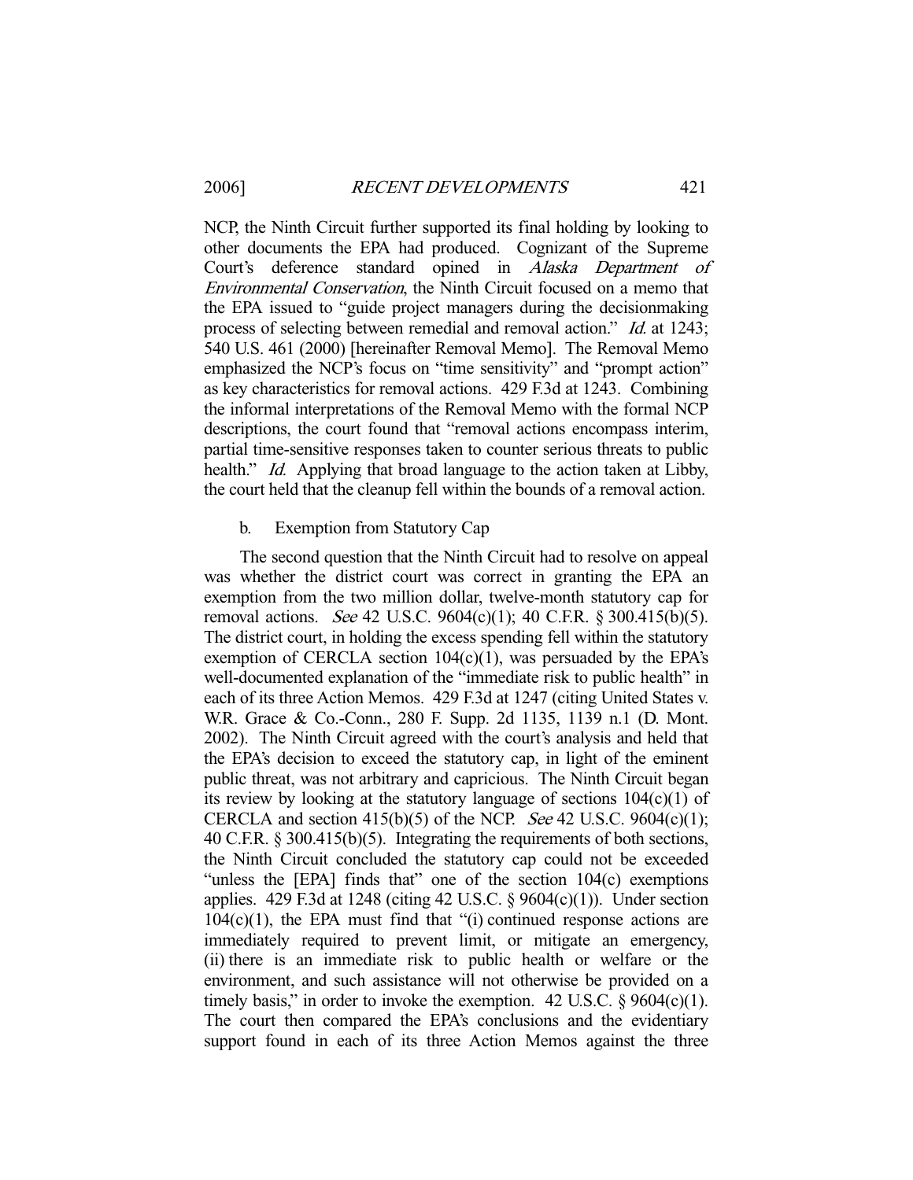NCP, the Ninth Circuit further supported its final holding by looking to other documents the EPA had produced. Cognizant of the Supreme Court's deference standard opined in *Alaska Department of Environmental Conservation*, the Ninth Circuit focused on a memo that the EPA issued to "guide project managers during the decisionmaking process of selecting between remedial and removal action." *Id.* at 1243; 540 U.S. 461 (2000) [hereinafter Removal Memo]. The Removal Memo emphasized the NCP's focus on "time sensitivity" and "prompt action" as key characteristics for removal actions. 429 F.3d at 1243. Combining the informal interpretations of the Removal Memo with the formal NCP descriptions, the court found that "removal actions encompass interim, partial time-sensitive responses taken to counter serious threats to public health." *Id.* Applying that broad language to the action taken at Libby, the court held that the cleanup fell within the bounds of a removal action.

b. Exemption from Statutory Cap

The second question that the Ninth Circuit had to resolve on appeal was whether the district court was correct in granting the EPA an exemption from the two million dollar, twelve-month statutory cap for removal actions. *See* 42 U.S.C. 9604(c)(1); 40 C.F.R. § 300.415(b)(5). The district court, in holding the excess spending fell within the statutory exemption of CERCLA section 104(c)(1), was persuaded by the EPA's well-documented explanation of the "immediate risk to public health" in each of its three Action Memos. 429 F.3d at 1247 (citing United States v. W.R. Grace & Co.-Conn., 280 F. Supp. 2d 1135, 1139 n.1 (D. Mont. 2002). The Ninth Circuit agreed with the court's analysis and held that the EPA's decision to exceed the statutory cap, in light of the eminent public threat, was not arbitrary and capricious. The Ninth Circuit began its review by looking at the statutory language of sections 104(c)(1) of CERCLA and section 415(b)(5) of the NCP. *See* 42 U.S.C. 9604(c)(1); 40 C.F.R. § 300.415(b)(5). Integrating the requirements of both sections, the Ninth Circuit concluded the statutory cap could not be exceeded "unless the [EPA] finds that" one of the section 104(c) exemptions applies. 429 F.3d at 1248 (citing 42 U.S.C. § 9604(c)(1)). Under section 104(c)(1), the EPA must find that "(i) continued response actions are immediately required to prevent limit, or mitigate an emergency, (ii) there is an immediate risk to public health or welfare or the environment, and such assistance will not otherwise be provided on a timely basis," in order to invoke the exemption. 42 U.S.C. § 9604(c)(1). The court then compared the EPA's conclusions and the evidentiary support found in each of its three Action Memos against the three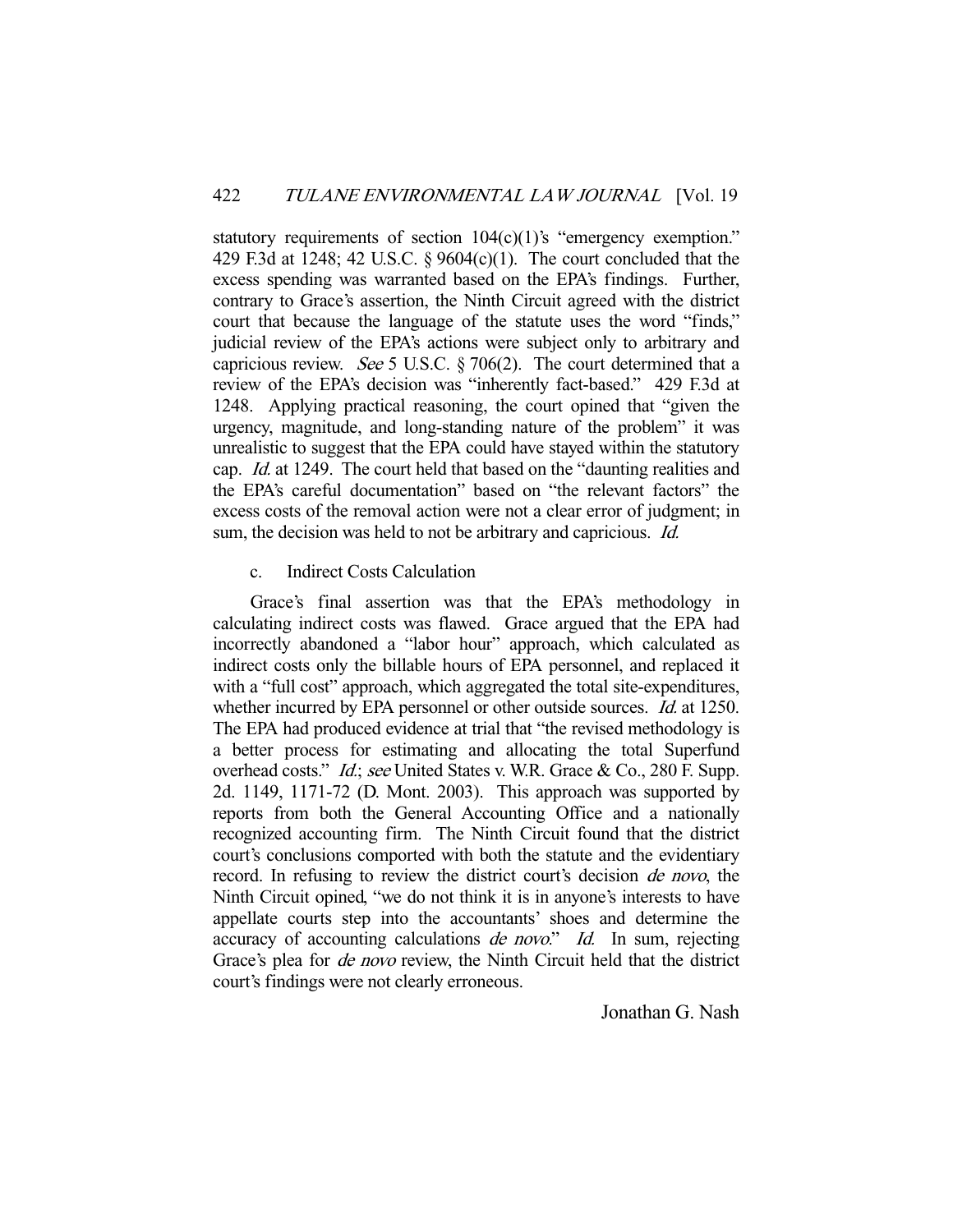statutory requirements of section 104(c)(1)'s "emergency exemption." 429 F.3d at 1248; 42 U.S.C. § 9604(c)(1). The court concluded that the excess spending was warranted based on the EPA's findings. Further, contrary to Grace's assertion, the Ninth Circuit agreed with the district court that because the language of the statute uses the word "finds," judicial review of the EPA's actions were subject only to arbitrary and capricious review. *See* 5 U.S.C. § 706(2). The court determined that a review of the EPA's decision was "inherently fact-based." 429 F.3d at 1248. Applying practical reasoning, the court opined that "given the urgency, magnitude, and long-standing nature of the problem" it was unrealistic to suggest that the EPA could have stayed within the statutory cap. *Id.* at 1249. The court held that based on the "daunting realities and the EPA's careful documentation" based on "the relevant factors" the excess costs of the removal action were not a clear error of judgment; in sum, the decision was held to not be arbitrary and capricious. *Id.*

c. Indirect Costs Calculation

Grace's final assertion was that the EPA's methodology in calculating indirect costs was flawed. Grace argued that the EPA had incorrectly abandoned a "labor hour" approach, which calculated as indirect costs only the billable hours of EPA personnel, and replaced it with a "full cost" approach, which aggregated the total site-expenditures, whether incurred by EPA personnel or other outside sources. *Id.* at 1250. The EPA had produced evidence at trial that "the revised methodology is a better process for estimating and allocating the total Superfund overhead costs." *Id.*; *see* United States v. W.R. Grace & Co., 280 F. Supp. 2d. 1149, 1171-72 (D. Mont. 2003). This approach was supported by reports from both the General Accounting Office and a nationally recognized accounting firm. The Ninth Circuit found that the district court's conclusions comported with both the statute and the evidentiary record. In refusing to review the district court's decision *de novo*, the Ninth Circuit opined, "we do not think it is in anyone's interests to have appellate courts step into the accountants' shoes and determine the accuracy of accounting calculations *de novo*." *Id.* In sum, rejecting Grace's plea for *de novo* review, the Ninth Circuit held that the district court's findings were not clearly erroneous.

Jonathan G. Nash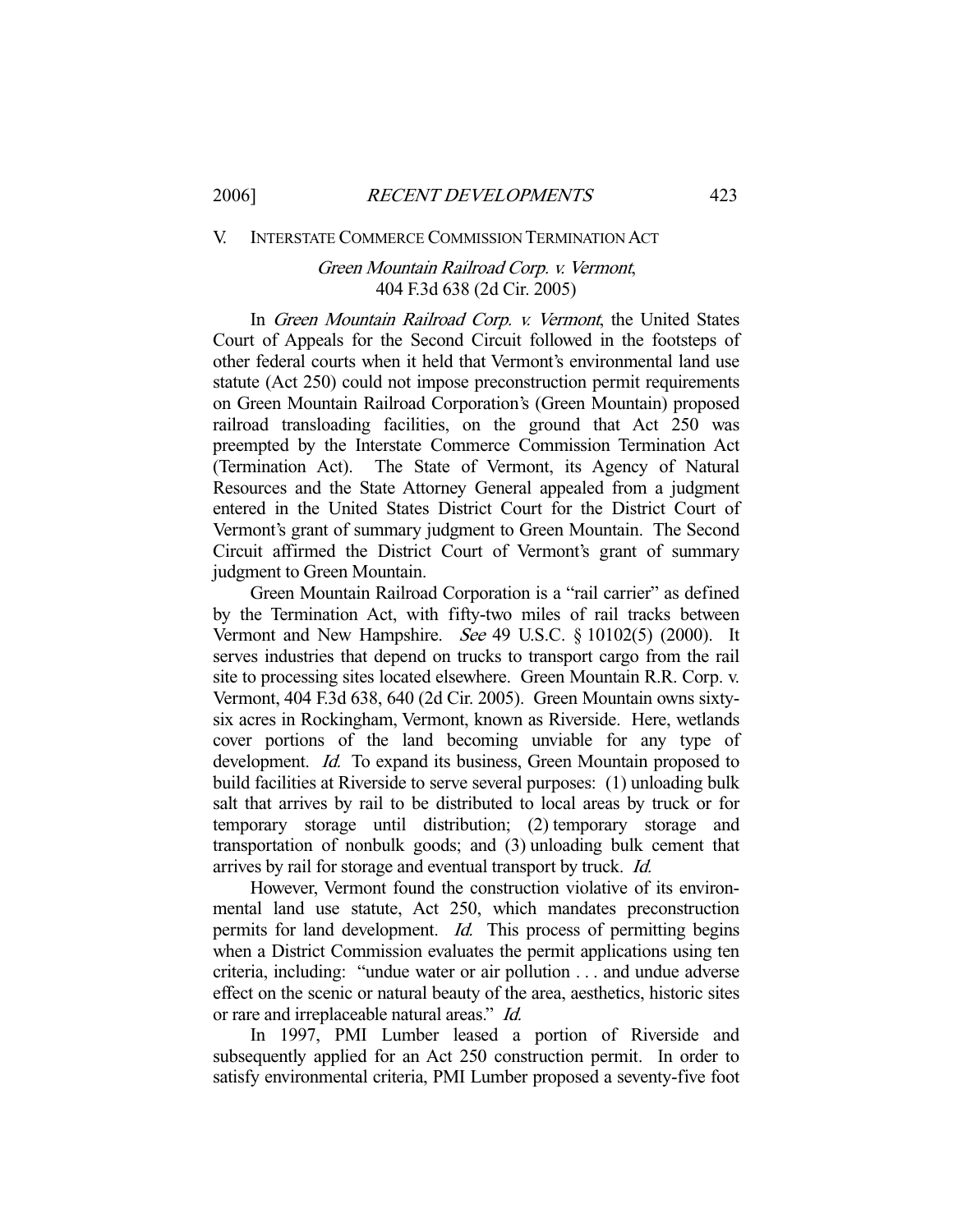## V. INTERSTATE COMMERCE COMMISSION TERMINATION ACT

### *Green Mountain Railroad Corp. v. Vermont*, 404 F.3d 638 (2d Cir. 2005)

In *Green Mountain Railroad Corp. v. Vermont*, the United States Court of Appeals for the Second Circuit followed in the footsteps of other federal courts when it held that Vermont's environmental land use statute (Act 250) could not impose preconstruction permit requirements on Green Mountain Railroad Corporation's (Green Mountain) proposed railroad transloading facilities, on the ground that Act 250 was preempted by the Interstate Commerce Commission Termination Act (Termination Act). The State of Vermont, its Agency of Natural Resources and the State Attorney General appealed from a judgment entered in the United States District Court for the District Court of Vermont's grant of summary judgment to Green Mountain. The Second Circuit affirmed the District Court of Vermont's grant of summary judgment to Green Mountain.

Green Mountain Railroad Corporation is a "rail carrier" as defined by the Termination Act, with fifty-two miles of rail tracks between Vermont and New Hampshire. *See* 49 U.S.C. § 10102(5) (2000). It serves industries that depend on trucks to transport cargo from the rail site to processing sites located elsewhere. Green Mountain R.R. Corp. v. Vermont, 404 F.3d 638, 640 (2d Cir. 2005). Green Mountain owns sixty-six acres in Rockingham, Vermont, known as Riverside. Here, wetlands cover portions of the land becoming unviable for any type of development. *Id.* To expand its business, Green Mountain proposed to build facilities at Riverside to serve several purposes: (1) unloading bulk salt that arrives by rail to be distributed to local areas by truck or for temporary storage until distribution; (2) temporary storage and transportation of nonbulk goods; and (3) unloading bulk cement that arrives by rail for storage and eventual transport by truck. *Id.*

However, Vermont found the construction violative of its environmental land use statute, Act 250, which mandates preconstruction permits for land development. *Id.* This process of permitting begins when a District Commission evaluates the permit applications using ten criteria, including: "undue water or air pollution . . . and undue adverse effect on the scenic or natural beauty of the area, aesthetics, historic sites or rare and irreplaceable natural areas." *Id.*

In 1997, PMI Lumber leased a portion of Riverside and subsequently applied for an Act 250 construction permit. In order to satisfy environmental criteria, PMI Lumber proposed a seventy-five foot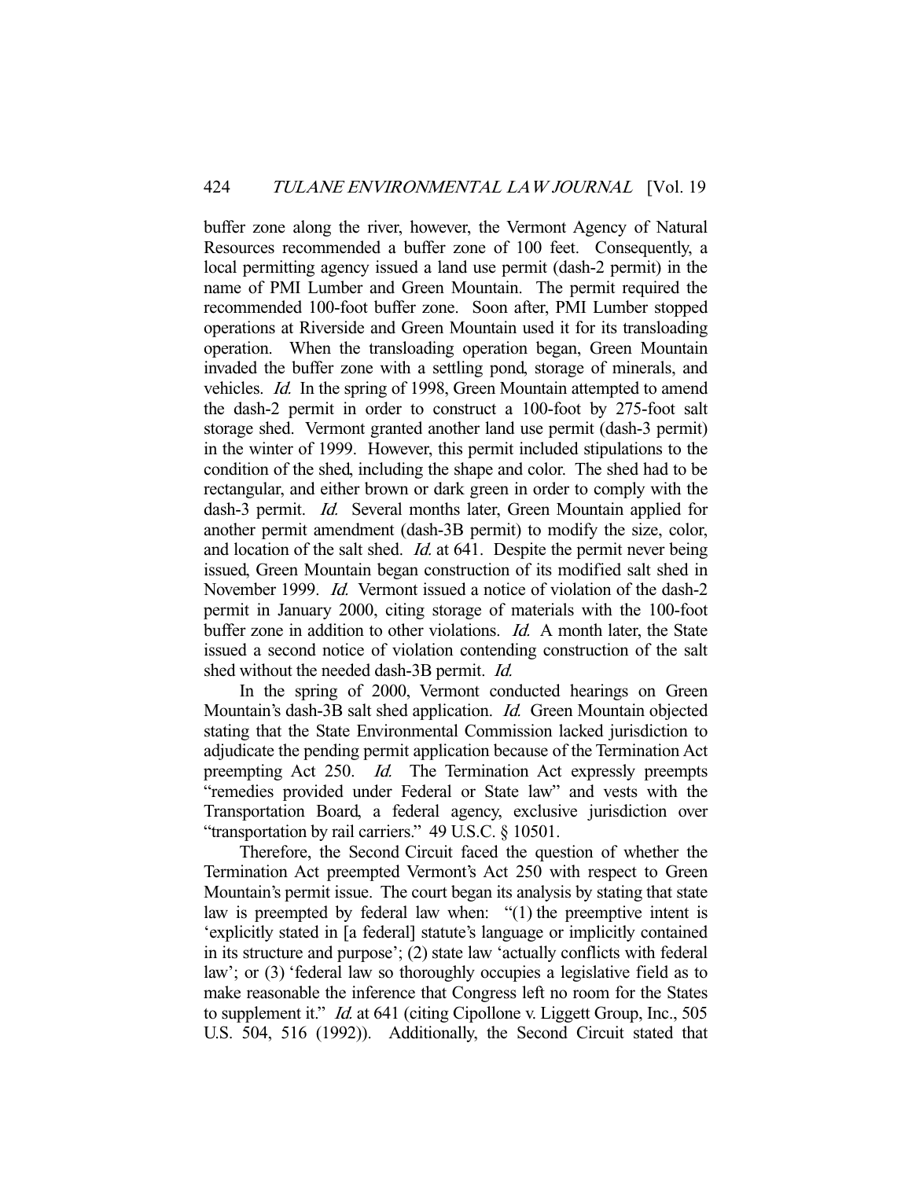buffer zone along the river, however, the Vermont Agency of Natural Resources recommended a buffer zone of 100 feet. Consequently, a local permitting agency issued a land use permit (dash-2 permit) in the name of PMI Lumber and Green Mountain. The permit required the recommended 100-foot buffer zone. Soon after, PMI Lumber stopped operations at Riverside and Green Mountain used it for its transloading operation. When the transloading operation began, Green Mountain invaded the buffer zone with a settling pond, storage of minerals, and vehicles. *Id.* In the spring of 1998, Green Mountain attempted to amend the dash-2 permit in order to construct a 100-foot by 275-foot salt storage shed. Vermont granted another land use permit (dash-3 permit) in the winter of 1999. However, this permit included stipulations to the condition of the shed, including the shape and color. The shed had to be rectangular, and either brown or dark green in order to comply with the dash-3 permit. *Id.* Several months later, Green Mountain applied for another permit amendment (dash-3B permit) to modify the size, color, and location of the salt shed. *Id.* at 641. Despite the permit never being issued, Green Mountain began construction of its modified salt shed in November 1999. *Id.* Vermont issued a notice of violation of the dash-2 permit in January 2000, citing storage of materials with the 100-foot buffer zone in addition to other violations. *Id.* A month later, the State issued a second notice of violation contending construction of the salt shed without the needed dash-3B permit. *Id.*

In the spring of 2000, Vermont conducted hearings on Green Mountain's dash-3B salt shed application. *Id.* Green Mountain objected stating that the State Environmental Commission lacked jurisdiction to adjudicate the pending permit application because of the Termination Act preempting Act 250. *Id.* The Termination Act expressly preempts "remedies provided under Federal or State law" and vests with the Transportation Board, a federal agency, exclusive jurisdiction over "transportation by rail carriers." 49 U.S.C. § 10501.

Therefore, the Second Circuit faced the question of whether the Termination Act preempted Vermont's Act 250 with respect to Green Mountain's permit issue. The court began its analysis by stating that state law is preempted by federal law when: "(1) the preemptive intent is 'explicitly stated in [a federal] statute's language or implicitly contained in its structure and purpose'; (2) state law 'actually conflicts with federal law'; or (3) 'federal law so thoroughly occupies a legislative field as to make reasonable the inference that Congress left no room for the States to supplement it." *Id.* at 641 (citing Cipollone v. Liggett Group, Inc., 505 U.S. 504, 516 (1992)). Additionally, the Second Circuit stated that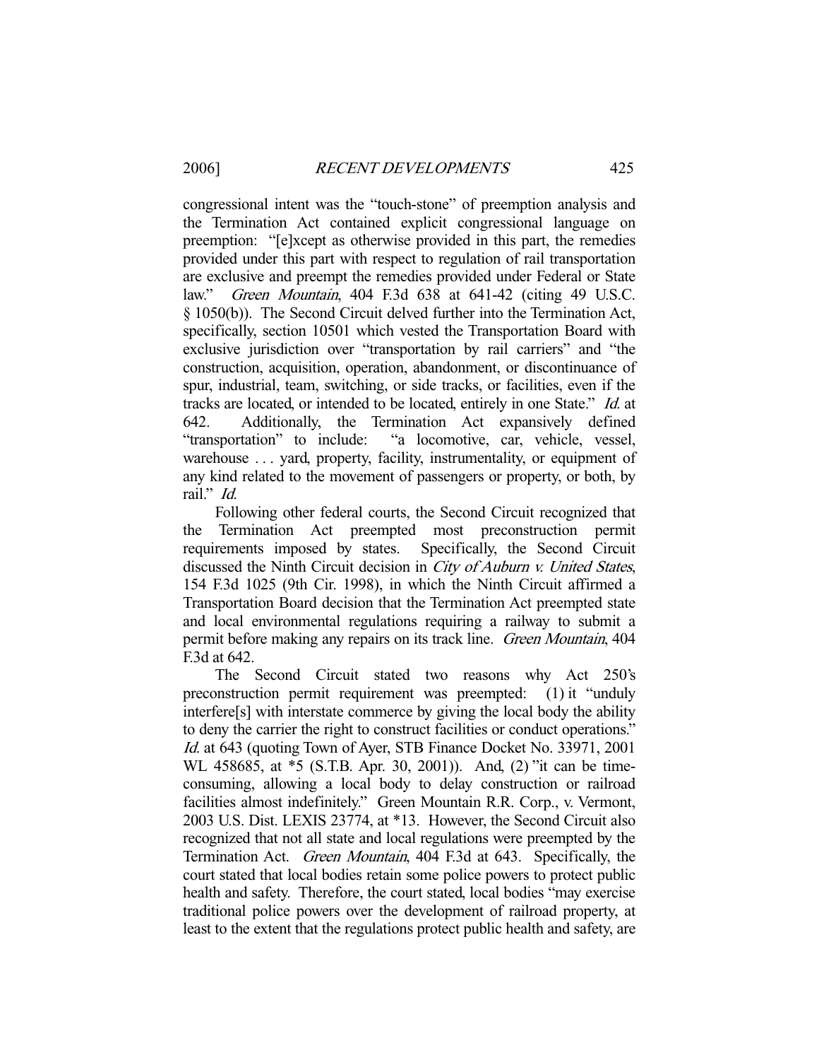congressional intent was the "touch-stone" of preemption analysis and the Termination Act contained explicit congressional language on preemption: "[e]xcept as otherwise provided in this part, the remedies provided under this part with respect to regulation of rail transportation are exclusive and preempt the remedies provided under Federal or State law." *Green Mountain*, 404 F.3d 638 at 641-42 (citing 49 U.S.C. § 1050(b)). The Second Circuit delved further into the Termination Act, specifically, section 10501 which vested the Transportation Board with exclusive jurisdiction over "transportation by rail carriers" and "the construction, acquisition, operation, abandonment, or discontinuance of spur, industrial, team, switching, or side tracks, or facilities, even if the tracks are located, or intended to be located, entirely in one State." *Id.* at 642. Additionally, the Termination Act expansively defined "transportation" to include: "a locomotive, car, vehicle, vessel, warehouse . . . yard, property, facility, instrumentality, or equipment of any kind related to the movement of passengers or property, or both, by rail." *Id.*

Following other federal courts, the Second Circuit recognized that the Termination Act preempted most preconstruction permit requirements imposed by states. Specifically, the Second Circuit discussed the Ninth Circuit decision in *City of Auburn v. United States*, 154 F.3d 1025 (9th Cir. 1998), in which the Ninth Circuit affirmed a Transportation Board decision that the Termination Act preempted state and local environmental regulations requiring a railway to submit a permit before making any repairs on its track line. *Green Mountain*, 404 F.3d at 642.

The Second Circuit stated two reasons why Act 250's preconstruction permit requirement was preempted: (1) it "unduly interfere[s] with interstate commerce by giving the local body the ability to deny the carrier the right to construct facilities or conduct operations." *Id.* at 643 (quoting Town of Ayer, STB Finance Docket No. 33971, 2001 WL 458685, at *5 (S.T.B. Apr. 30, 2001)). And, (2) "it can be time-consuming, allowing a local body to delay construction or railroad facilities almost indefinitely." Green Mountain R.R. Corp., v. Vermont, 2003 U.S. Dist. LEXIS 23774, at *13. However, the Second Circuit also recognized that not all state and local regulations were preempted by the Termination Act. *Green Mountain*, 404 F.3d at 643. Specifically, the court stated that local bodies retain some police powers to protect public health and safety. Therefore, the court stated, local bodies "may exercise traditional police powers over the development of railroad property, at least to the extent that the regulations protect public health and safety, are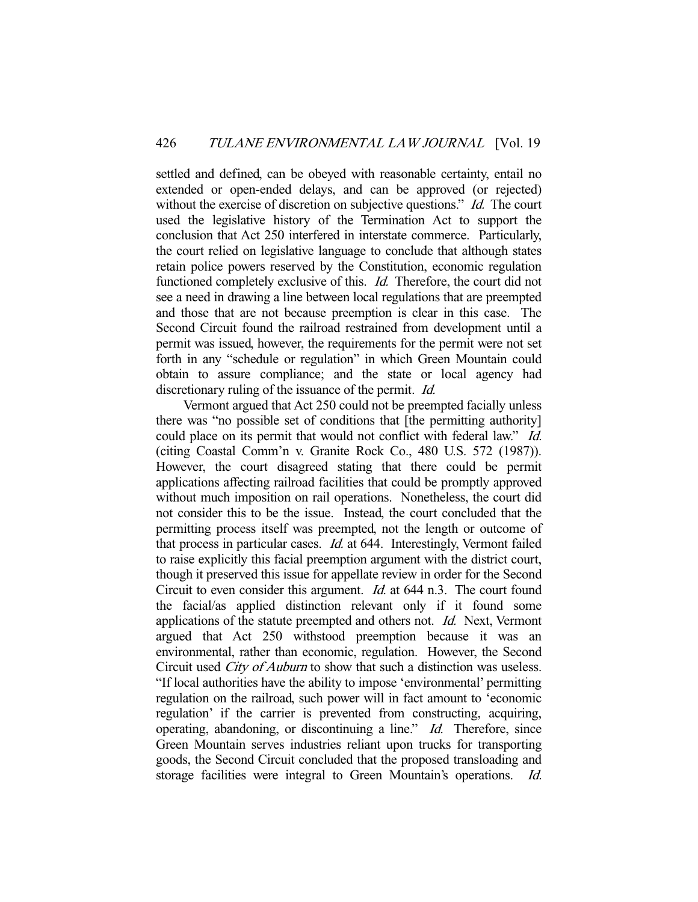settled and defined, can be obeyed with reasonable certainty, entail no extended or open-ended delays, and can be approved (or rejected) without the exercise of discretion on subjective questions." *Id.* The court used the legislative history of the Termination Act to support the conclusion that Act 250 interfered in interstate commerce. Particularly, the court relied on legislative language to conclude that although states retain police powers reserved by the Constitution, economic regulation functioned completely exclusive of this. *Id.* Therefore, the court did not see a need in drawing a line between local regulations that are preempted and those that are not because preemption is clear in this case. The Second Circuit found the railroad restrained from development until a permit was issued, however, the requirements for the permit were not set forth in any "schedule or regulation" in which Green Mountain could obtain to assure compliance; and the state or local agency had discretionary ruling of the issuance of the permit. *Id.*

Vermont argued that Act 250 could not be preempted facially unless there was "no possible set of conditions that [the permitting authority] could place on its permit that would not conflict with federal law." *Id.* (citing Coastal Comm'n v. Granite Rock Co., 480 U.S. 572 (1987)). However, the court disagreed stating that there could be permit applications affecting railroad facilities that could be promptly approved without much imposition on rail operations. Nonetheless, the court did not consider this to be the issue. Instead, the court concluded that the permitting process itself was preempted, not the length or outcome of that process in particular cases. *Id.* at 644. Interestingly, Vermont failed to raise explicitly this facial preemption argument with the district court, though it preserved this issue for appellate review in order for the Second Circuit to even consider this argument. *Id.* at 644 n.3. The court found the facial/as applied distinction relevant only if it found some applications of the statute preempted and others not. *Id.* Next, Vermont argued that Act 250 withstood preemption because it was an environmental, rather than economic, regulation. However, the Second Circuit used *City of Auburn* to show that such a distinction was useless. "If local authorities have the ability to impose 'environmental' permitting regulation on the railroad, such power will in fact amount to 'economic regulation' if the carrier is prevented from constructing, acquiring, operating, abandoning, or discontinuing a line." *Id.* Therefore, since Green Mountain serves industries reliant upon trucks for transporting goods, the Second Circuit concluded that the proposed transloading and storage facilities were integral to Green Mountain's operations. *Id.*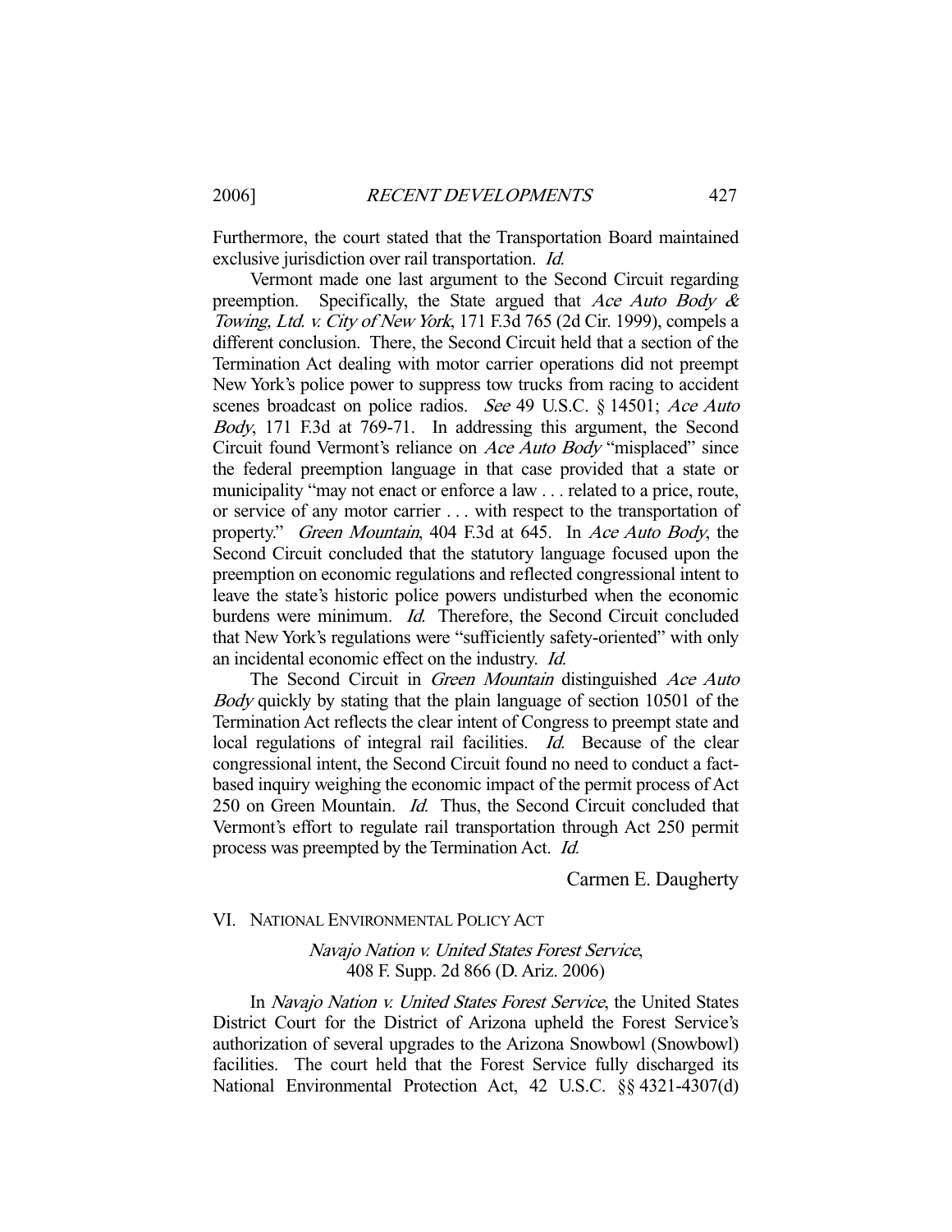Furthermore, the court stated that the Transportation Board maintained exclusive jurisdiction over rail transportation. *Id.*

Vermont made one last argument to the Second Circuit regarding preemption. Specifically, the State argued that *Ace Auto Body & Towing, Ltd. v. City of New York*, 171 F.3d 765 (2d Cir. 1999), compels a different conclusion. There, the Second Circuit held that a section of the Termination Act dealing with motor carrier operations did not preempt New York's police power to suppress tow trucks from racing to accident scenes broadcast on police radios. *See* 49 U.S.C. § 14501; *Ace Auto Body*, 171 F.3d at 769-71. In addressing this argument, the Second Circuit found Vermont's reliance on *Ace Auto Body* "misplaced" since the federal preemption language in that case provided that a state or municipality "may not enact or enforce a law . . . related to a price, route, or service of any motor carrier . . . with respect to the transportation of property." *Green Mountain*, 404 F.3d at 645. In *Ace Auto Body*, the Second Circuit concluded that the statutory language focused upon the preemption on economic regulations and reflected congressional intent to leave the state's historic police powers undisturbed when the economic burdens were minimum. *Id.* Therefore, the Second Circuit concluded that New York's regulations were "sufficiently safety-oriented" with only an incidental economic effect on the industry. *Id.*

The Second Circuit in *Green Mountain* distinguished *Ace Auto Body* quickly by stating that the plain language of section 10501 of the Termination Act reflects the clear intent of Congress to preempt state and local regulations of integral rail facilities. *Id.* Because of the clear congressional intent, the Second Circuit found no need to conduct a fact-based inquiry weighing the economic impact of the permit process of Act 250 on Green Mountain. *Id.* Thus, the Second Circuit concluded that Vermont's effort to regulate rail transportation through Act 250 permit process was preempted by the Termination Act. *Id.*

Carmen E. Daugherty

## VI. NATIONAL ENVIRONMENTAL POLICY ACT

### *Navajo Nation v. United States Forest Service*, 408 F. Supp. 2d 866 (D. Ariz. 2006)

In *Navajo Nation v. United States Forest Service*, the United States District Court for the District of Arizona upheld the Forest Service's authorization of several upgrades to the Arizona Snowbowl (Snowbowl) facilities. The court held that the Forest Service fully discharged its National Environmental Protection Act, 42 U.S.C. §§ 4321-4307(d)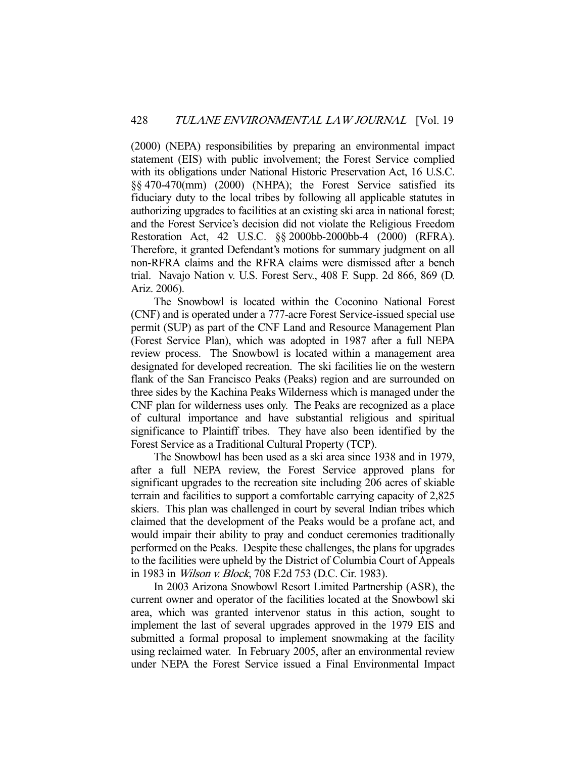(2000) (NEPA) responsibilities by preparing an environmental impact statement (EIS) with public involvement; the Forest Service complied with its obligations under National Historic Preservation Act, 16 U.S.C. §§ 470-470(mm) (2000) (NHPA); the Forest Service satisfied its fiduciary duty to the local tribes by following all applicable statutes in authorizing upgrades to facilities at an existing ski area in national forest; and the Forest Service's decision did not violate the Religious Freedom Restoration Act, 42 U.S.C. §§ 2000bb-2000bb-4 (2000) (RFRA). Therefore, it granted Defendant's motions for summary judgment on all non-RFRA claims and the RFRA claims were dismissed after a bench trial. Navajo Nation v. U.S. Forest Serv., 408 F. Supp. 2d 866, 869 (D. Ariz. 2006).

The Snowbowl is located within the Coconino National Forest (CNF) and is operated under a 777-acre Forest Service-issued special use permit (SUP) as part of the CNF Land and Resource Management Plan (Forest Service Plan), which was adopted in 1987 after a full NEPA review process. The Snowbowl is located within a management area designated for developed recreation. The ski facilities lie on the western flank of the San Francisco Peaks (Peaks) region and are surrounded on three sides by the Kachina Peaks Wilderness which is managed under the CNF plan for wilderness uses only. The Peaks are recognized as a place of cultural importance and have substantial religious and spiritual significance to Plaintiff tribes. They have also been identified by the Forest Service as a Traditional Cultural Property (TCP).

The Snowbowl has been used as a ski area since 1938 and in 1979, after a full NEPA review, the Forest Service approved plans for significant upgrades to the recreation site including 206 acres of skiable terrain and facilities to support a comfortable carrying capacity of 2,825 skiers. This plan was challenged in court by several Indian tribes which claimed that the development of the Peaks would be a profane act, and would impair their ability to pray and conduct ceremonies traditionally performed on the Peaks. Despite these challenges, the plans for upgrades to the facilities were upheld by the District of Columbia Court of Appeals in 1983 in *Wilson v. Block*, 708 F.2d 753 (D.C. Cir. 1983).

In 2003 Arizona Snowbowl Resort Limited Partnership (ASR), the current owner and operator of the facilities located at the Snowbowl ski area, which was granted intervenor status in this action, sought to implement the last of several upgrades approved in the 1979 EIS and submitted a formal proposal to implement snowmaking at the facility using reclaimed water. In February 2005, after an environmental review under NEPA the Forest Service issued a Final Environmental Impact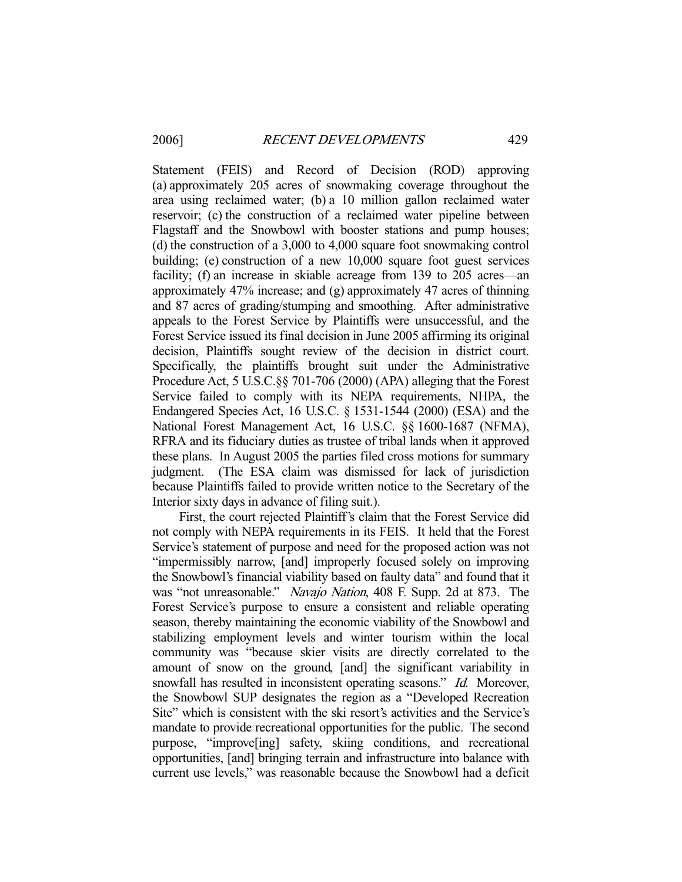Statement (FEIS) and Record of Decision (ROD) approving (a) approximately 205 acres of snowmaking coverage throughout the area using reclaimed water; (b) a 10 million gallon reclaimed water reservoir; (c) the construction of a reclaimed water pipeline between Flagstaff and the Snowbowl with booster stations and pump houses; (d) the construction of a 3,000 to 4,000 square foot snowmaking control building; (e) construction of a new 10,000 square foot guest services facility; (f) an increase in skiable acreage from 139 to 205 acres—an approximately 47% increase; and (g) approximately 47 acres of thinning and 87 acres of grading/stumping and smoothing. After administrative appeals to the Forest Service by Plaintiffs were unsuccessful, and the Forest Service issued its final decision in June 2005 affirming its original decision, Plaintiffs sought review of the decision in district court. Specifically, the plaintiffs brought suit under the Administrative Procedure Act, 5 U.S.C.§§ 701-706 (2000) (APA) alleging that the Forest Service failed to comply with its NEPA requirements, NHPA, the Endangered Species Act, 16 U.S.C. § 1531-1544 (2000) (ESA) and the National Forest Management Act, 16 U.S.C. §§ 1600-1687 (NFMA), RFRA and its fiduciary duties as trustee of tribal lands when it approved these plans. In August 2005 the parties filed cross motions for summary judgment. (The ESA claim was dismissed for lack of jurisdiction because Plaintiffs failed to provide written notice to the Secretary of the Interior sixty days in advance of filing suit.).

First, the court rejected Plaintiff's claim that the Forest Service did not comply with NEPA requirements in its FEIS. It held that the Forest Service's statement of purpose and need for the proposed action was not "impermissibly narrow, [and] improperly focused solely on improving the Snowbowl's financial viability based on faulty data" and found that it was "not unreasonable." *Navajo Nation*, 408 F. Supp. 2d at 873. The Forest Service's purpose to ensure a consistent and reliable operating season, thereby maintaining the economic viability of the Snowbowl and stabilizing employment levels and winter tourism within the local community was "because skier visits are directly correlated to the amount of snow on the ground, [and] the significant variability in snowfall has resulted in inconsistent operating seasons." *Id.* Moreover, the Snowbowl SUP designates the region as a "Developed Recreation Site" which is consistent with the ski resort's activities and the Service's mandate to provide recreational opportunities for the public. The second purpose, "improve[ing] safety, skiing conditions, and recreational opportunities, [and] bringing terrain and infrastructure into balance with current use levels," was reasonable because the Snowbowl had a deficit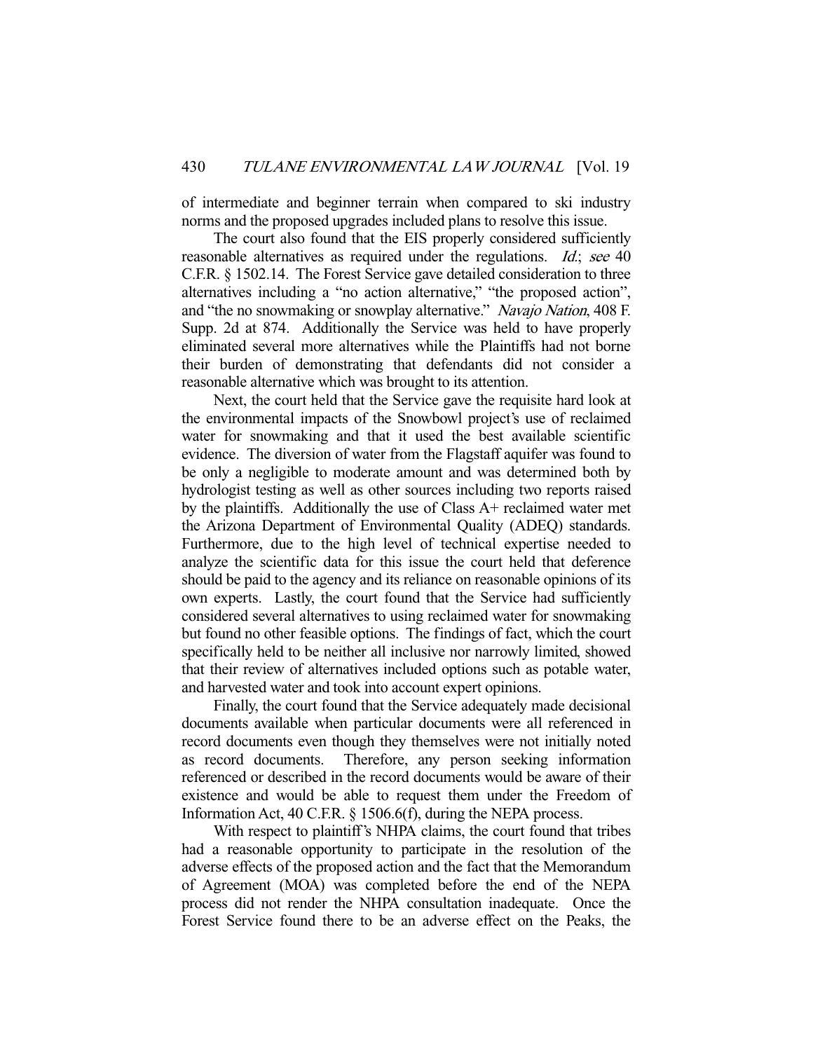of intermediate and beginner terrain when compared to ski industry norms and the proposed upgrades included plans to resolve this issue.

The court also found that the EIS properly considered sufficiently reasonable alternatives as required under the regulations. *Id.*; *see* 40 C.F.R. § 1502.14. The Forest Service gave detailed consideration to three alternatives including a "no action alternative," "the proposed action", and "the no snowmaking or snowplay alternative." *Navajo Nation*, 408 F. Supp. 2d at 874. Additionally the Service was held to have properly eliminated several more alternatives while the Plaintiffs had not borne their burden of demonstrating that defendants did not consider a reasonable alternative which was brought to its attention.

Next, the court held that the Service gave the requisite hard look at the environmental impacts of the Snowbowl project's use of reclaimed water for snowmaking and that it used the best available scientific evidence. The diversion of water from the Flagstaff aquifer was found to be only a negligible to moderate amount and was determined both by hydrologist testing as well as other sources including two reports raised by the plaintiffs. Additionally the use of Class A+ reclaimed water met the Arizona Department of Environmental Quality (ADEQ) standards. Furthermore, due to the high level of technical expertise needed to analyze the scientific data for this issue the court held that deference should be paid to the agency and its reliance on reasonable opinions of its own experts. Lastly, the court found that the Service had sufficiently considered several alternatives to using reclaimed water for snowmaking but found no other feasible options. The findings of fact, which the court specifically held to be neither all inclusive nor narrowly limited, showed that their review of alternatives included options such as potable water, and harvested water and took into account expert opinions.

Finally, the court found that the Service adequately made decisional documents available when particular documents were all referenced in record documents even though they themselves were not initially noted as record documents. Therefore, any person seeking information referenced or described in the record documents would be aware of their existence and would be able to request them under the Freedom of Information Act, 40 C.F.R. § 1506.6(f), during the NEPA process.

With respect to plaintiff's NHPA claims, the court found that tribes had a reasonable opportunity to participate in the resolution of the adverse effects of the proposed action and the fact that the Memorandum of Agreement (MOA) was completed before the end of the NEPA process did not render the NHPA consultation inadequate. Once the Forest Service found there to be an adverse effect on the Peaks, the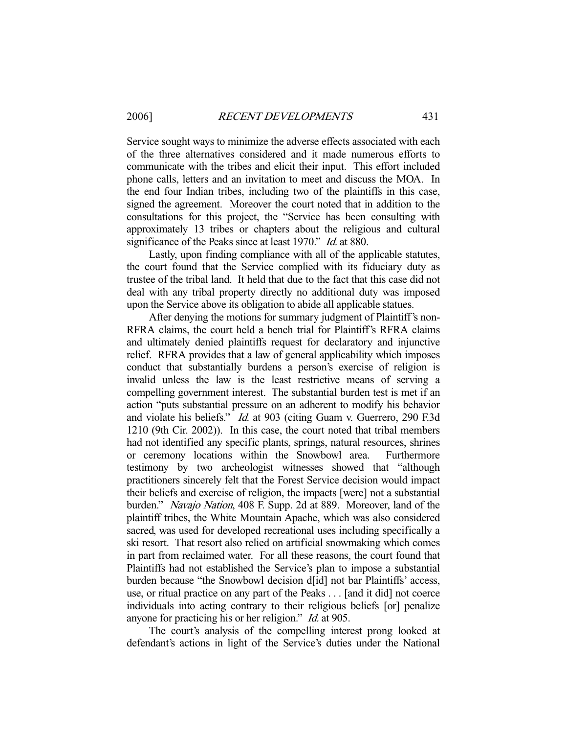Service sought ways to minimize the adverse effects associated with each of the three alternatives considered and it made numerous efforts to communicate with the tribes and elicit their input. This effort included phone calls, letters and an invitation to meet and discuss the MOA. In the end four Indian tribes, including two of the plaintiffs in this case, signed the agreement. Moreover the court noted that in addition to the consultations for this project, the "Service has been consulting with approximately 13 tribes or chapters about the religious and cultural significance of the Peaks since at least 1970." *Id.* at 880.

Lastly, upon finding compliance with all of the applicable statutes, the court found that the Service complied with its fiduciary duty as trustee of the tribal land. It held that due to the fact that this case did not deal with any tribal property directly no additional duty was imposed upon the Service above its obligation to abide all applicable statues.

After denying the motions for summary judgment of Plaintiff's non-RFRA claims, the court held a bench trial for Plaintiff's RFRA claims and ultimately denied plaintiffs request for declaratory and injunctive relief. RFRA provides that a law of general applicability which imposes conduct that substantially burdens a person's exercise of religion is invalid unless the law is the least restrictive means of serving a compelling government interest. The substantial burden test is met if an action "puts substantial pressure on an adherent to modify his behavior and violate his beliefs." *Id.* at 903 (citing Guam v. Guerrero, 290 F.3d 1210 (9th Cir. 2002)). In this case, the court noted that tribal members had not identified any specific plants, springs, natural resources, shrines or ceremony locations within the Snowbowl area. Furthermore testimony by two archeologist witnesses showed that "although practitioners sincerely felt that the Forest Service decision would impact their beliefs and exercise of religion, the impacts [were] not a substantial burden." *Navajo Nation*, 408 F. Supp. 2d at 889. Moreover, land of the plaintiff tribes, the White Mountain Apache, which was also considered sacred, was used for developed recreational uses including specifically a ski resort. That resort also relied on artificial snowmaking which comes in part from reclaimed water. For all these reasons, the court found that Plaintiffs had not established the Service's plan to impose a substantial burden because "the Snowbowl decision d[id] not bar Plaintiffs' access, use, or ritual practice on any part of the Peaks . . . [and it did] not coerce individuals into acting contrary to their religious beliefs [or] penalize anyone for practicing his or her religion." *Id.* at 905.

The court's analysis of the compelling interest prong looked at defendant's actions in light of the Service's duties under the National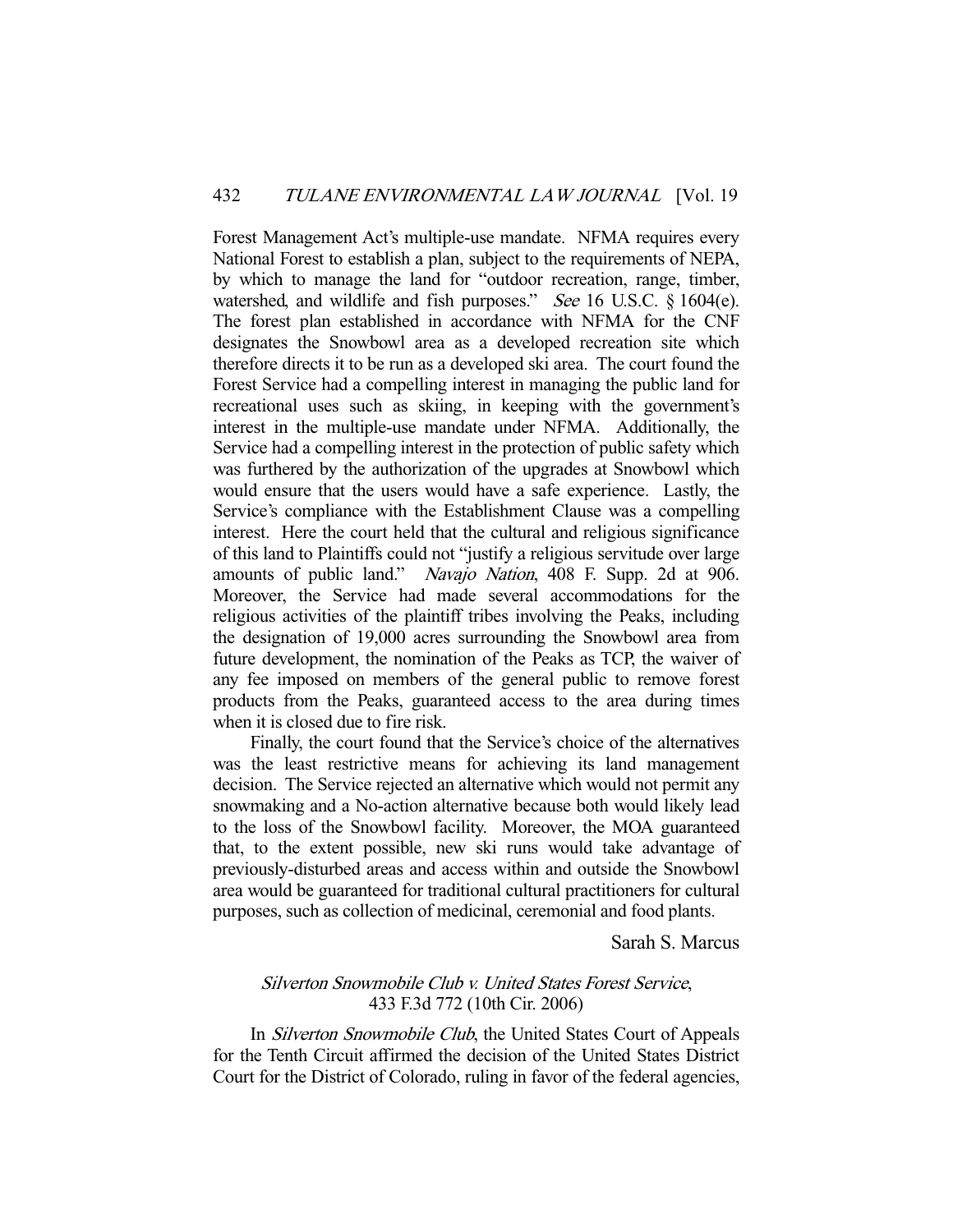Forest Management Act's multiple-use mandate. NFMA requires every National Forest to establish a plan, subject to the requirements of NEPA, by which to manage the land for "outdoor recreation, range, timber, watershed, and wildlife and fish purposes." *See* 16 U.S.C. § 1604(e). The forest plan established in accordance with NFMA for the CNF designates the Snowbowl area as a developed recreation site which therefore directs it to be run as a developed ski area. The court found the Forest Service had a compelling interest in managing the public land for recreational uses such as skiing, in keeping with the government's interest in the multiple-use mandate under NFMA. Additionally, the Service had a compelling interest in the protection of public safety which was furthered by the authorization of the upgrades at Snowbowl which would ensure that the users would have a safe experience. Lastly, the Service's compliance with the Establishment Clause was a compelling interest. Here the court held that the cultural and religious significance of this land to Plaintiffs could not "justify a religious servitude over large amounts of public land." *Navajo Nation*, 408 F. Supp. 2d at 906. Moreover, the Service had made several accommodations for the religious activities of the plaintiff tribes involving the Peaks, including the designation of 19,000 acres surrounding the Snowbowl area from future development, the nomination of the Peaks as TCP, the waiver of any fee imposed on members of the general public to remove forest products from the Peaks, guaranteed access to the area during times when it is closed due to fire risk.

Finally, the court found that the Service's choice of the alternatives was the least restrictive means for achieving its land management decision. The Service rejected an alternative which would not permit any snowmaking and a No-action alternative because both would likely lead to the loss of the Snowbowl facility. Moreover, the MOA guaranteed that, to the extent possible, new ski runs would take advantage of previously-disturbed areas and access within and outside the Snowbowl area would be guaranteed for traditional cultural practitioners for cultural purposes, such as collection of medicinal, ceremonial and food plants.

Sarah S. Marcus

### *Silverton Snowmobile Club v. United States Forest Service*, 433 F.3d 772 (10th Cir. 2006)

In *Silverton Snowmobile Club*, the United States Court of Appeals for the Tenth Circuit affirmed the decision of the United States District Court for the District of Colorado, ruling in favor of the federal agencies,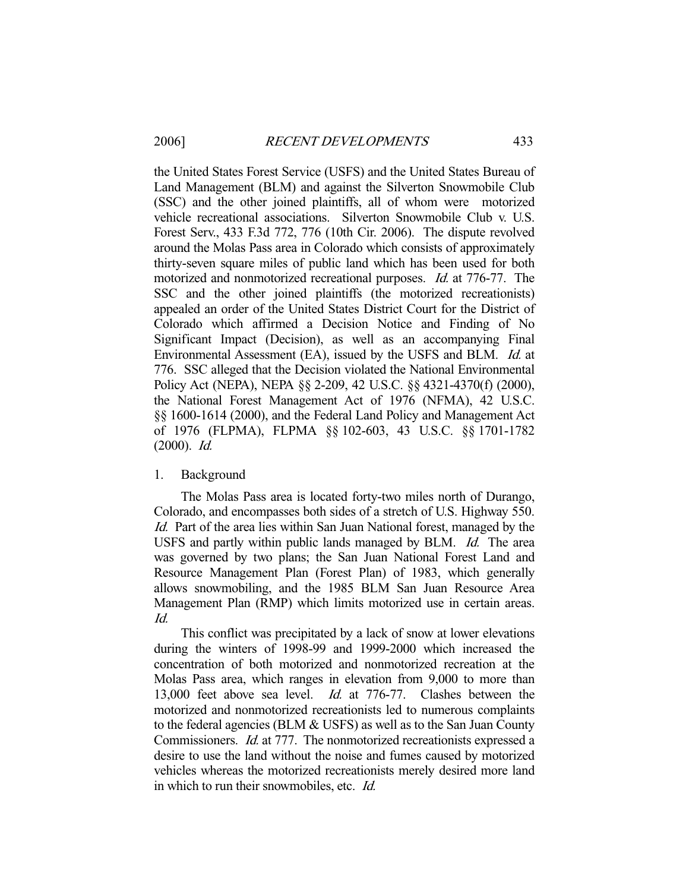the United States Forest Service (USFS) and the United States Bureau of Land Management (BLM) and against the Silverton Snowmobile Club (SSC) and the other joined plaintiffs, all of whom were motorized vehicle recreational associations. Silverton Snowmobile Club v. U.S. Forest Serv., 433 F.3d 772, 776 (10th Cir. 2006). The dispute revolved around the Molas Pass area in Colorado which consists of approximately thirty-seven square miles of public land which has been used for both motorized and nonmotorized recreational purposes. *Id.* at 776-77. The SSC and the other joined plaintiffs (the motorized recreationists) appealed an order of the United States District Court for the District of Colorado which affirmed a Decision Notice and Finding of No Significant Impact (Decision), as well as an accompanying Final Environmental Assessment (EA), issued by the USFS and BLM. *Id.* at 776. SSC alleged that the Decision violated the National Environmental Policy Act (NEPA), NEPA §§ 2-209, 42 U.S.C. §§ 4321-4370(f) (2000), the National Forest Management Act of 1976 (NFMA), 42 U.S.C. §§ 1600-1614 (2000), and the Federal Land Policy and Management Act of 1976 (FLPMA), FLPMA §§ 102-603, 43 U.S.C. §§ 1701-1782 (2000). *Id.*

1. Background

The Molas Pass area is located forty-two miles north of Durango, Colorado, and encompasses both sides of a stretch of U.S. Highway 550. *Id.* Part of the area lies within San Juan National forest, managed by the USFS and partly within public lands managed by BLM. *Id.* The area was governed by two plans; the San Juan National Forest Land and Resource Management Plan (Forest Plan) of 1983, which generally allows snowmobiling, and the 1985 BLM San Juan Resource Area Management Plan (RMP) which limits motorized use in certain areas. *Id.*

This conflict was precipitated by a lack of snow at lower elevations during the winters of 1998-99 and 1999-2000 which increased the concentration of both motorized and nonmotorized recreation at the Molas Pass area, which ranges in elevation from 9,000 to more than 13,000 feet above sea level. *Id.* at 776-77. Clashes between the motorized and nonmotorized recreationists led to numerous complaints to the federal agencies (BLM & USFS) as well as to the San Juan County Commissioners. *Id.* at 777. The nonmotorized recreationists expressed a desire to use the land without the noise and fumes caused by motorized vehicles whereas the motorized recreationists merely desired more land in which to run their snowmobiles, etc. *Id.*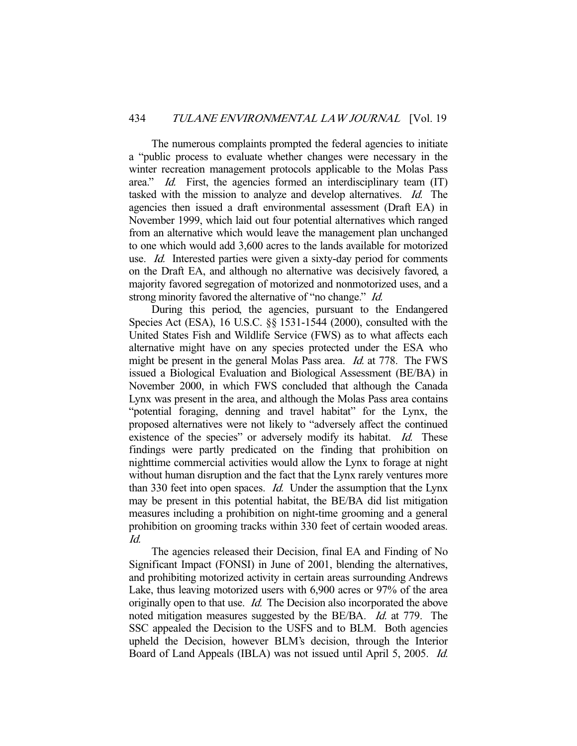The numerous complaints prompted the federal agencies to initiate a "public process to evaluate whether changes were necessary in the winter recreation management protocols applicable to the Molas Pass area." *Id.* First, the agencies formed an interdisciplinary team (IT) tasked with the mission to analyze and develop alternatives. *Id.* The agencies then issued a draft environmental assessment (Draft EA) in November 1999, which laid out four potential alternatives which ranged from an alternative which would leave the management plan unchanged to one which would add 3,600 acres to the lands available for motorized use. *Id.* Interested parties were given a sixty-day period for comments on the Draft EA, and although no alternative was decisively favored, a majority favored segregation of motorized and nonmotorized uses, and a strong minority favored the alternative of "no change." *Id.*

During this period, the agencies, pursuant to the Endangered Species Act (ESA), 16 U.S.C. §§ 1531-1544 (2000), consulted with the United States Fish and Wildlife Service (FWS) as to what affects each alternative might have on any species protected under the ESA who might be present in the general Molas Pass area. *Id.* at 778. The FWS issued a Biological Evaluation and Biological Assessment (BE/BA) in November 2000, in which FWS concluded that although the Canada Lynx was present in the area, and although the Molas Pass area contains "potential foraging, denning and travel habitat" for the Lynx, the proposed alternatives were not likely to "adversely affect the continued existence of the species" or adversely modify its habitat. *Id.* These findings were partly predicated on the finding that prohibition on nighttime commercial activities would allow the Lynx to forage at night without human disruption and the fact that the Lynx rarely ventures more than 330 feet into open spaces. *Id.* Under the assumption that the Lynx may be present in this potential habitat, the BE/BA did list mitigation measures including a prohibition on night-time grooming and a general prohibition on grooming tracks within 330 feet of certain wooded areas. *Id.*

The agencies released their Decision, final EA and Finding of No Significant Impact (FONSI) in June of 2001, blending the alternatives, and prohibiting motorized activity in certain areas surrounding Andrews Lake, thus leaving motorized users with 6,900 acres or 97% of the area originally open to that use. *Id.* The Decision also incorporated the above noted mitigation measures suggested by the BE/BA. *Id.* at 779. The SSC appealed the Decision to the USFS and to BLM. Both agencies upheld the Decision, however BLM's decision, through the Interior Board of Land Appeals (IBLA) was not issued until April 5, 2005. *Id.*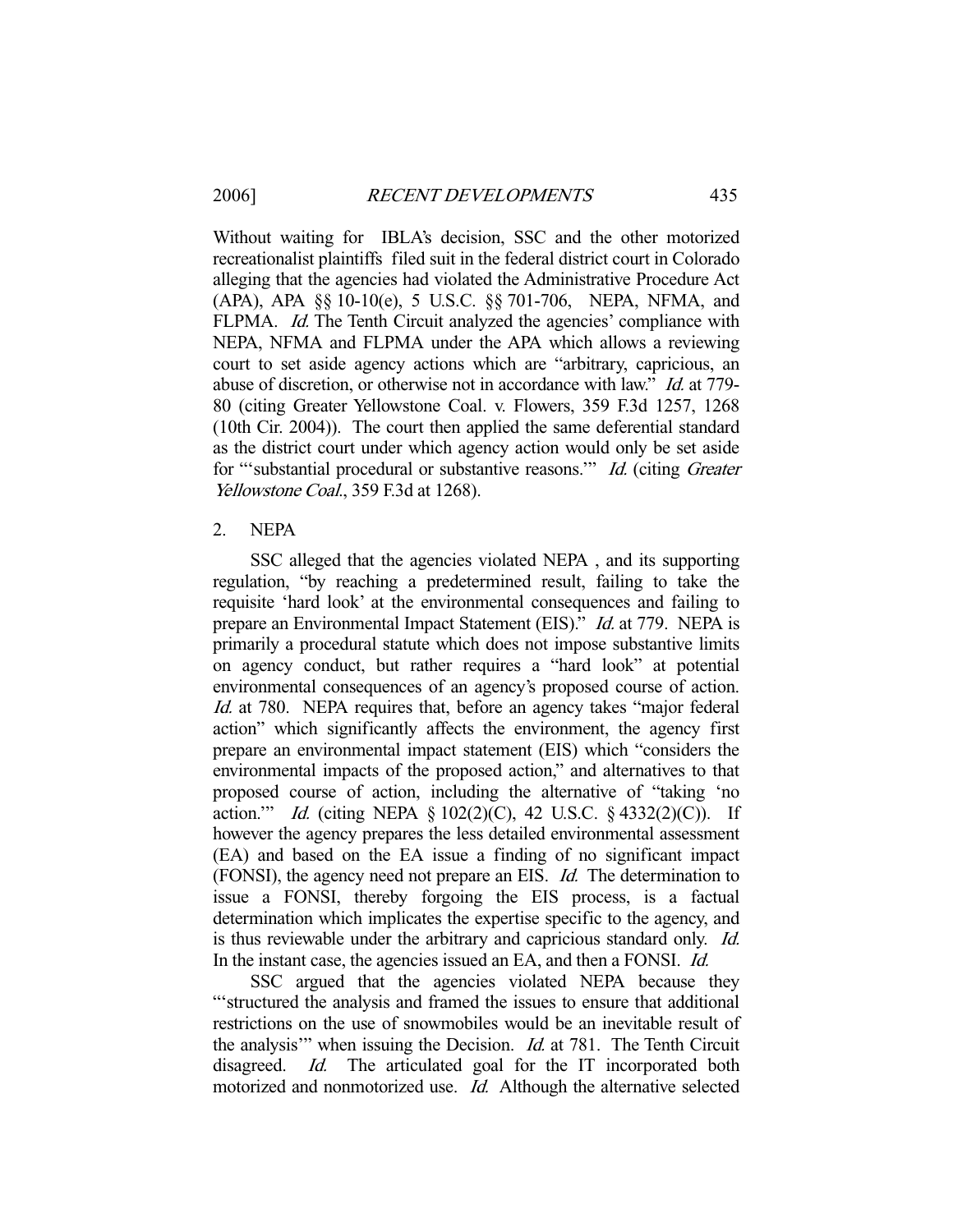Without waiting for IBLA's decision, SSC and the other motorized recreationalist plaintiffs filed suit in the federal district court in Colorado alleging that the agencies had violated the Administrative Procedure Act (APA), APA §§ 10-10(e), 5 U.S.C. §§ 701-706, NEPA, NFMA, and FLPMA. *Id.* The Tenth Circuit analyzed the agencies' compliance with NEPA, NFMA and FLPMA under the APA which allows a reviewing court to set aside agency actions which are "arbitrary, capricious, an abuse of discretion, or otherwise not in accordance with law." *Id.* at 779-80 (citing Greater Yellowstone Coal. v. Flowers, 359 F.3d 1257, 1268 (10th Cir. 2004)). The court then applied the same deferential standard as the district court under which agency action would only be set aside for "'substantial procedural or substantive reasons.'" *Id.* (citing *Greater Yellowstone Coal.*, 359 F.3d at 1268).

2. NEPA

SSC alleged that the agencies violated NEPA , and its supporting regulation, "by reaching a predetermined result, failing to take the requisite 'hard look' at the environmental consequences and failing to prepare an Environmental Impact Statement (EIS)." *Id.* at 779. NEPA is primarily a procedural statute which does not impose substantive limits on agency conduct, but rather requires a "hard look" at potential environmental consequences of an agency's proposed course of action. *Id.* at 780. NEPA requires that, before an agency takes "major federal action" which significantly affects the environment, the agency first prepare an environmental impact statement (EIS) which "considers the environmental impacts of the proposed action," and alternatives to that proposed course of action, including the alternative of "taking 'no action.'" *Id.* (citing NEPA § 102(2)(C), 42 U.S.C. § 4332(2)(C)). If however the agency prepares the less detailed environmental assessment (EA) and based on the EA issue a finding of no significant impact (FONSI), the agency need not prepare an EIS. *Id.* The determination to issue a FONSI, thereby forgoing the EIS process, is a factual determination which implicates the expertise specific to the agency, and is thus reviewable under the arbitrary and capricious standard only. *Id.* In the instant case, the agencies issued an EA, and then a FONSI. *Id.*

SSC argued that the agencies violated NEPA because they "'structured the analysis and framed the issues to ensure that additional restrictions on the use of snowmobiles would be an inevitable result of the analysis'" when issuing the Decision. *Id.* at 781. The Tenth Circuit disagreed. *Id.* The articulated goal for the IT incorporated both motorized and nonmotorized use. *Id.* Although the alternative selected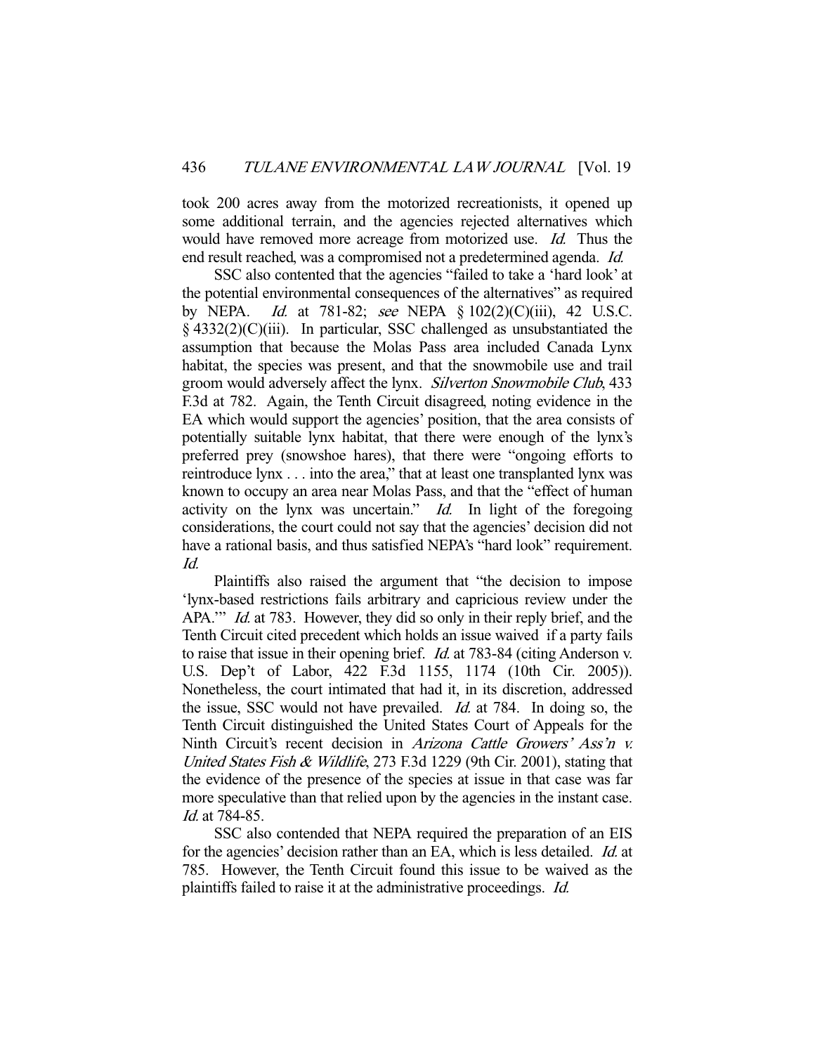took 200 acres away from the motorized recreationists, it opened up some additional terrain, and the agencies rejected alternatives which would have removed more acreage from motorized use. *Id.* Thus the end result reached, was a compromised not a predetermined agenda. *Id.*

SSC also contented that the agencies "failed to take a 'hard look' at the potential environmental consequences of the alternatives" as required by NEPA. *Id.* at 781-82; *see* NEPA § 102(2)(C)(iii), 42 U.S.C. § 4332(2)(C)(iii). In particular, SSC challenged as unsubstantiated the assumption that because the Molas Pass area included Canada Lynx habitat, the species was present, and that the snowmobile use and trail groom would adversely affect the lynx. *Silverton Snowmobile Club*, 433 F.3d at 782. Again, the Tenth Circuit disagreed, noting evidence in the EA which would support the agencies' position, that the area consists of potentially suitable lynx habitat, that there were enough of the lynx's preferred prey (snowshoe hares), that there were "ongoing efforts to reintroduce lynx . . . into the area," that at least one transplanted lynx was known to occupy an area near Molas Pass, and that the "effect of human activity on the lynx was uncertain." *Id.* In light of the foregoing considerations, the court could not say that the agencies' decision did not have a rational basis, and thus satisfied NEPA's "hard look" requirement. *Id.*

Plaintiffs also raised the argument that "the decision to impose 'lynx-based restrictions fails arbitrary and capricious review under the APA.'" *Id.* at 783. However, they did so only in their reply brief, and the Tenth Circuit cited precedent which holds an issue waived if a party fails to raise that issue in their opening brief. *Id.* at 783-84 (citing Anderson v. U.S. Dep't of Labor, 422 F.3d 1155, 1174 (10th Cir. 2005)). Nonetheless, the court intimated that had it, in its discretion, addressed the issue, SSC would not have prevailed. *Id.* at 784. In doing so, the Tenth Circuit distinguished the United States Court of Appeals for the Ninth Circuit's recent decision in *Arizona Cattle Growers' Ass'n v. United States Fish & Wildlife*, 273 F.3d 1229 (9th Cir. 2001), stating that the evidence of the presence of the species at issue in that case was far more speculative than that relied upon by the agencies in the instant case. *Id.* at 784-85.

SSC also contended that NEPA required the preparation of an EIS for the agencies' decision rather than an EA, which is less detailed. *Id.* at 785. However, the Tenth Circuit found this issue to be waived as the plaintiffs failed to raise it at the administrative proceedings. *Id.*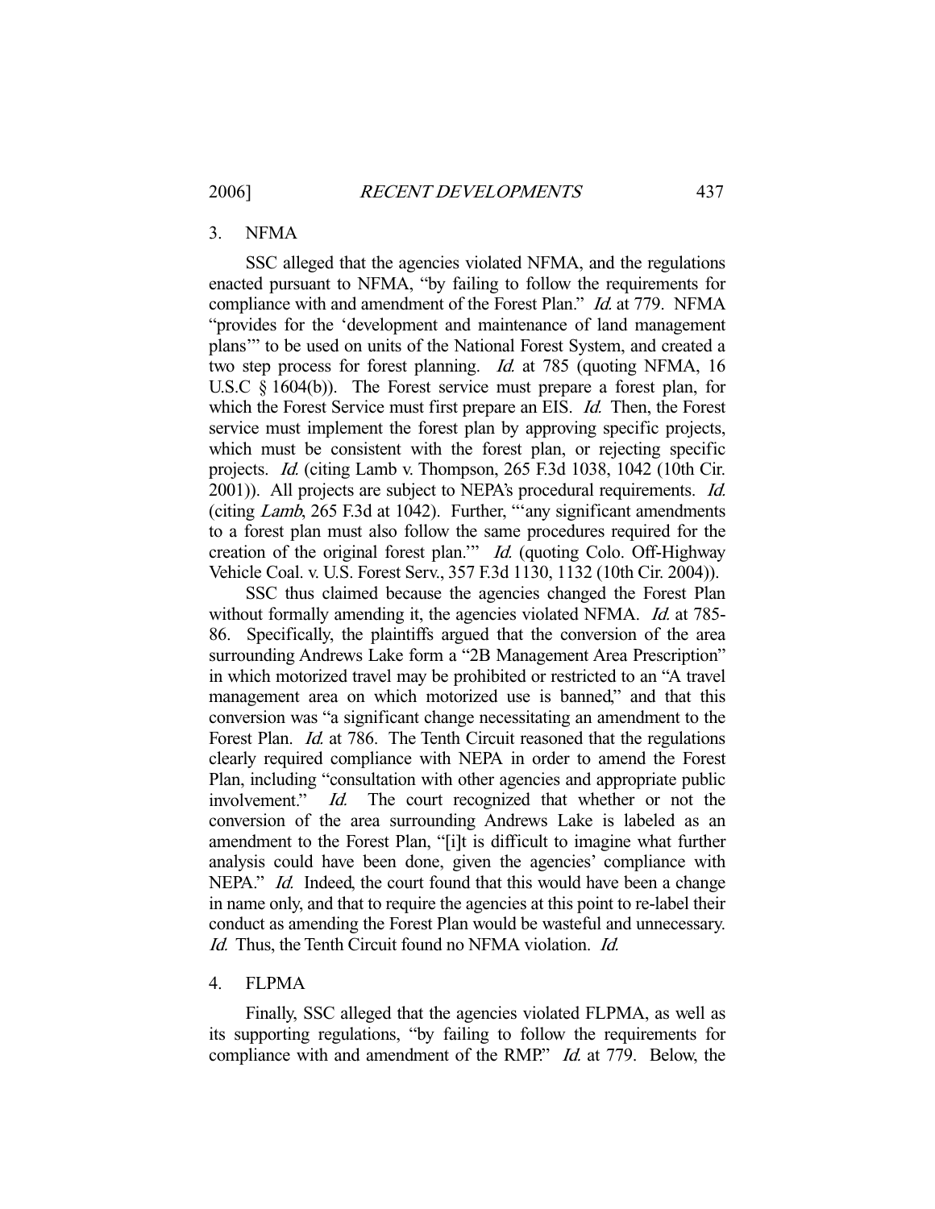### 3. NFMA

SSC alleged that the agencies violated NFMA, and the regulations enacted pursuant to NFMA, "by failing to follow the requirements for compliance with and amendment of the Forest Plan." *Id.* at 779. NFMA "provides for the 'development and maintenance of land management plans'" to be used on units of the National Forest System, and created a two step process for forest planning. *Id.* at 785 (quoting NFMA, 16 U.S.C § 1604(b)). The Forest service must prepare a forest plan, for which the Forest Service must first prepare an EIS. *Id.* Then, the Forest service must implement the forest plan by approving specific projects, which must be consistent with the forest plan, or rejecting specific projects. *Id.* (citing Lamb v. Thompson, 265 F.3d 1038, 1042 (10th Cir. 2001)). All projects are subject to NEPA's procedural requirements. *Id.* (citing *Lamb*, 265 F.3d at 1042). Further, "'any significant amendments to a forest plan must also follow the same procedures required for the creation of the original forest plan.'" *Id.* (quoting Colo. Off-Highway Vehicle Coal. v. U.S. Forest Serv., 357 F.3d 1130, 1132 (10th Cir. 2004)).

SSC thus claimed because the agencies changed the Forest Plan without formally amending it, the agencies violated NFMA. *Id.* at 785-86. Specifically, the plaintiffs argued that the conversion of the area surrounding Andrews Lake form a "2B Management Area Prescription" in which motorized travel may be prohibited or restricted to an "A travel management area on which motorized use is banned," and that this conversion was "a significant change necessitating an amendment to the Forest Plan. *Id.* at 786. The Tenth Circuit reasoned that the regulations clearly required compliance with NEPA in order to amend the Forest Plan, including "consultation with other agencies and appropriate public involvement." *Id.* The court recognized that whether or not the conversion of the area surrounding Andrews Lake is labeled as an amendment to the Forest Plan, "[i]t is difficult to imagine what further analysis could have been done, given the agencies' compliance with NEPA." *Id.* Indeed, the court found that this would have been a change in name only, and that to require the agencies at this point to re-label their conduct as amending the Forest Plan would be wasteful and unnecessary. *Id.* Thus, the Tenth Circuit found no NFMA violation. *Id.*

### 4. FLPMA

Finally, SSC alleged that the agencies violated FLPMA, as well as its supporting regulations, "by failing to follow the requirements for compliance with and amendment of the RMP." *Id.* at 779. Below, the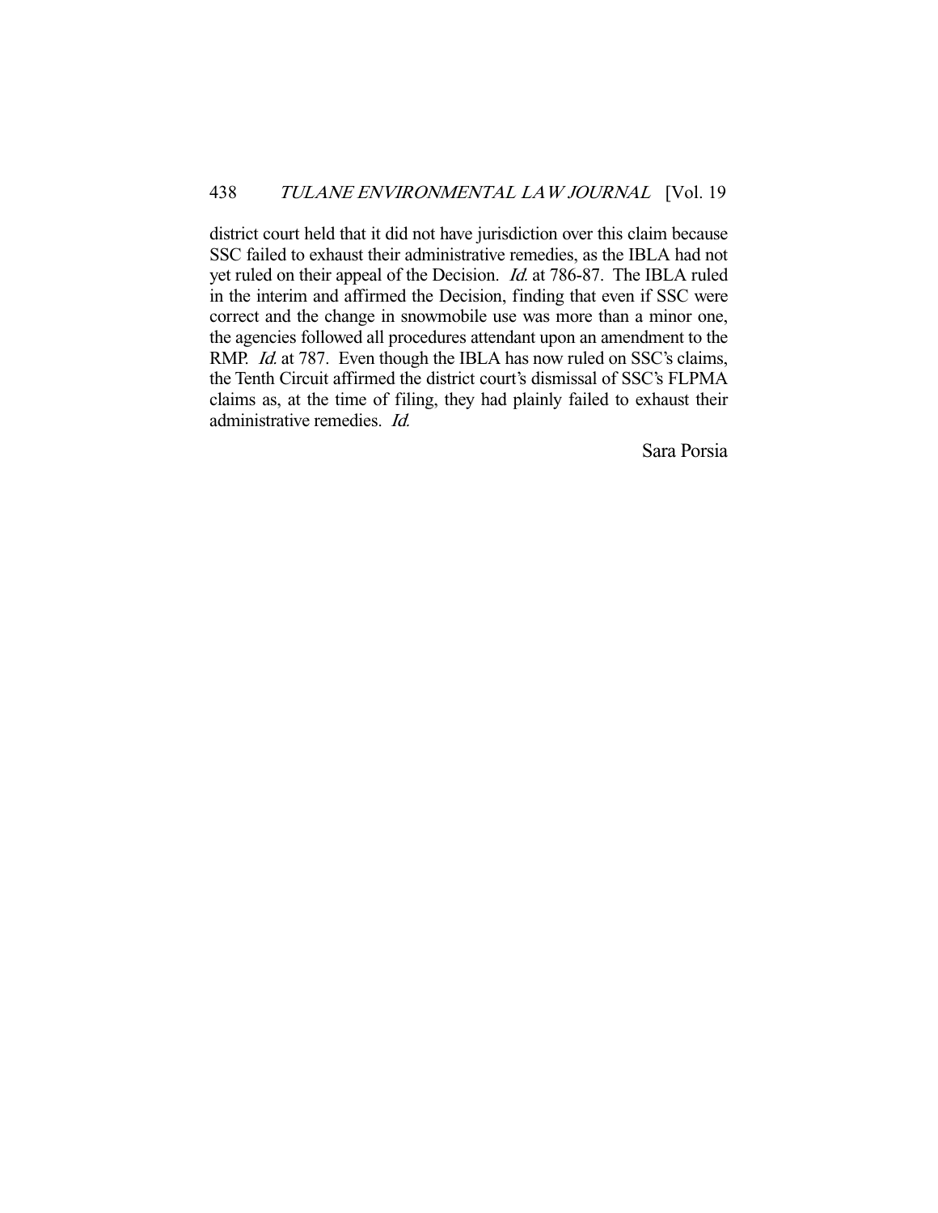district court held that it did not have jurisdiction over this claim because SSC failed to exhaust their administrative remedies, as the IBLA had not yet ruled on their appeal of the Decision. *Id.* at 786-87. The IBLA ruled in the interim and affirmed the Decision, finding that even if SSC were correct and the change in snowmobile use was more than a minor one, the agencies followed all procedures attendant upon an amendment to the RMP. *Id.* at 787. Even though the IBLA has now ruled on SSC's claims, the Tenth Circuit affirmed the district court's dismissal of SSC's FLPMA claims as, at the time of filing, they had plainly failed to exhaust their administrative remedies. *Id.*

Sara Porsia